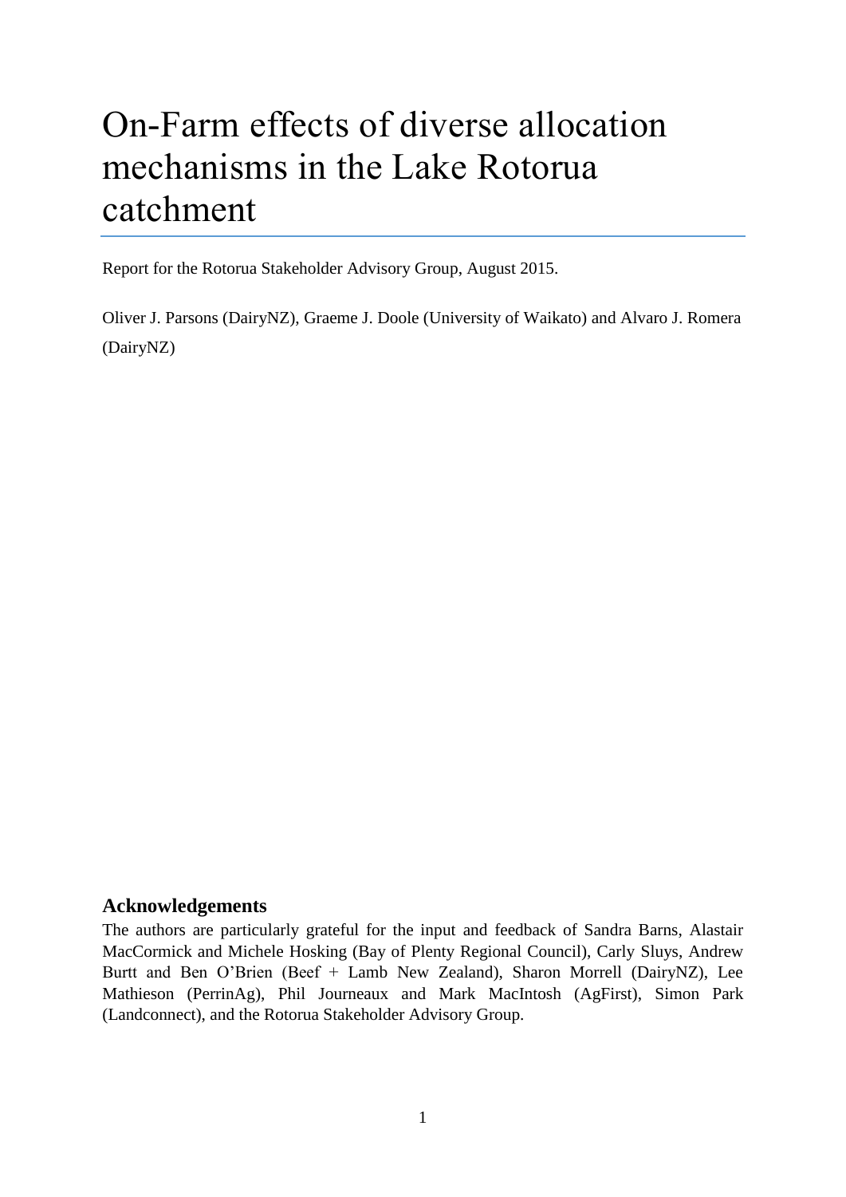# On-Farm effects of diverse allocation mechanisms in the Lake Rotorua catchment

Report for the Rotorua Stakeholder Advisory Group, August 2015.

Oliver J. Parsons (DairyNZ), Graeme J. Doole (University of Waikato) and Alvaro J. Romera (DairyNZ)

## Acknowledgements

The authors are particularly grateful for the input and feedback of Sandra Barns, Alastair MacCormick and Michele Hosking (Bay of Plenty Regional Council), Carly Sluys, Andrew Burtt and Ben O'Brien (Beef + Lamb New Zealand), Sharon Morrell (DairyNZ), Lee Mathieson (PerrinAg), Phil Journeaux and Mark MacIntosh (AgFirst), Simon Park (Landconnect), and the Rotorua Stakeholder Advisory Group.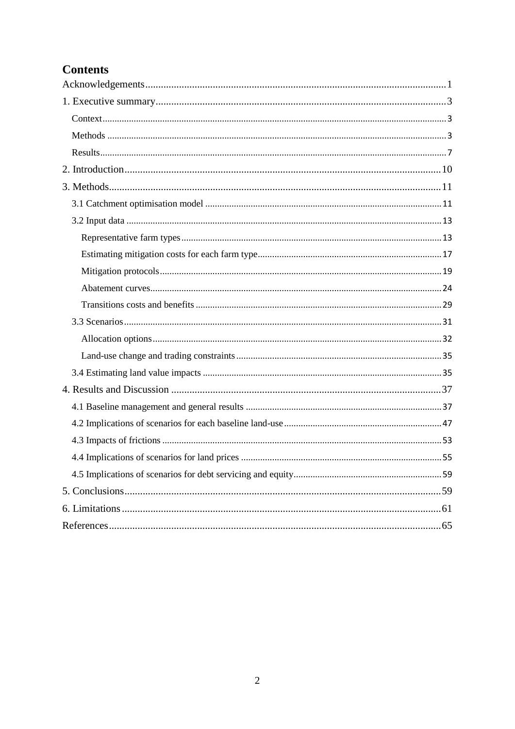# Contents

Acknowledgements .......................................................... 1

1. Executive summary .......................................................... 3

   Context .......................................................... 3

   Methods .......................................................... 3

   Results .......................................................... 7

2. Introduction .......................................................... 10

3. Methods .......................................................... 11

   3.1 Catchment optimisation model .......................................................... 11

   3.2 Input data .......................................................... 13

      Representative farm types .......................................................... 13

      Estimating mitigation costs for each farm type .......................................................... 17

      Mitigation protocols .......................................................... 19

      Abatement curves .......................................................... 24

      Transitions costs and benefits .......................................................... 29

   3.3 Scenarios .......................................................... 31

      Allocation options .......................................................... 32

      Land-use change and trading constraints .......................................................... 35

   3.4 Estimating land value impacts .......................................................... 35

4. Results and Discussion .......................................................... 37

   4.1 Baseline management and general results .......................................................... 37

   4.2 Implications of scenarios for each baseline land-use .......................................................... 47

   4.3 Impacts of frictions .......................................................... 53

   4.4 Implications of scenarios for land prices .......................................................... 55

   4.5 Implications of scenarios for debt servicing and equity .......................................................... 59

5. Conclusions .......................................................... 59

6. Limitations .......................................................... 61

References .......................................................... 65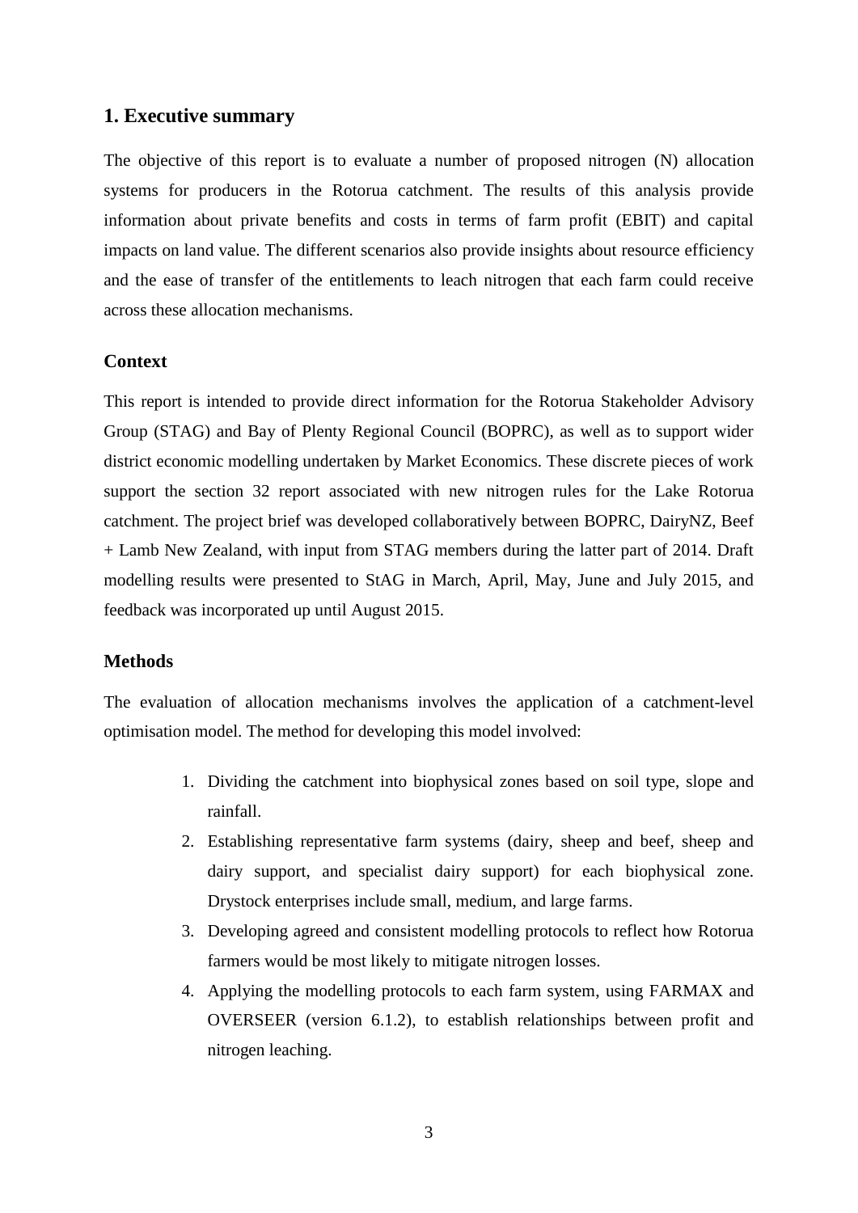# 1. Executive summary

The objective of this report is to evaluate a number of proposed nitrogen (N) allocation systems for producers in the Rotorua catchment. The results of this analysis provide information about private benefits and costs in terms of farm profit (EBIT) and capital impacts on land value. The different scenarios also provide insights about resource efficiency and the ease of transfer of the entitlements to leach nitrogen that each farm could receive across these allocation mechanisms.

## Context

This report is intended to provide direct information for the Rotorua Stakeholder Advisory Group (STAG) and Bay of Plenty Regional Council (BOPRC), as well as to support wider district economic modelling undertaken by Market Economics. These discrete pieces of work support the section 32 report associated with new nitrogen rules for the Lake Rotorua catchment. The project brief was developed collaboratively between BOPRC, DairyNZ, Beef + Lamb New Zealand, with input from STAG members during the latter part of 2014. Draft modelling results were presented to StAG in March, April, May, June and July 2015, and feedback was incorporated up until August 2015.

## Methods

The evaluation of allocation mechanisms involves the application of a catchment-level optimisation model. The method for developing this model involved:

1. Dividing the catchment into biophysical zones based on soil type, slope and rainfall.
2. Establishing representative farm systems (dairy, sheep and beef, sheep and dairy support, and specialist dairy support) for each biophysical zone. Drystock enterprises include small, medium, and large farms.
3. Developing agreed and consistent modelling protocols to reflect how Rotorua farmers would be most likely to mitigate nitrogen losses.
4. Applying the modelling protocols to each farm system, using FARMAX and OVERSEER (version 6.1.2), to establish relationships between profit and nitrogen leaching.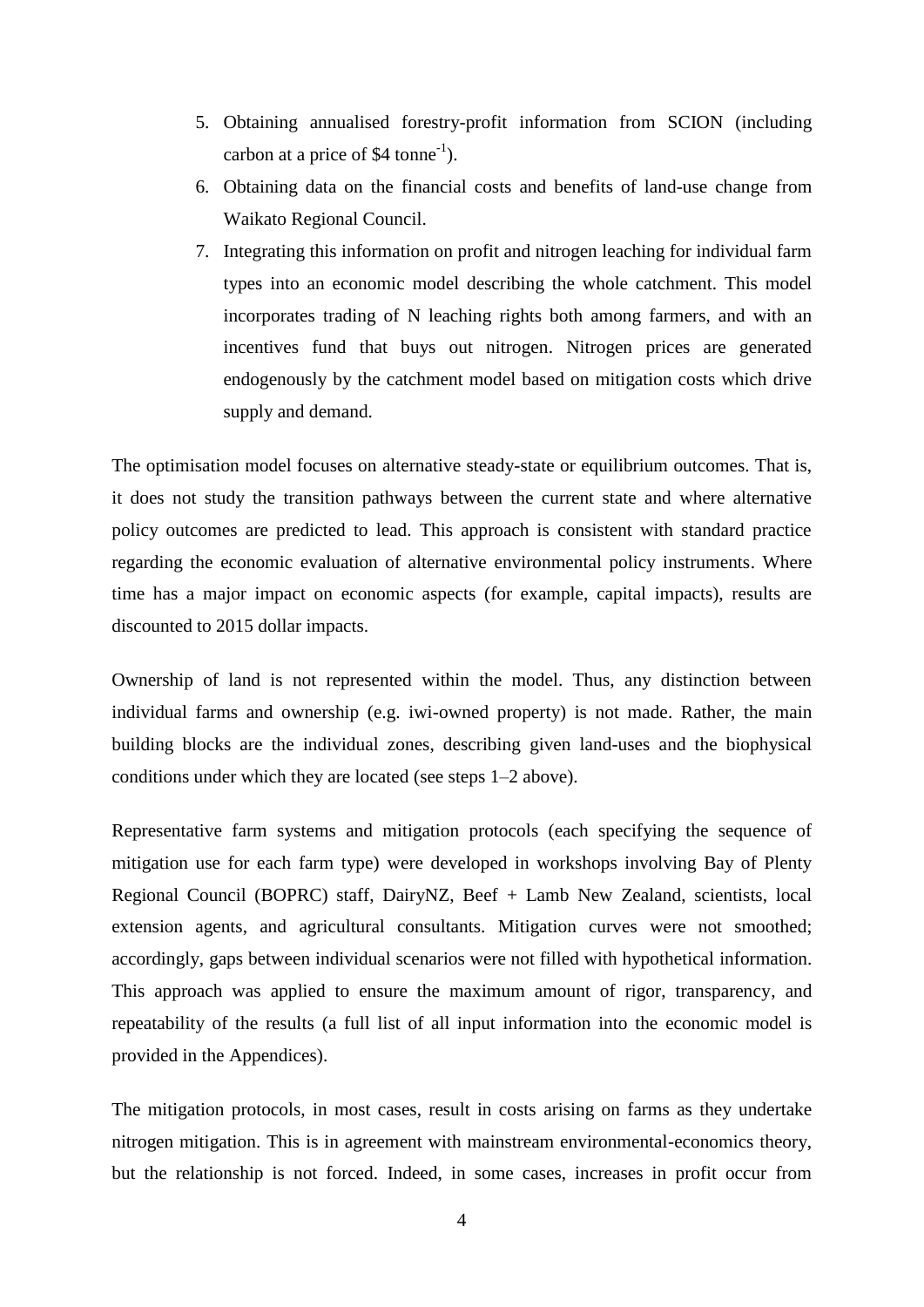5. Obtaining annualised forestry-profit information from SCION (including carbon at a price of \$4 $tonne^{-1}$).
6. Obtaining data on the financial costs and benefits of land-use change from Waikato Regional Council.
7. Integrating this information on profit and nitrogen leaching for individual farm types into an economic model describing the whole catchment. This model incorporates trading of N leaching rights both among farmers, and with an incentives fund that buys out nitrogen. Nitrogen prices are generated endogenously by the catchment model based on mitigation costs which drive supply and demand.

The optimisation model focuses on alternative steady-state or equilibrium outcomes. That is, it does not study the transition pathways between the current state and where alternative policy outcomes are predicted to lead. This approach is consistent with standard practice regarding the economic evaluation of alternative environmental policy instruments. Where time has a major impact on economic aspects (for example, capital impacts), results are discounted to 2015 dollar impacts.

Ownership of land is not represented within the model. Thus, any distinction between individual farms and ownership (e.g. iwi-owned property) is not made. Rather, the main building blocks are the individual zones, describing given land-uses and the biophysical conditions under which they are located (see steps 1–2 above).

Representative farm systems and mitigation protocols (each specifying the sequence of mitigation use for each farm type) were developed in workshops involving Bay of Plenty Regional Council (BOPRC) staff, DairyNZ, Beef + Lamb New Zealand, scientists, local extension agents, and agricultural consultants. Mitigation curves were not smoothed; accordingly, gaps between individual scenarios were not filled with hypothetical information. This approach was applied to ensure the maximum amount of rigor, transparency, and repeatability of the results (a full list of all input information into the economic model is provided in the Appendices).

The mitigation protocols, in most cases, result in costs arising on farms as they undertake nitrogen mitigation. This is in agreement with mainstream environmental-economics theory, but the relationship is not forced. Indeed, in some cases, increases in profit occur from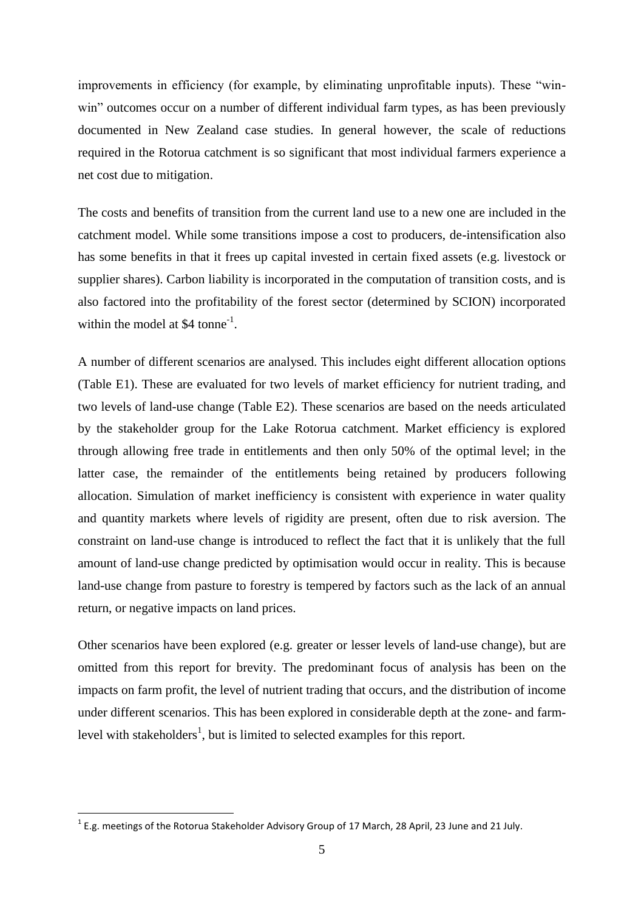improvements in efficiency (for example, by eliminating unprofitable inputs). These "win-win" outcomes occur on a number of different individual farm types, as has been previously documented in New Zealand case studies. In general however, the scale of reductions required in the Rotorua catchment is so significant that most individual farmers experience a net cost due to mitigation.

The costs and benefits of transition from the current land use to a new one are included in the catchment model. While some transitions impose a cost to producers, de-intensification also has some benefits in that it frees up capital invested in certain fixed assets (e.g. livestock or supplier shares). Carbon liability is incorporated in the computation of transition costs, and is also factored into the profitability of the forest sector (determined by SCION) incorporated within the model at \$4 $tonne^{-1}$.

A number of different scenarios are analysed. This includes eight different allocation options (Table E1). These are evaluated for two levels of market efficiency for nutrient trading, and two levels of land-use change (Table E2). These scenarios are based on the needs articulated by the stakeholder group for the Lake Rotorua catchment. Market efficiency is explored through allowing free trade in entitlements and then only 50% of the optimal level; in the latter case, the remainder of the entitlements being retained by producers following allocation. Simulation of market inefficiency is consistent with experience in water quality and quantity markets where levels of rigidity are present, often due to risk aversion. The constraint on land-use change is introduced to reflect the fact that it is unlikely that the full amount of land-use change predicted by optimisation would occur in reality. This is because land-use change from pasture to forestry is tempered by factors such as the lack of an annual return, or negative impacts on land prices.

Other scenarios have been explored (e.g. greater or lesser levels of land-use change), but are omitted from this report for brevity. The predominant focus of analysis has been on the impacts on farm profit, the level of nutrient trading that occurs, and the distribution of income under different scenarios. This has been explored in considerable depth at the zone- and farm-level with stakeholders[1], but is limited to selected examples for this report.

[1] E.g. meetings of the Rotorua Stakeholder Advisory Group of 17 March, 28 April, 23 June and 21 July.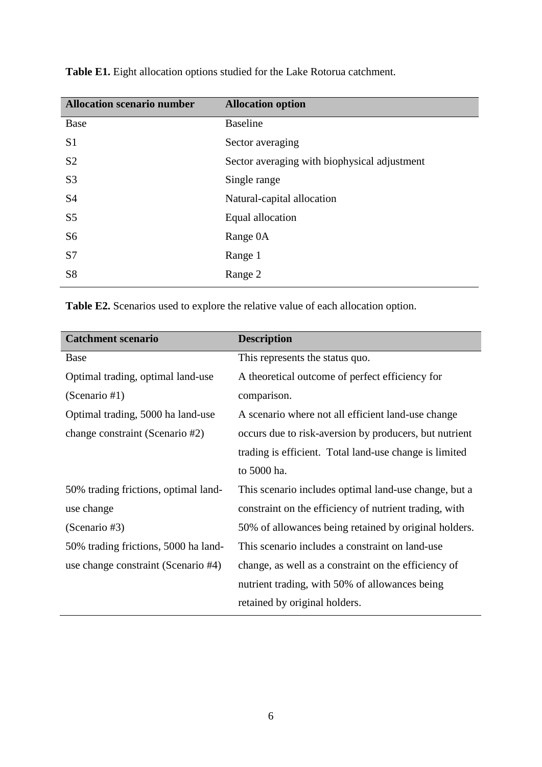**Table E1.** Eight allocation options studied for the Lake Rotorua catchment.

| Allocation scenario number | Allocation option |
|---|---|
| Base | Baseline |
| S1 | Sector averaging |
| S2 | Sector averaging with biophysical adjustment |
| S3 | Single range |
| S4 | Natural-capital allocation |
| S5 | Equal allocation |
| S6 | Range 0A |
| S7 | Range 1 |
| S8 | Range 2 |

**Table E2.** Scenarios used to explore the relative value of each allocation option.

| Catchment scenario | Description |
|---|---|
| Base | This represents the status quo. |
| Optimal trading, optimal land-use (Scenario #1) | A theoretical outcome of perfect efficiency for comparison. |
| Optimal trading, 5000 ha land-use change constraint (Scenario #2) | A scenario where not all efficient land-use change occurs due to risk-aversion by producers, but nutrient trading is efficient. Total land-use change is limited to 5000 ha. |
| 50% trading frictions, optimal land-use change (Scenario #3) | This scenario includes optimal land-use change, but a constraint on the efficiency of nutrient trading, with 50% of allowances being retained by original holders. |
| 50% trading frictions, 5000 ha land-use change constraint (Scenario #4) | This scenario includes a constraint on land-use change, as well as a constraint on the efficiency of nutrient trading, with 50% of allowances being retained by original holders. |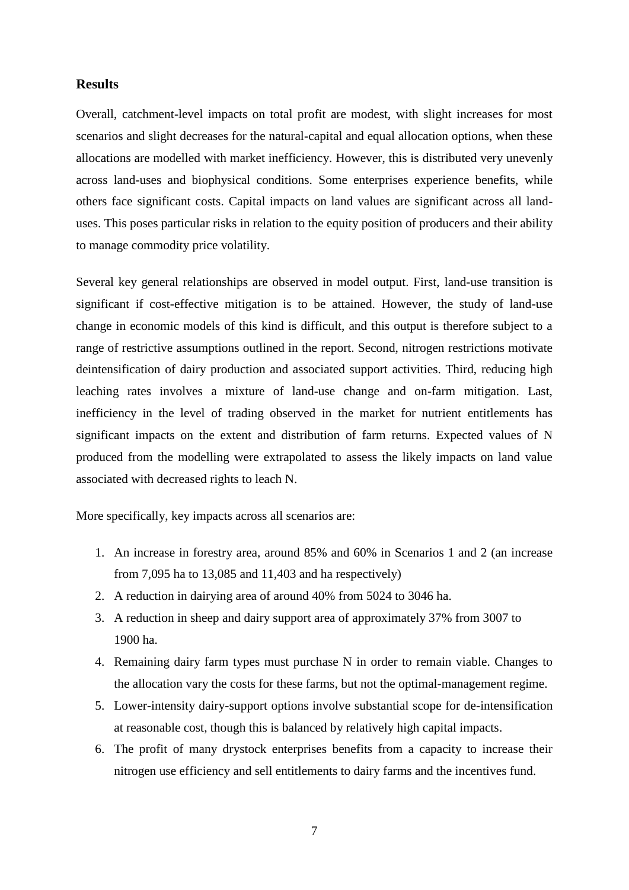## Results

Overall, catchment-level impacts on total profit are modest, with slight increases for most scenarios and slight decreases for the natural-capital and equal allocation options, when these allocations are modelled with market inefficiency. However, this is distributed very unevenly across land-uses and biophysical conditions. Some enterprises experience benefits, while others face significant costs. Capital impacts on land values are significant across all land-uses. This poses particular risks in relation to the equity position of producers and their ability to manage commodity price volatility.

Several key general relationships are observed in model output. First, land-use transition is significant if cost-effective mitigation is to be attained. However, the study of land-use change in economic models of this kind is difficult, and this output is therefore subject to a range of restrictive assumptions outlined in the report. Second, nitrogen restrictions motivate deintensification of dairy production and associated support activities. Third, reducing high leaching rates involves a mixture of land-use change and on-farm mitigation. Last, inefficiency in the level of trading observed in the market for nutrient entitlements has significant impacts on the extent and distribution of farm returns. Expected values of N produced from the modelling were extrapolated to assess the likely impacts on land value associated with decreased rights to leach N.

More specifically, key impacts across all scenarios are:

1. An increase in forestry area, around 85% and 60% in Scenarios 1 and 2 (an increase from 7,095 ha to 13,085 and 11,403 and ha respectively)
2. A reduction in dairying area of around 40% from 5024 to 3046 ha.
3. A reduction in sheep and dairy support area of approximately 37% from 3007 to 1900 ha.
4. Remaining dairy farm types must purchase N in order to remain viable. Changes to the allocation vary the costs for these farms, but not the optimal-management regime.
5. Lower-intensity dairy-support options involve substantial scope for de-intensification at reasonable cost, though this is balanced by relatively high capital impacts.
6. The profit of many drystock enterprises benefits from a capacity to increase their nitrogen use efficiency and sell entitlements to dairy farms and the incentives fund.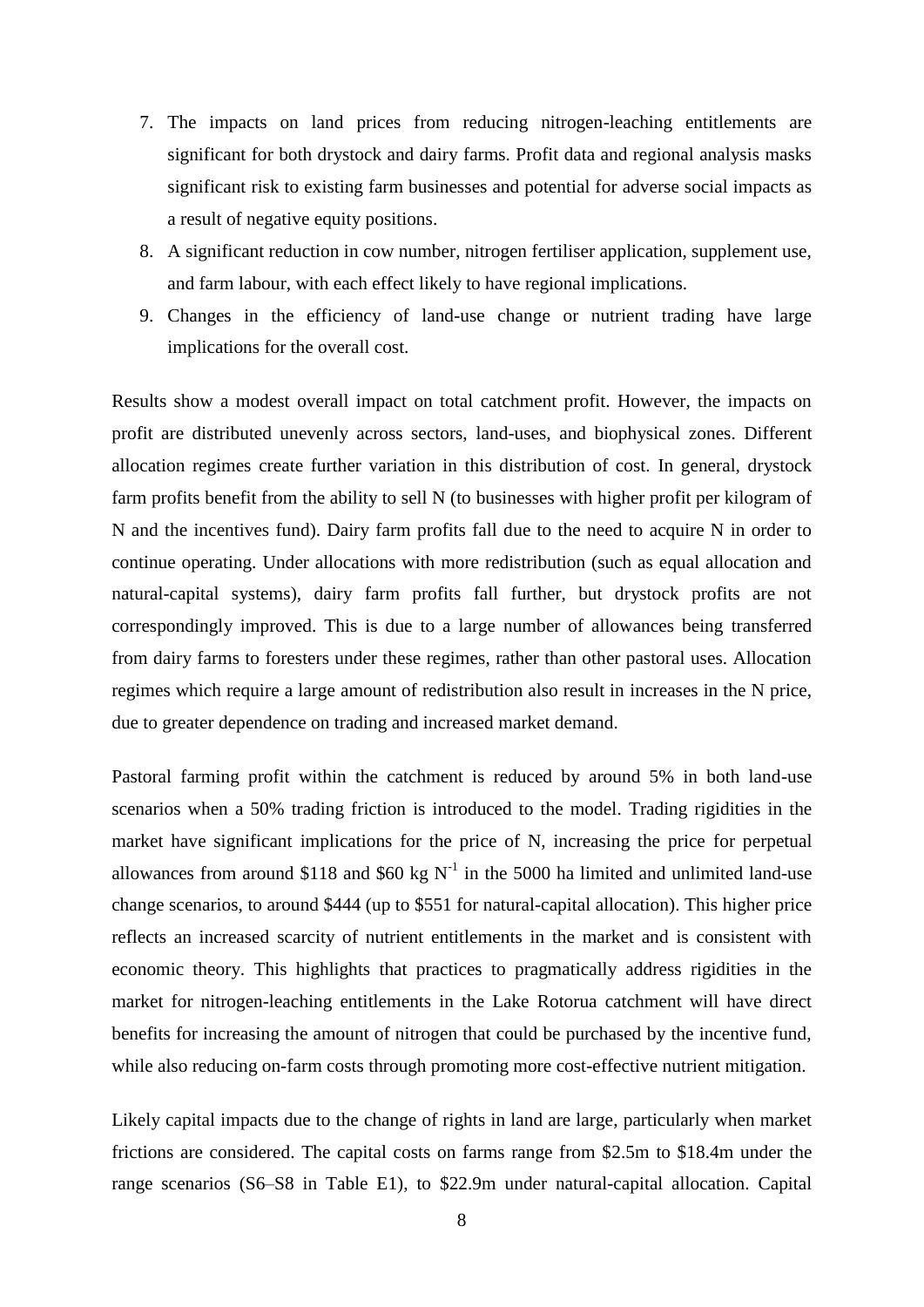7. The impacts on land prices from reducing nitrogen-leaching entitlements are significant for both drystock and dairy farms. Profit data and regional analysis masks significant risk to existing farm businesses and potential for adverse social impacts as a result of negative equity positions.
8. A significant reduction in cow number, nitrogen fertiliser application, supplement use, and farm labour, with each effect likely to have regional implications.
9. Changes in the efficiency of land-use change or nutrient trading have large implications for the overall cost.

Results show a modest overall impact on total catchment profit. However, the impacts on profit are distributed unevenly across sectors, land-uses, and biophysical zones. Different allocation regimes create further variation in this distribution of cost. In general, drystock farm profits benefit from the ability to sell N (to businesses with higher profit per kilogram of N and the incentives fund). Dairy farm profits fall due to the need to acquire N in order to continue operating. Under allocations with more redistribution (such as equal allocation and natural-capital systems), dairy farm profits fall further, but drystock profits are not correspondingly improved. This is due to a large number of allowances being transferred from dairy farms to foresters under these regimes, rather than other pastoral uses. Allocation regimes which require a large amount of redistribution also result in increases in the N price, due to greater dependence on trading and increased market demand.

Pastoral farming profit within the catchment is reduced by around 5% in both land-use scenarios when a 50% trading friction is introduced to the model. Trading rigidities in the market have significant implications for the price of N, increasing the price for perpetual allowances from around \$118 and \$60 kg $N^{-1}$ in the 5000 ha limited and unlimited land-use change scenarios, to around \$444 (up to \$551 for natural-capital allocation). This higher price reflects an increased scarcity of nutrient entitlements in the market and is consistent with economic theory. This highlights that practices to pragmatically address rigidities in the market for nitrogen-leaching entitlements in the Lake Rotorua catchment will have direct benefits for increasing the amount of nitrogen that could be purchased by the incentive fund, while also reducing on-farm costs through promoting more cost-effective nutrient mitigation.

Likely capital impacts due to the change of rights in land are large, particularly when market frictions are considered. The capital costs on farms range from \$2.5m to \$18.4m under the range scenarios (S6–S8 in Table E1), to \$22.9m under natural-capital allocation. Capital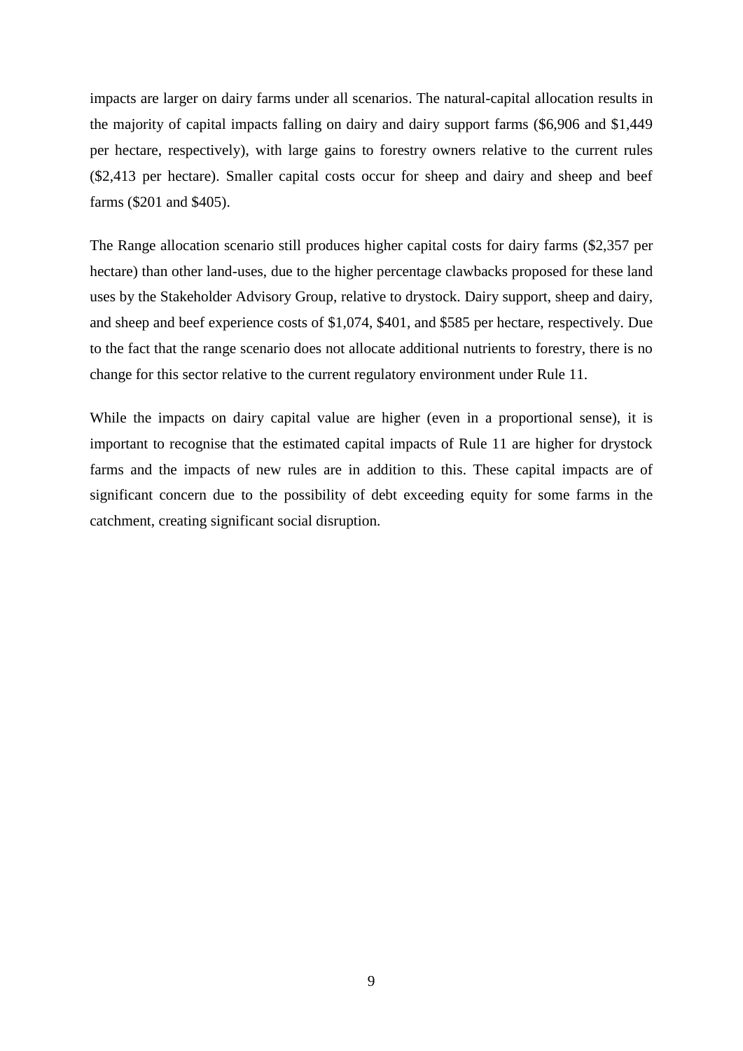impacts are larger on dairy farms under all scenarios. The natural-capital allocation results in the majority of capital impacts falling on dairy and dairy support farms ($6,906 and $1,449 per hectare, respectively), with large gains to forestry owners relative to the current rules ($2,413 per hectare). Smaller capital costs occur for sheep and dairy and sheep and beef farms ($201 and $405).

The Range allocation scenario still produces higher capital costs for dairy farms ($2,357 per hectare) than other land-uses, due to the higher percentage clawbacks proposed for these land uses by the Stakeholder Advisory Group, relative to drystock. Dairy support, sheep and dairy, and sheep and beef experience costs of $1,074, $401, and $585 per hectare, respectively. Due to the fact that the range scenario does not allocate additional nutrients to forestry, there is no change for this sector relative to the current regulatory environment under Rule 11.

While the impacts on dairy capital value are higher (even in a proportional sense), it is important to recognise that the estimated capital impacts of Rule 11 are higher for drystock farms and the impacts of new rules are in addition to this. These capital impacts are of significant concern due to the possibility of debt exceeding equity for some farms in the catchment, creating significant social disruption.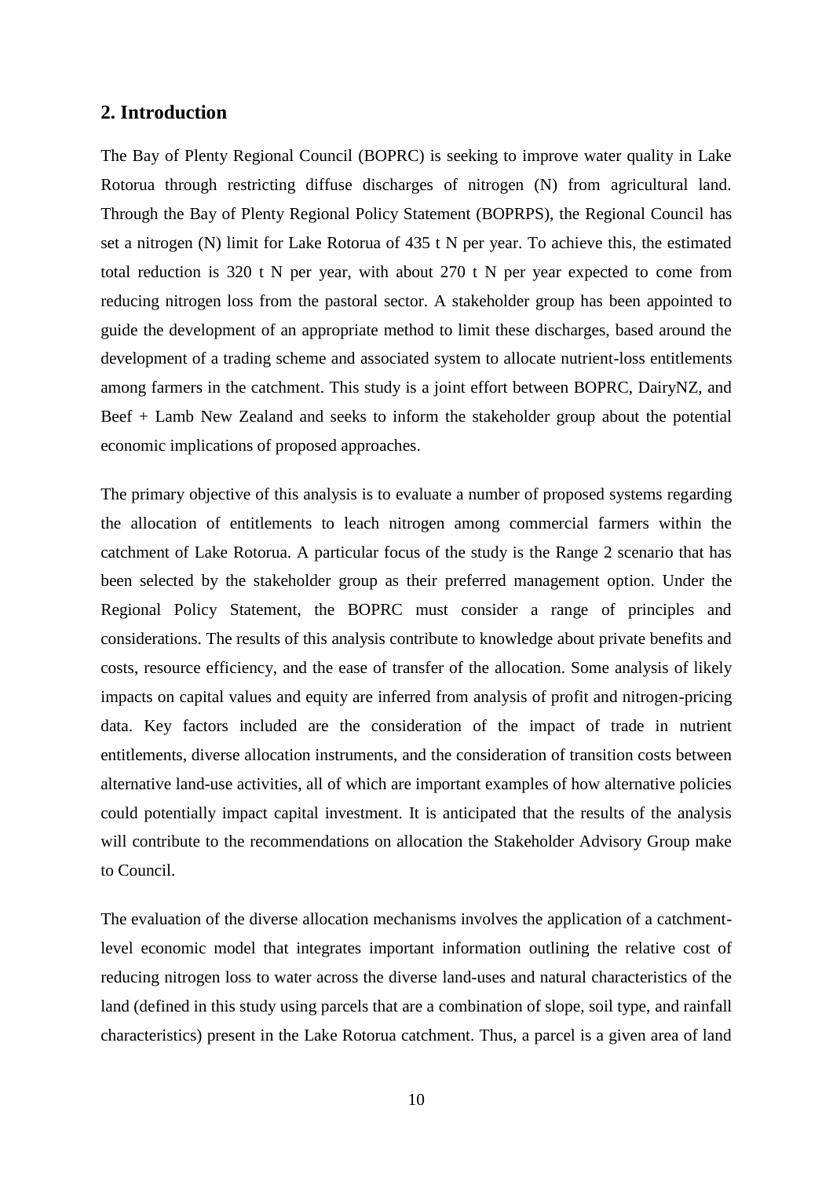## 2. Introduction

The Bay of Plenty Regional Council (BOPRC) is seeking to improve water quality in Lake Rotorua through restricting diffuse discharges of nitrogen (N) from agricultural land. Through the Bay of Plenty Regional Policy Statement (BOPRPS), the Regional Council has set a nitrogen (N) limit for Lake Rotorua of 435 t N per year. To achieve this, the estimated total reduction is 320 t N per year, with about 270 t N per year expected to come from reducing nitrogen loss from the pastoral sector. A stakeholder group has been appointed to guide the development of an appropriate method to limit these discharges, based around the development of a trading scheme and associated system to allocate nutrient-loss entitlements among farmers in the catchment. This study is a joint effort between BOPRC, DairyNZ, and Beef + Lamb New Zealand and seeks to inform the stakeholder group about the potential economic implications of proposed approaches.

The primary objective of this analysis is to evaluate a number of proposed systems regarding the allocation of entitlements to leach nitrogen among commercial farmers within the catchment of Lake Rotorua. A particular focus of the study is the Range 2 scenario that has been selected by the stakeholder group as their preferred management option. Under the Regional Policy Statement, the BOPRC must consider a range of principles and considerations. The results of this analysis contribute to knowledge about private benefits and costs, resource efficiency, and the ease of transfer of the allocation. Some analysis of likely impacts on capital values and equity are inferred from analysis of profit and nitrogen-pricing data. Key factors included are the consideration of the impact of trade in nutrient entitlements, diverse allocation instruments, and the consideration of transition costs between alternative land-use activities, all of which are important examples of how alternative policies could potentially impact capital investment. It is anticipated that the results of the analysis will contribute to the recommendations on allocation the Stakeholder Advisory Group make to Council.

The evaluation of the diverse allocation mechanisms involves the application of a catchment-level economic model that integrates important information outlining the relative cost of reducing nitrogen loss to water across the diverse land-uses and natural characteristics of the land (defined in this study using parcels that are a combination of slope, soil type, and rainfall characteristics) present in the Lake Rotorua catchment. Thus, a parcel is a given area of land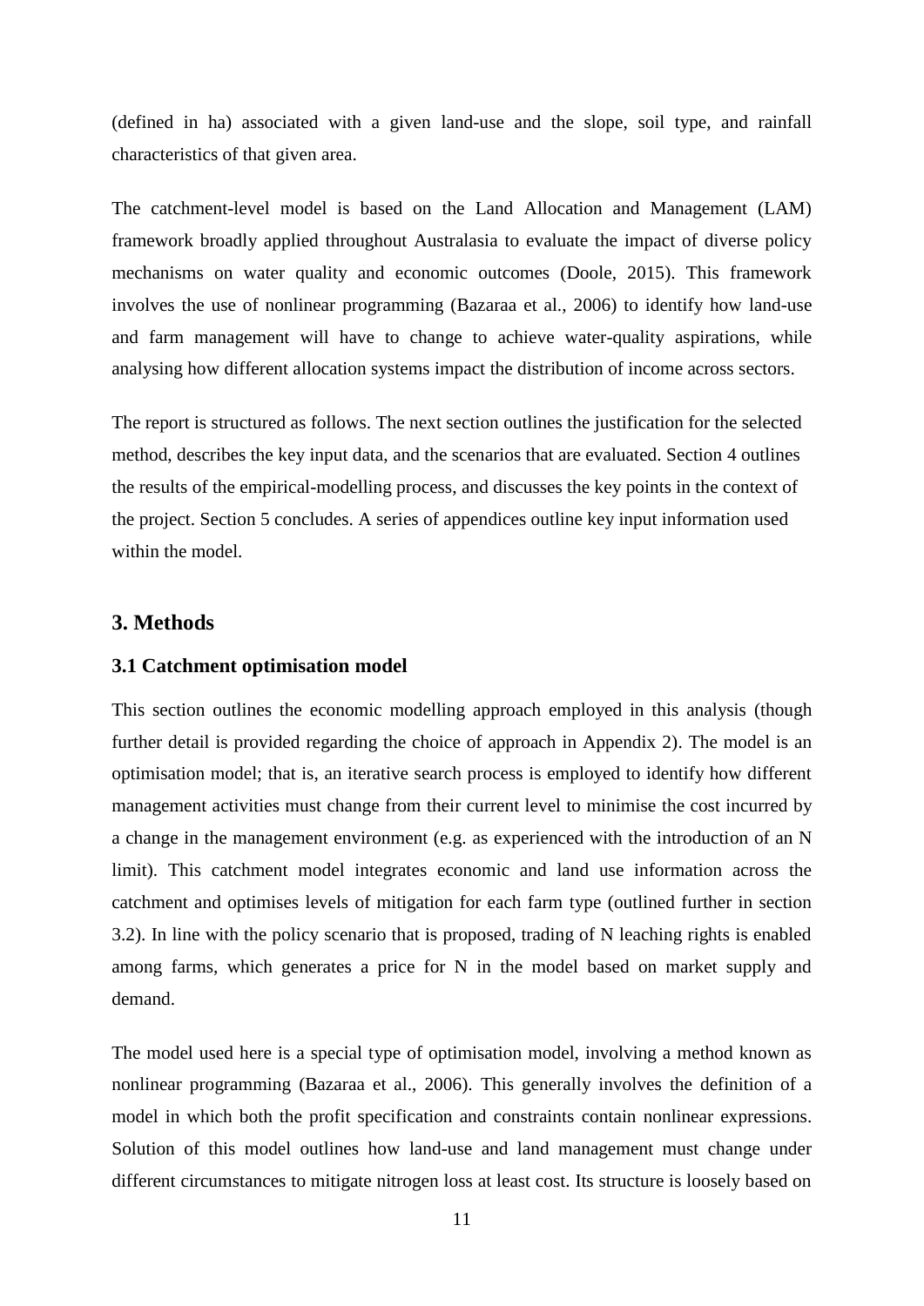(defined in ha) associated with a given land-use and the slope, soil type, and rainfall characteristics of that given area.

The catchment-level model is based on the Land Allocation and Management (LAM) framework broadly applied throughout Australasia to evaluate the impact of diverse policy mechanisms on water quality and economic outcomes (Doole, 2015). This framework involves the use of nonlinear programming (Bazaraa et al., 2006) to identify how land-use and farm management will have to change to achieve water-quality aspirations, while analysing how different allocation systems impact the distribution of income across sectors.

The report is structured as follows. The next section outlines the justification for the selected method, describes the key input data, and the scenarios that are evaluated. Section 4 outlines the results of the empirical-modelling process, and discusses the key points in the context of the project. Section 5 concludes. A series of appendices outline key input information used within the model.

## 3. Methods

### 3.1 Catchment optimisation model

This section outlines the economic modelling approach employed in this analysis (though further detail is provided regarding the choice of approach in Appendix 2). The model is an optimisation model; that is, an iterative search process is employed to identify how different management activities must change from their current level to minimise the cost incurred by a change in the management environment (e.g. as experienced with the introduction of an N limit). This catchment model integrates economic and land use information across the catchment and optimises levels of mitigation for each farm type (outlined further in section 3.2). In line with the policy scenario that is proposed, trading of N leaching rights is enabled among farms, which generates a price for N in the model based on market supply and demand.

The model used here is a special type of optimisation model, involving a method known as nonlinear programming (Bazaraa et al., 2006). This generally involves the definition of a model in which both the profit specification and constraints contain nonlinear expressions. Solution of this model outlines how land-use and land management must change under different circumstances to mitigate nitrogen loss at least cost. Its structure is loosely based on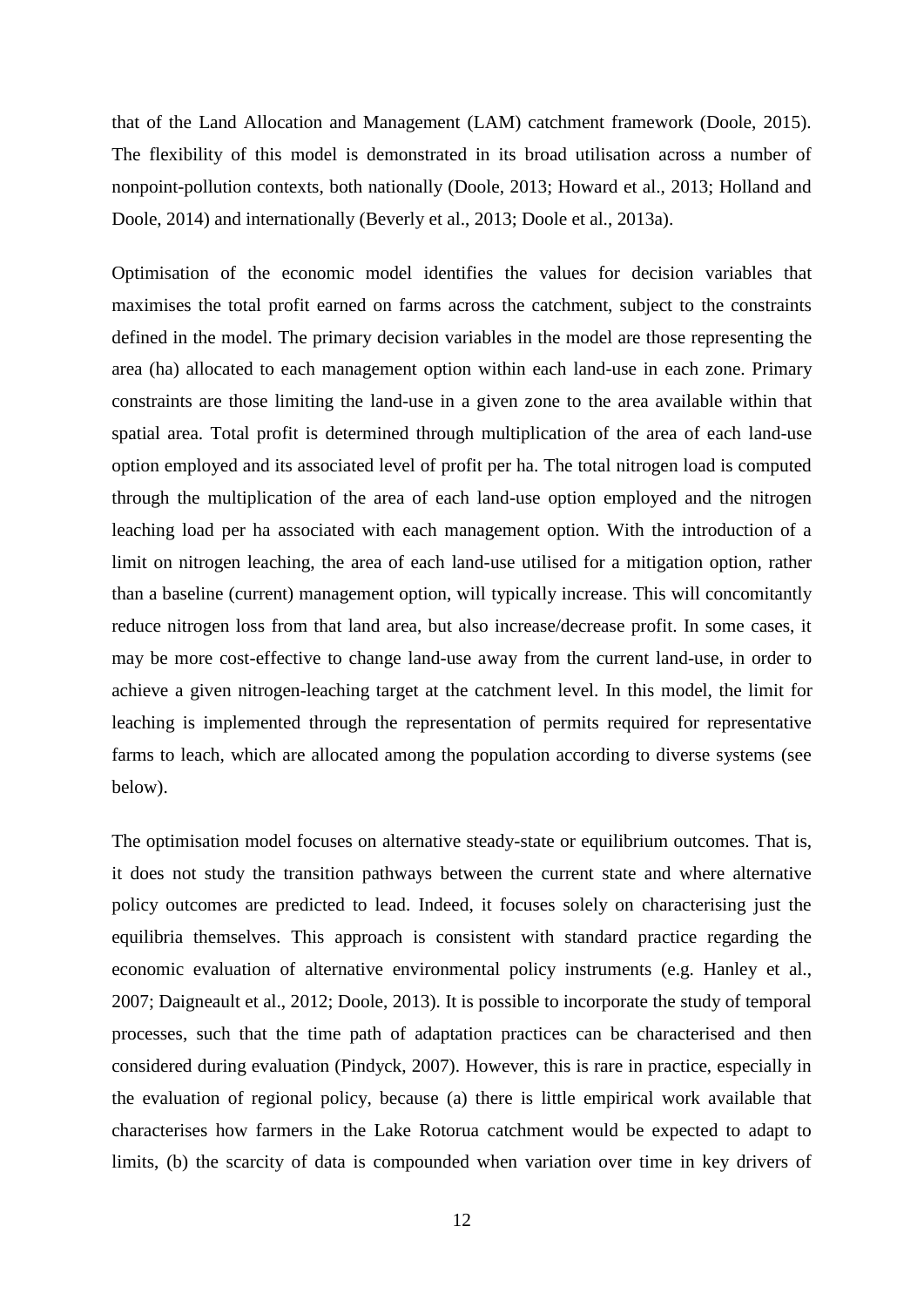that of the Land Allocation and Management (LAM) catchment framework (Doole, 2015). The flexibility of this model is demonstrated in its broad utilisation across a number of nonpoint-pollution contexts, both nationally (Doole, 2013; Howard et al., 2013; Holland and Doole, 2014) and internationally (Beverly et al., 2013; Doole et al., 2013a).

Optimisation of the economic model identifies the values for decision variables that maximises the total profit earned on farms across the catchment, subject to the constraints defined in the model. The primary decision variables in the model are those representing the area (ha) allocated to each management option within each land-use in each zone. Primary constraints are those limiting the land-use in a given zone to the area available within that spatial area. Total profit is determined through multiplication of the area of each land-use option employed and its associated level of profit per ha. The total nitrogen load is computed through the multiplication of the area of each land-use option employed and the nitrogen leaching load per ha associated with each management option. With the introduction of a limit on nitrogen leaching, the area of each land-use utilised for a mitigation option, rather than a baseline (current) management option, will typically increase. This will concomitantly reduce nitrogen loss from that land area, but also increase/decrease profit. In some cases, it may be more cost-effective to change land-use away from the current land-use, in order to achieve a given nitrogen-leaching target at the catchment level. In this model, the limit for leaching is implemented through the representation of permits required for representative farms to leach, which are allocated among the population according to diverse systems (see below).

The optimisation model focuses on alternative steady-state or equilibrium outcomes. That is, it does not study the transition pathways between the current state and where alternative policy outcomes are predicted to lead. Indeed, it focuses solely on characterising just the equilibria themselves. This approach is consistent with standard practice regarding the economic evaluation of alternative environmental policy instruments (e.g. Hanley et al., 2007; Daigneault et al., 2012; Doole, 2013). It is possible to incorporate the study of temporal processes, such that the time path of adaptation practices can be characterised and then considered during evaluation (Pindyck, 2007). However, this is rare in practice, especially in the evaluation of regional policy, because (a) there is little empirical work available that characterises how farmers in the Lake Rotorua catchment would be expected to adapt to limits, (b) the scarcity of data is compounded when variation over time in key drivers of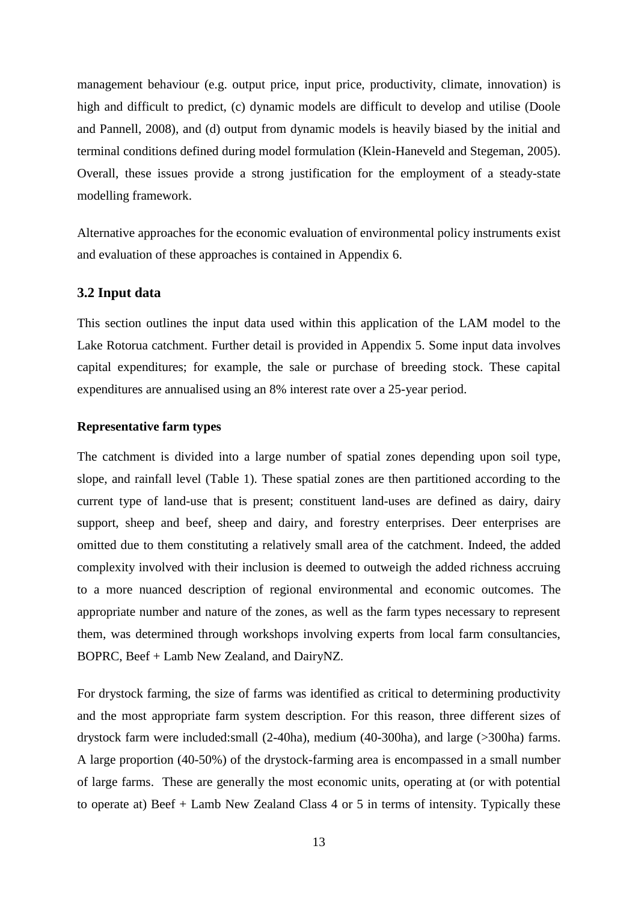management behaviour (e.g. output price, input price, productivity, climate, innovation) is high and difficult to predict, (c) dynamic models are difficult to develop and utilise (Doole and Pannell, 2008), and (d) output from dynamic models is heavily biased by the initial and terminal conditions defined during model formulation (Klein-Haneveld and Stegeman, 2005). Overall, these issues provide a strong justification for the employment of a steady-state modelling framework.

Alternative approaches for the economic evaluation of environmental policy instruments exist and evaluation of these approaches is contained in Appendix 6.

## 3.2 Input data

This section outlines the input data used within this application of the LAM model to the Lake Rotorua catchment. Further detail is provided in Appendix 5. Some input data involves capital expenditures; for example, the sale or purchase of breeding stock. These capital expenditures are annualised using an 8% interest rate over a 25-year period.

### Representative farm types

The catchment is divided into a large number of spatial zones depending upon soil type, slope, and rainfall level (Table 1). These spatial zones are then partitioned according to the current type of land-use that is present; constituent land-uses are defined as dairy, dairy support, sheep and beef, sheep and dairy, and forestry enterprises. Deer enterprises are omitted due to them constituting a relatively small area of the catchment. Indeed, the added complexity involved with their inclusion is deemed to outweigh the added richness accruing to a more nuanced description of regional environmental and economic outcomes. The appropriate number and nature of the zones, as well as the farm types necessary to represent them, was determined through workshops involving experts from local farm consultancies, BOPRC, Beef + Lamb New Zealand, and DairyNZ.

For drystock farming, the size of farms was identified as critical to determining productivity and the most appropriate farm system description. For this reason, three different sizes of drystock farm were included:small (2-40ha), medium (40-300ha), and large (>300ha) farms. A large proportion (40-50%) of the drystock-farming area is encompassed in a small number of large farms. These are generally the most economic units, operating at (or with potential to operate at) Beef + Lamb New Zealand Class 4 or 5 in terms of intensity. Typically these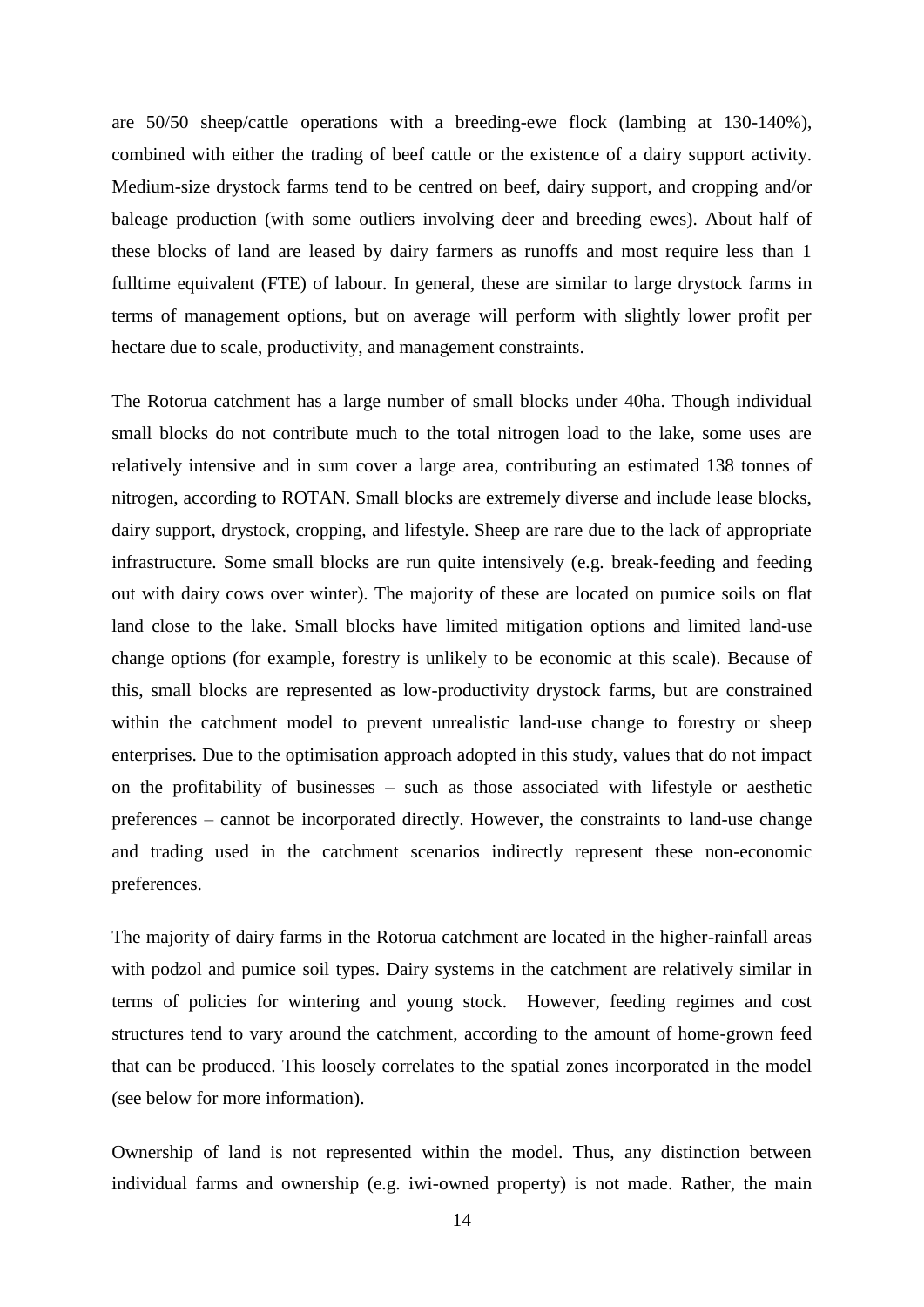are 50/50 sheep/cattle operations with a breeding-ewe flock (lambing at 130-140%), combined with either the trading of beef cattle or the existence of a dairy support activity. Medium-size drystock farms tend to be centred on beef, dairy support, and cropping and/or baleage production (with some outliers involving deer and breeding ewes). About half of these blocks of land are leased by dairy farmers as runoffs and most require less than 1 fulltime equivalent (FTE) of labour. In general, these are similar to large drystock farms in terms of management options, but on average will perform with slightly lower profit per hectare due to scale, productivity, and management constraints.

The Rotorua catchment has a large number of small blocks under 40ha. Though individual small blocks do not contribute much to the total nitrogen load to the lake, some uses are relatively intensive and in sum cover a large area, contributing an estimated 138 tonnes of nitrogen, according to ROTAN. Small blocks are extremely diverse and include lease blocks, dairy support, drystock, cropping, and lifestyle. Sheep are rare due to the lack of appropriate infrastructure. Some small blocks are run quite intensively (e.g. break-feeding and feeding out with dairy cows over winter). The majority of these are located on pumice soils on flat land close to the lake. Small blocks have limited mitigation options and limited land-use change options (for example, forestry is unlikely to be economic at this scale). Because of this, small blocks are represented as low-productivity drystock farms, but are constrained within the catchment model to prevent unrealistic land-use change to forestry or sheep enterprises. Due to the optimisation approach adopted in this study, values that do not impact on the profitability of businesses – such as those associated with lifestyle or aesthetic preferences – cannot be incorporated directly. However, the constraints to land-use change and trading used in the catchment scenarios indirectly represent these non-economic preferences.

The majority of dairy farms in the Rotorua catchment are located in the higher-rainfall areas with podzol and pumice soil types. Dairy systems in the catchment are relatively similar in terms of policies for wintering and young stock. However, feeding regimes and cost structures tend to vary around the catchment, according to the amount of home-grown feed that can be produced. This loosely correlates to the spatial zones incorporated in the model (see below for more information).

Ownership of land is not represented within the model. Thus, any distinction between individual farms and ownership (e.g. iwi-owned property) is not made. Rather, the main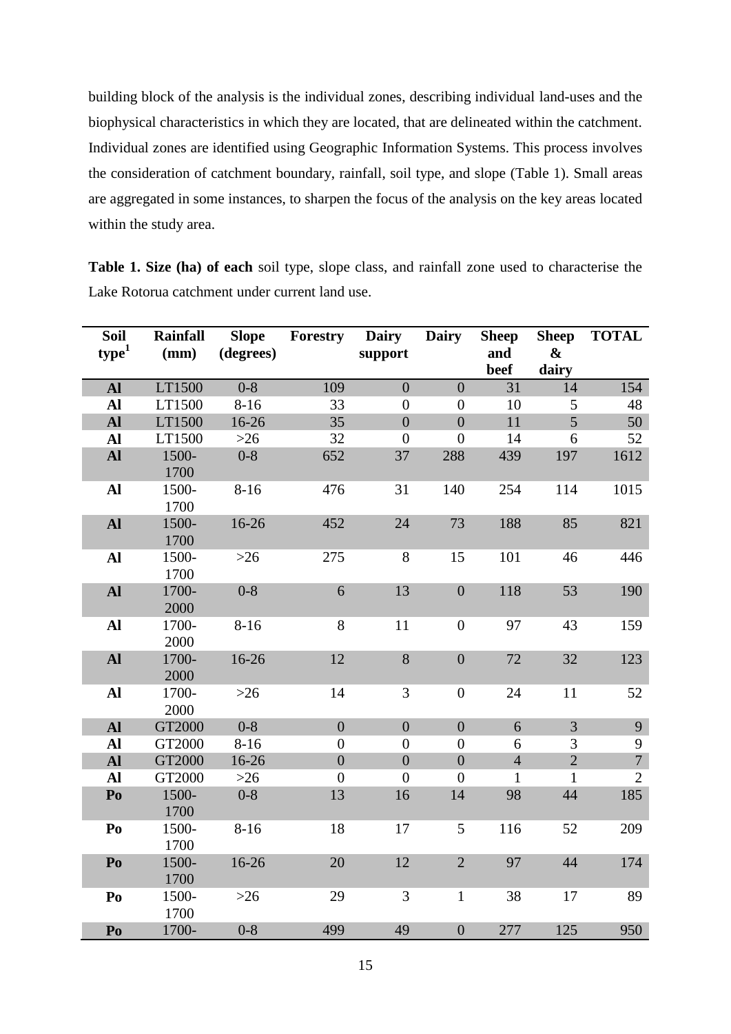building block of the analysis is the individual zones, describing individual land-uses and the biophysical characteristics in which they are located, that are delineated within the catchment. Individual zones are identified using Geographic Information Systems. This process involves the consideration of catchment boundary, rainfall, soil type, and slope (Table 1). Small areas are aggregated in some instances, to sharpen the focus of the analysis on the key areas located within the study area.

**Table 1. Size (ha) of each** soil type, slope class, and rainfall zone used to characterise the Lake Rotorua catchment under current land use.

| Soil type[1] | Rainfall (mm) | Slope (degrees) | Forestry | Dairy support | Dairy | Sheep and beef | Sheep & dairy | TOTAL |
|---|---|---|---|---|---|---|---|---|
| **Al** | LT1500 | 0-8 | 109 | 0 | 0 | 31 | 14 | 154 |
| **Al** | LT1500 | 8-16 | 33 | 0 | 0 | 10 | 5 | 48 |
| **Al** | LT1500 | 16-26 | 35 | 0 | 0 | 11 | 5 | 50 |
| **Al** | LT1500 | >26 | 32 | 0 | 0 | 14 | 6 | 52 |
| **Al** | 1500-1700 | 0-8 | 652 | 37 | 288 | 439 | 197 | 1612 |
| **Al** | 1500-1700 | 8-16 | 476 | 31 | 140 | 254 | 114 | 1015 |
| **Al** | 1500-1700 | 16-26 | 452 | 24 | 73 | 188 | 85 | 821 |
| **Al** | 1500-1700 | >26 | 275 | 8 | 15 | 101 | 46 | 446 |
| **Al** | 1700-2000 | 0-8 | 6 | 13 | 0 | 118 | 53 | 190 |
| **Al** | 1700-2000 | 8-16 | 8 | 11 | 0 | 97 | 43 | 159 |
| **Al** | 1700-2000 | 16-26 | 12 | 8 | 0 | 72 | 32 | 123 |
| **Al** | 1700-2000 | >26 | 14 | 3 | 0 | 24 | 11 | 52 |
| **Al** | GT2000 | 0-8 | 0 | 0 | 0 | 6 | 3 | 9 |
| **Al** | GT2000 | 8-16 | 0 | 0 | 0 | 6 | 3 | 9 |
| **Al** | GT2000 | 16-26 | 0 | 0 | 0 | 4 | 2 | 7 |
| **Al** | GT2000 | >26 | 0 | 0 | 0 | 1 | 1 | 2 |
| **Po** | 1500-1700 | 0-8 | 13 | 16 | 14 | 98 | 44 | 185 |
| **Po** | 1500-1700 | 8-16 | 18 | 17 | 5 | 116 | 52 | 209 |
| **Po** | 1500-1700 | 16-26 | 20 | 12 | 2 | 97 | 44 | 174 |
| **Po** | 1500-1700 | >26 | 29 | 3 | 1 | 38 | 17 | 89 |
| **Po** | 1700- | 0-8 | 499 | 49 | 0 | 277 | 125 | 950 |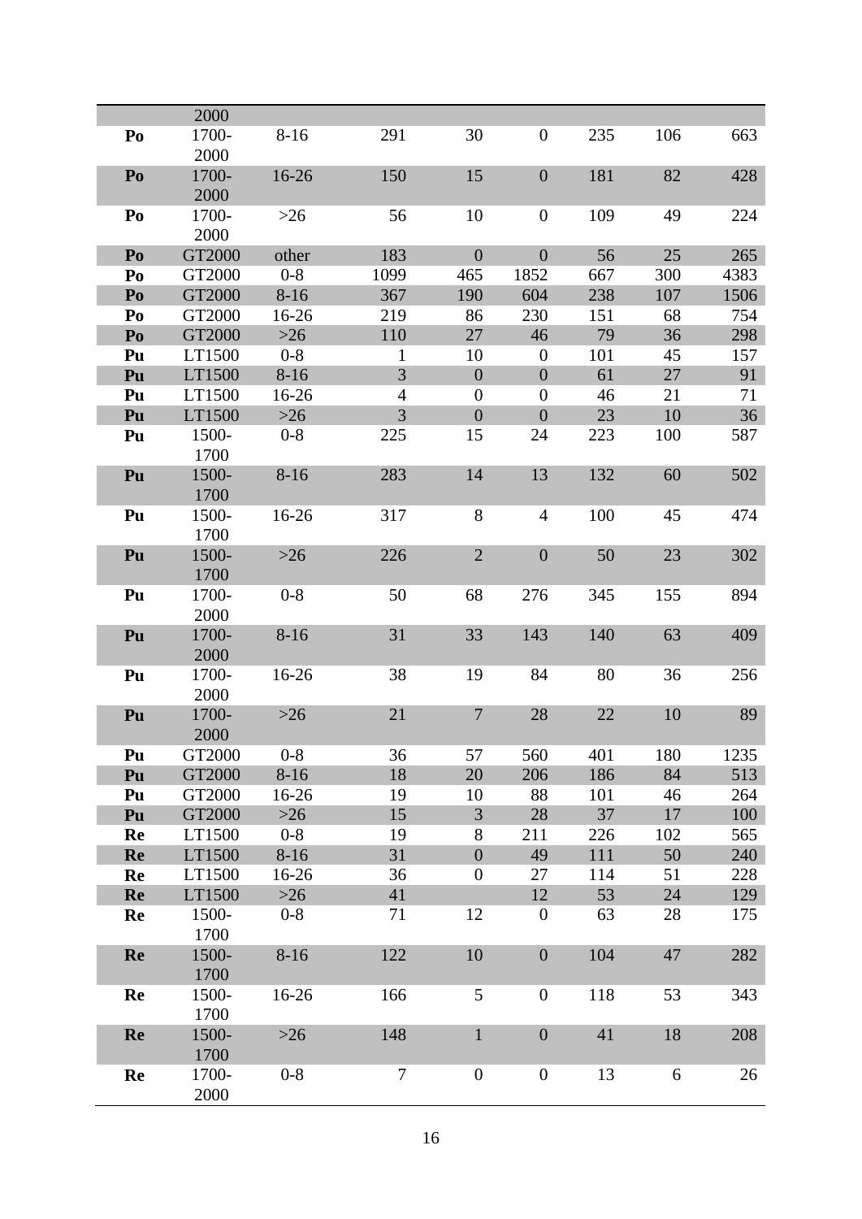| | | | | | | | | |
|---|---|---|---|---|---|---|---|---|
| | 2000 | | | | | | | |
| **Po** | 1700-2000 | 8-16 | 291 | 30 | 0 | 235 | 106 | 663 |
| **Po** | 1700-2000 | 16-26 | 150 | 15 | 0 | 181 | 82 | 428 |
| **Po** | 1700-2000 | >26 | 56 | 10 | 0 | 109 | 49 | 224 |
| **Po** | GT2000 | other | 183 | 0 | 0 | 56 | 25 | 265 |
| **Po** | GT2000 | 0-8 | 1099 | 465 | 1852 | 667 | 300 | 4383 |
| **Po** | GT2000 | 8-16 | 367 | 190 | 604 | 238 | 107 | 1506 |
| **Po** | GT2000 | 16-26 | 219 | 86 | 230 | 151 | 68 | 754 |
| **Po** | GT2000 | >26 | 110 | 27 | 46 | 79 | 36 | 298 |
| **Pu** | LT1500 | 0-8 | 1 | 10 | 0 | 101 | 45 | 157 |
| **Pu** | LT1500 | 8-16 | 3 | 0 | 0 | 61 | 27 | 91 |
| **Pu** | LT1500 | 16-26 | 4 | 0 | 0 | 46 | 21 | 71 |
| **Pu** | LT1500 | >26 | 3 | 0 | 0 | 23 | 10 | 36 |
| **Pu** | 1500-1700 | 0-8 | 225 | 15 | 24 | 223 | 100 | 587 |
| **Pu** | 1500-1700 | 8-16 | 283 | 14 | 13 | 132 | 60 | 502 |
| **Pu** | 1500-1700 | 16-26 | 317 | 8 | 4 | 100 | 45 | 474 |
| **Pu** | 1500-1700 | >26 | 226 | 2 | 0 | 50 | 23 | 302 |
| **Pu** | 1700-2000 | 0-8 | 50 | 68 | 276 | 345 | 155 | 894 |
| **Pu** | 1700-2000 | 8-16 | 31 | 33 | 143 | 140 | 63 | 409 |
| **Pu** | 1700-2000 | 16-26 | 38 | 19 | 84 | 80 | 36 | 256 |
| **Pu** | 1700-2000 | >26 | 21 | 7 | 28 | 22 | 10 | 89 |
| **Pu** | GT2000 | 0-8 | 36 | 57 | 560 | 401 | 180 | 1235 |
| **Pu** | GT2000 | 8-16 | 18 | 20 | 206 | 186 | 84 | 513 |
| **Pu** | GT2000 | 16-26 | 19 | 10 | 88 | 101 | 46 | 264 |
| **Pu** | GT2000 | >26 | 15 | 3 | 28 | 37 | 17 | 100 |
| **Re** | LT1500 | 0-8 | 19 | 8 | 211 | 226 | 102 | 565 |
| **Re** | LT1500 | 8-16 | 31 | 0 | 49 | 111 | 50 | 240 |
| **Re** | LT1500 | 16-26 | 36 | 0 | 27 | 114 | 51 | 228 |
| **Re** | LT1500 | >26 | 41 | | 12 | 53 | 24 | 129 |
| **Re** | 1500-1700 | 0-8 | 71 | 12 | 0 | 63 | 28 | 175 |
| **Re** | 1500-1700 | 8-16 | 122 | 10 | 0 | 104 | 47 | 282 |
| **Re** | 1500-1700 | 16-26 | 166 | 5 | 0 | 118 | 53 | 343 |
| **Re** | 1500-1700 | >26 | 148 | 1 | 0 | 41 | 18 | 208 |
| **Re** | 1700-2000 | 0-8 | 7 | 0 | 0 | 13 | 6 | 26 |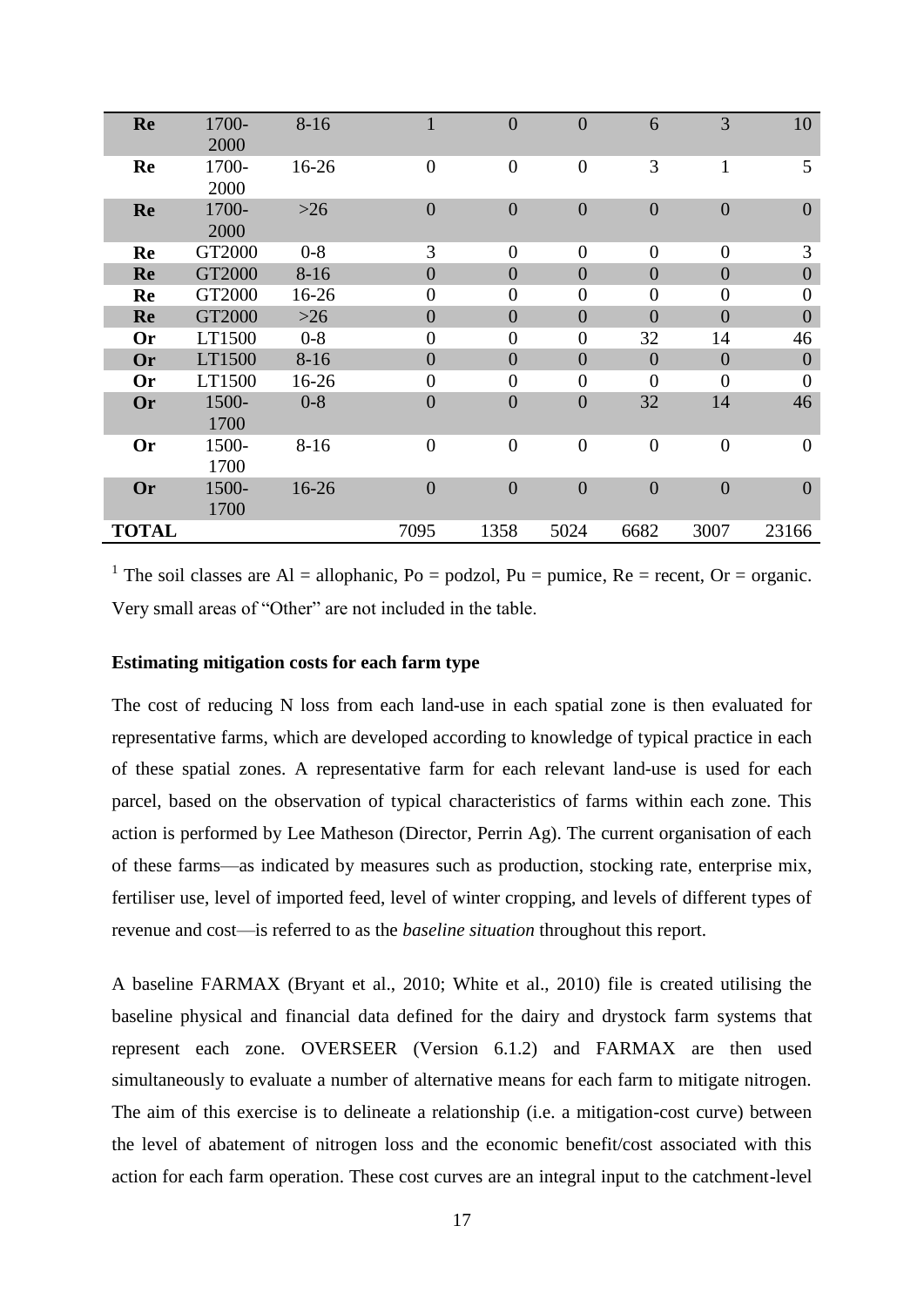| | | | | | | | | |
|---|---|---|---|---|---|---|---|---|
| **Re** | 1700-2000 | 8-16 | 1 | 0 | 0 | 6 | 3 | 10 |
| **Re** | 1700-2000 | 16-26 | 0 | 0 | 0 | 3 | 1 | 5 |
| **Re** | 1700-2000 | >26 | 0 | 0 | 0 | 0 | 0 | 0 |
| **Re** | GT2000 | 0-8 | 3 | 0 | 0 | 0 | 0 | 3 |
| **Re** | GT2000 | 8-16 | 0 | 0 | 0 | 0 | 0 | 0 |
| **Re** | GT2000 | 16-26 | 0 | 0 | 0 | 0 | 0 | 0 |
| **Re** | GT2000 | >26 | 0 | 0 | 0 | 0 | 0 | 0 |
| **Or** | LT1500 | 0-8 | 0 | 0 | 0 | 32 | 14 | 46 |
| **Or** | LT1500 | 8-16 | 0 | 0 | 0 | 0 | 0 | 0 |
| **Or** | LT1500 | 16-26 | 0 | 0 | 0 | 0 | 0 | 0 |
| **Or** | 1500-1700 | 0-8 | 0 | 0 | 0 | 32 | 14 | 46 |
| **Or** | 1500-1700 | 8-16 | 0 | 0 | 0 | 0 | 0 | 0 |
| **Or** | 1500-1700 | 16-26 | 0 | 0 | 0 | 0 | 0 | 0 |
| **TOTAL** | | | 7095 | 1358 | 5024 | 6682 | 3007 | 23166 |

[1] The soil classes are Al = allophanic, Po = podzol, Pu = pumice, Re = recent, Or = organic. Very small areas of "Other" are not included in the table.

**Estimating mitigation costs for each farm type**

The cost of reducing N loss from each land-use in each spatial zone is then evaluated for representative farms, which are developed according to knowledge of typical practice in each of these spatial zones. A representative farm for each relevant land-use is used for each parcel, based on the observation of typical characteristics of farms within each zone. This action is performed by Lee Matheson (Director, Perrin Ag). The current organisation of each of these farms—as indicated by measures such as production, stocking rate, enterprise mix, fertiliser use, level of imported feed, level of winter cropping, and levels of different types of revenue and cost—is referred to as the *baseline situation* throughout this report.

A baseline FARMAX (Bryant et al., 2010; White et al., 2010) file is created utilising the baseline physical and financial data defined for the dairy and drystock farm systems that represent each zone. OVERSEER (Version 6.1.2) and FARMAX are then used simultaneously to evaluate a number of alternative means for each farm to mitigate nitrogen. The aim of this exercise is to delineate a relationship (i.e. a mitigation-cost curve) between the level of abatement of nitrogen loss and the economic benefit/cost associated with this action for each farm operation. These cost curves are an integral input to the catchment-level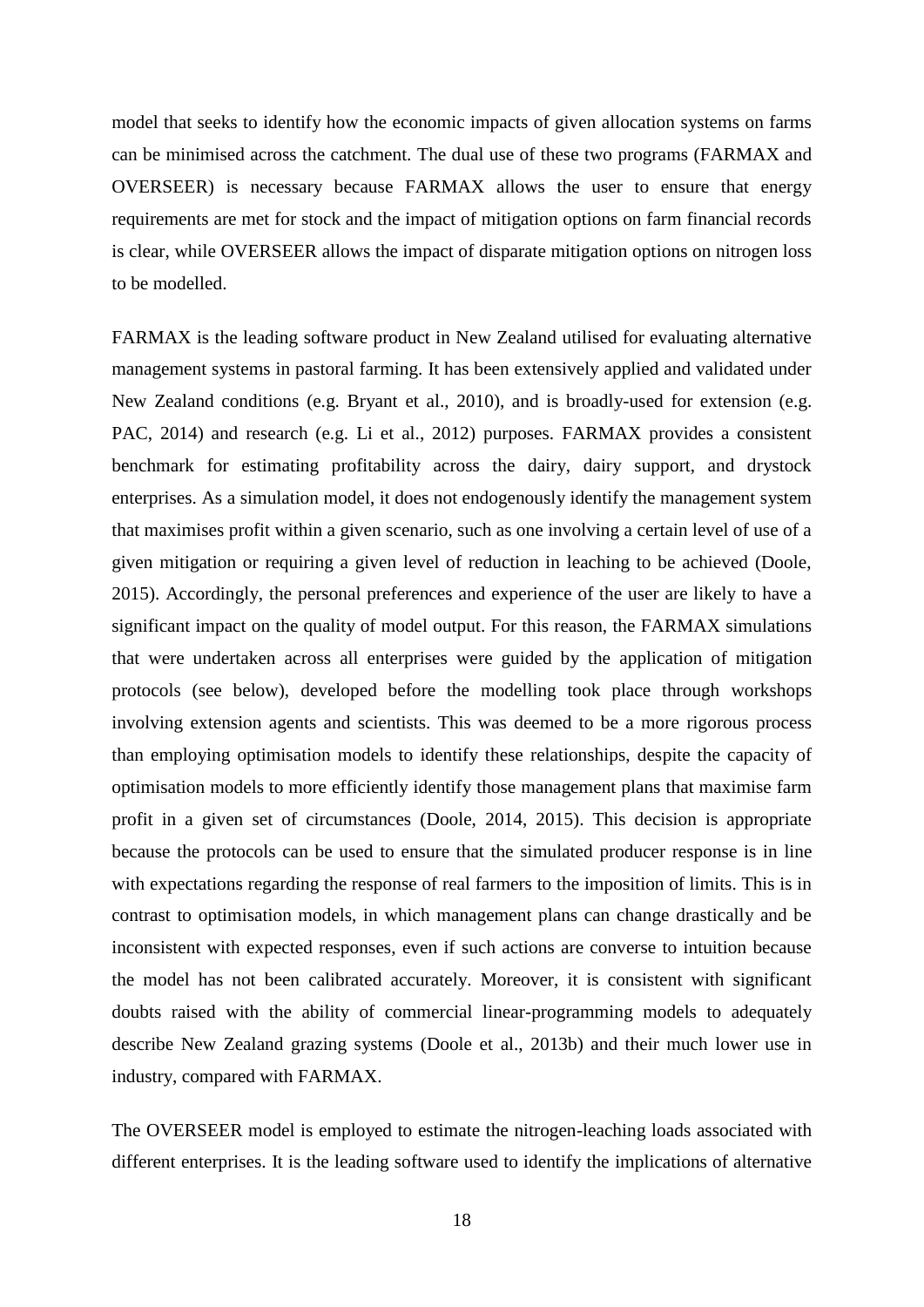model that seeks to identify how the economic impacts of given allocation systems on farms can be minimised across the catchment. The dual use of these two programs (FARMAX and OVERSEER) is necessary because FARMAX allows the user to ensure that energy requirements are met for stock and the impact of mitigation options on farm financial records is clear, while OVERSEER allows the impact of disparate mitigation options on nitrogen loss to be modelled.

FARMAX is the leading software product in New Zealand utilised for evaluating alternative management systems in pastoral farming. It has been extensively applied and validated under New Zealand conditions (e.g. Bryant et al., 2010), and is broadly-used for extension (e.g. PAC, 2014) and research (e.g. Li et al., 2012) purposes. FARMAX provides a consistent benchmark for estimating profitability across the dairy, dairy support, and drystock enterprises. As a simulation model, it does not endogenously identify the management system that maximises profit within a given scenario, such as one involving a certain level of use of a given mitigation or requiring a given level of reduction in leaching to be achieved (Doole, 2015). Accordingly, the personal preferences and experience of the user are likely to have a significant impact on the quality of model output. For this reason, the FARMAX simulations that were undertaken across all enterprises were guided by the application of mitigation protocols (see below), developed before the modelling took place through workshops involving extension agents and scientists. This was deemed to be a more rigorous process than employing optimisation models to identify these relationships, despite the capacity of optimisation models to more efficiently identify those management plans that maximise farm profit in a given set of circumstances (Doole, 2014, 2015). This decision is appropriate because the protocols can be used to ensure that the simulated producer response is in line with expectations regarding the response of real farmers to the imposition of limits. This is in contrast to optimisation models, in which management plans can change drastically and be inconsistent with expected responses, even if such actions are converse to intuition because the model has not been calibrated accurately. Moreover, it is consistent with significant doubts raised with the ability of commercial linear-programming models to adequately describe New Zealand grazing systems (Doole et al., 2013b) and their much lower use in industry, compared with FARMAX.

The OVERSEER model is employed to estimate the nitrogen-leaching loads associated with different enterprises. It is the leading software used to identify the implications of alternative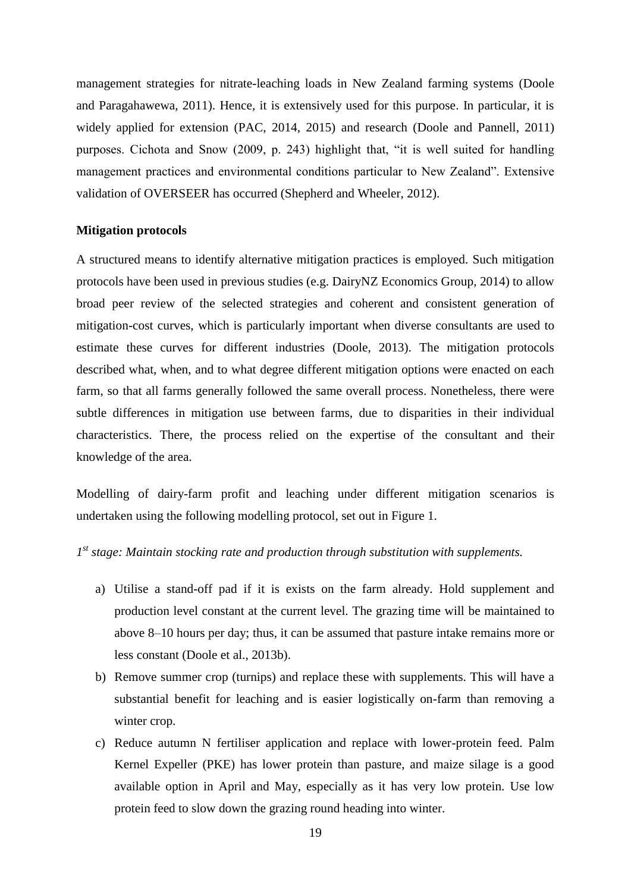management strategies for nitrate-leaching loads in New Zealand farming systems (Doole and Paragahawewa, 2011). Hence, it is extensively used for this purpose. In particular, it is widely applied for extension (PAC, 2014, 2015) and research (Doole and Pannell, 2011) purposes. Cichota and Snow (2009, p. 243) highlight that, "it is well suited for handling management practices and environmental conditions particular to New Zealand". Extensive validation of OVERSEER has occurred (Shepherd and Wheeler, 2012).

**Mitigation protocols**

A structured means to identify alternative mitigation practices is employed. Such mitigation protocols have been used in previous studies (e.g. DairyNZ Economics Group, 2014) to allow broad peer review of the selected strategies and coherent and consistent generation of mitigation-cost curves, which is particularly important when diverse consultants are used to estimate these curves for different industries (Doole, 2013). The mitigation protocols described what, when, and to what degree different mitigation options were enacted on each farm, so that all farms generally followed the same overall process. Nonetheless, there were subtle differences in mitigation use between farms, due to disparities in their individual characteristics. There, the process relied on the expertise of the consultant and their knowledge of the area.

Modelling of dairy-farm profit and leaching under different mitigation scenarios is undertaken using the following modelling protocol, set out in Figure 1.

*1st stage: Maintain stocking rate and production through substitution with supplements.*

a) Utilise a stand-off pad if it is exists on the farm already. Hold supplement and production level constant at the current level. The grazing time will be maintained to above 8–10 hours per day; thus, it can be assumed that pasture intake remains more or less constant (Doole et al., 2013b).
b) Remove summer crop (turnips) and replace these with supplements. This will have a substantial benefit for leaching and is easier logistically on-farm than removing a winter crop.
c) Reduce autumn N fertiliser application and replace with lower-protein feed. Palm Kernel Expeller (PKE) has lower protein than pasture, and maize silage is a good available option in April and May, especially as it has very low protein. Use low protein feed to slow down the grazing round heading into winter.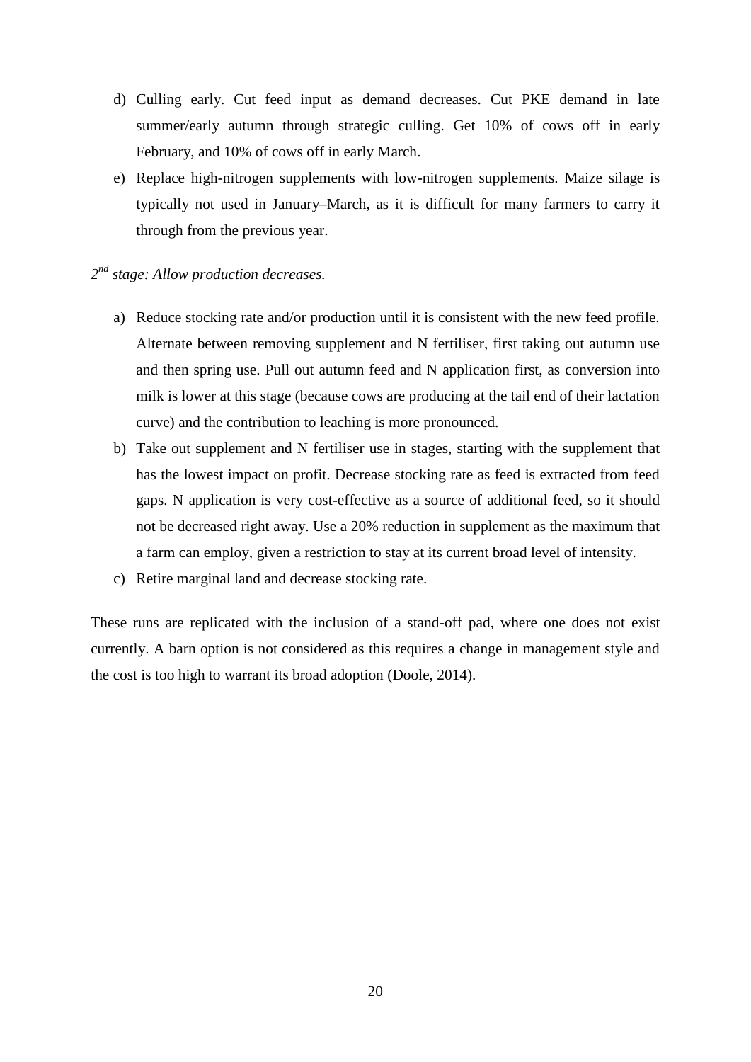d) Culling early. Cut feed input as demand decreases. Cut PKE demand in late summer/early autumn through strategic culling. Get 10% of cows off in early February, and 10% of cows off in early March.
e) Replace high-nitrogen supplements with low-nitrogen supplements. Maize silage is typically not used in January–March, as it is difficult for many farmers to carry it through from the previous year.

*2nd stage: Allow production decreases.*

a) Reduce stocking rate and/or production until it is consistent with the new feed profile. Alternate between removing supplement and N fertiliser, first taking out autumn use and then spring use. Pull out autumn feed and N application first, as conversion into milk is lower at this stage (because cows are producing at the tail end of their lactation curve) and the contribution to leaching is more pronounced.
b) Take out supplement and N fertiliser use in stages, starting with the supplement that has the lowest impact on profit. Decrease stocking rate as feed is extracted from feed gaps. N application is very cost-effective as a source of additional feed, so it should not be decreased right away. Use a 20% reduction in supplement as the maximum that a farm can employ, given a restriction to stay at its current broad level of intensity.
c) Retire marginal land and decrease stocking rate.

These runs are replicated with the inclusion of a stand-off pad, where one does not exist currently. A barn option is not considered as this requires a change in management style and the cost is too high to warrant its broad adoption (Doole, 2014).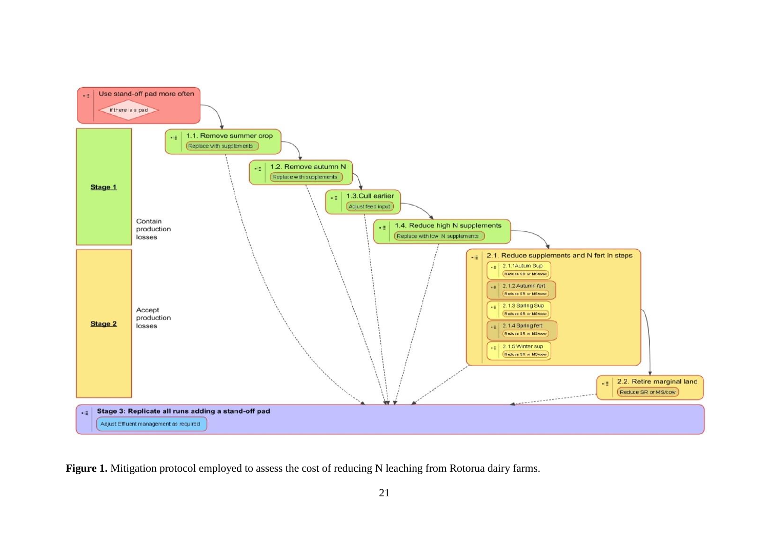Use stand-off pad more often

if there is a pad

**Stage 1**

Contain production losses

1.1. Remove summer crop

Replace with supplements

1.2. Remove autumn N

Replace with supplements

1.3.Cull earlier

Adjust feed input

1.4. Reduce high N supplements

Replace with low N supplements

**Stage 2**

Accept production losses

2.1. Reduce supplements and N fert in steps

2.1.1Autum Sup

Reduce SR or MS/cow

2.1.2 Autumn fert

Reduce SR or MS/cow

2.1.3 Spring Sup

Reduce SR or MS/cow

2.1.4 Spring fert

Reduce SR or MS/cow

2.1.5 Winter sup

Reduce SR or MS/cow

2.2. Retire marginal land

Reduce SR or MS/cow

**Stage 3: Replicate all runs adding a stand-off pad**

Adjust Effluent management as required

**Figure 1.** Mitigation protocol employed to assess the cost of reducing N leaching from Rotorua dairy farms.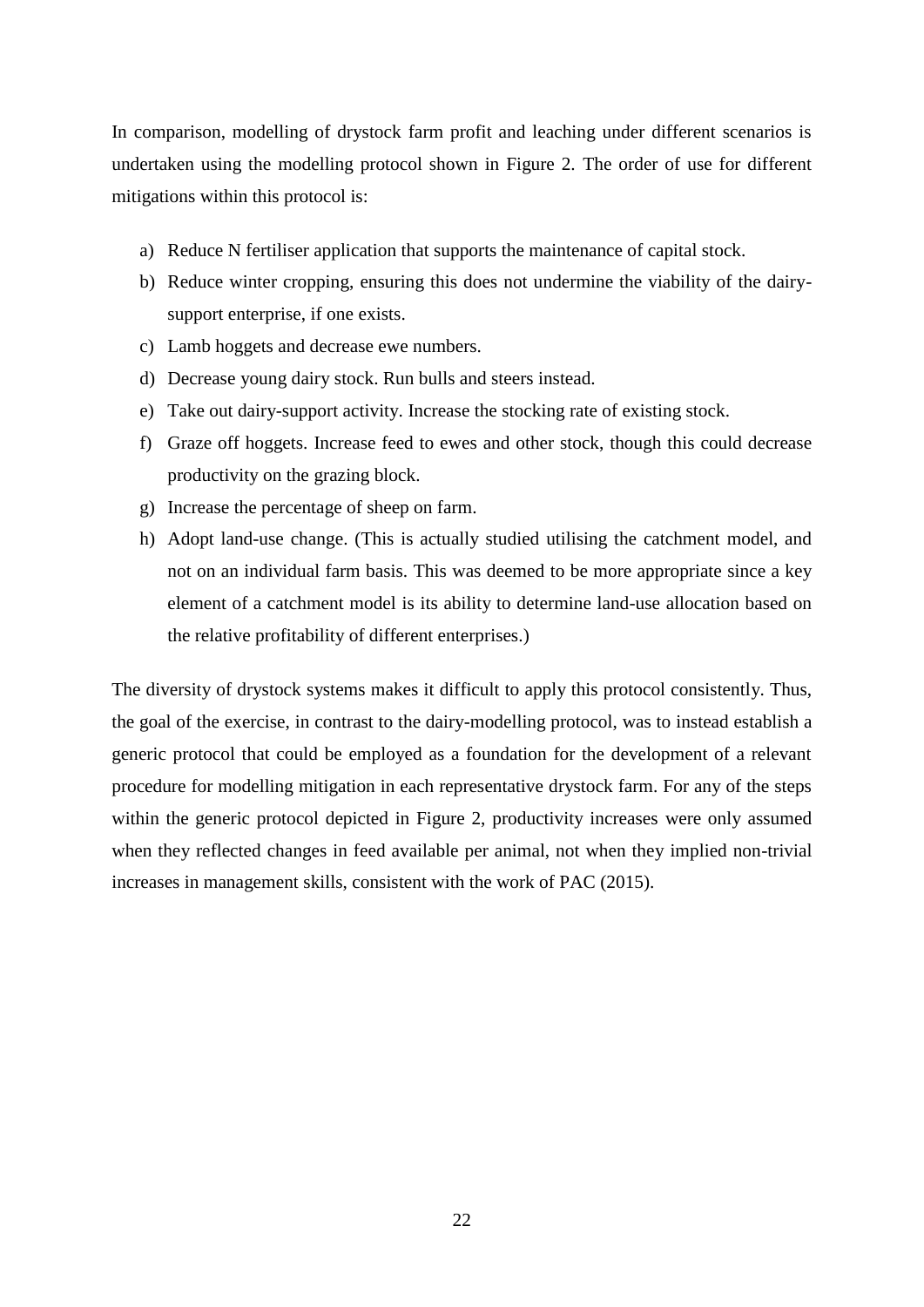In comparison, modelling of drystock farm profit and leaching under different scenarios is undertaken using the modelling protocol shown in Figure 2. The order of use for different mitigations within this protocol is:

a) Reduce N fertiliser application that supports the maintenance of capital stock.
b) Reduce winter cropping, ensuring this does not undermine the viability of the dairy-support enterprise, if one exists.
c) Lamb hoggets and decrease ewe numbers.
d) Decrease young dairy stock. Run bulls and steers instead.
e) Take out dairy-support activity. Increase the stocking rate of existing stock.
f) Graze off hoggets. Increase feed to ewes and other stock, though this could decrease productivity on the grazing block.
g) Increase the percentage of sheep on farm.
h) Adopt land-use change. (This is actually studied utilising the catchment model, and not on an individual farm basis. This was deemed to be more appropriate since a key element of a catchment model is its ability to determine land-use allocation based on the relative profitability of different enterprises.)

The diversity of drystock systems makes it difficult to apply this protocol consistently. Thus, the goal of the exercise, in contrast to the dairy-modelling protocol, was to instead establish a generic protocol that could be employed as a foundation for the development of a relevant procedure for modelling mitigation in each representative drystock farm. For any of the steps within the generic protocol depicted in Figure 2, productivity increases were only assumed when they reflected changes in feed available per animal, not when they implied non-trivial increases in management skills, consistent with the work of PAC (2015).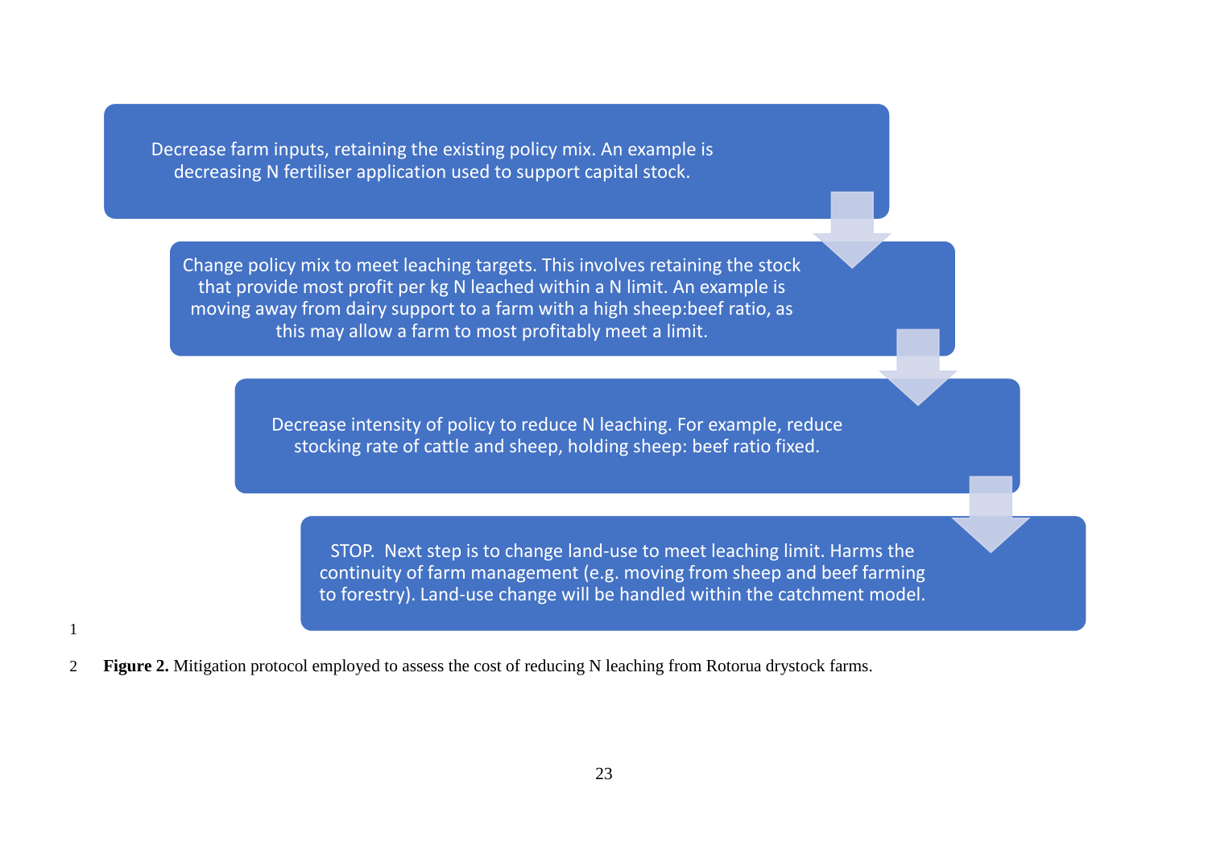Decrease farm inputs, retaining the existing policy mix. An example is decreasing N fertiliser application used to support capital stock.

Change policy mix to meet leaching targets. This involves retaining the stock that provide most profit per kg N leached within a N limit. An example is moving away from dairy support to a farm with a high sheep:beef ratio, as this may allow a farm to most profitably meet a limit.

Decrease intensity of policy to reduce N leaching. For example, reduce stocking rate of cattle and sheep, holding sheep: beef ratio fixed.

STOP. Next step is to change land-use to meet leaching limit. Harms the continuity of farm management (e.g. moving from sheep and beef farming to forestry). Land-use change will be handled within the catchment model.

**Figure 2.** Mitigation protocol employed to assess the cost of reducing N leaching from Rotorua drystock farms.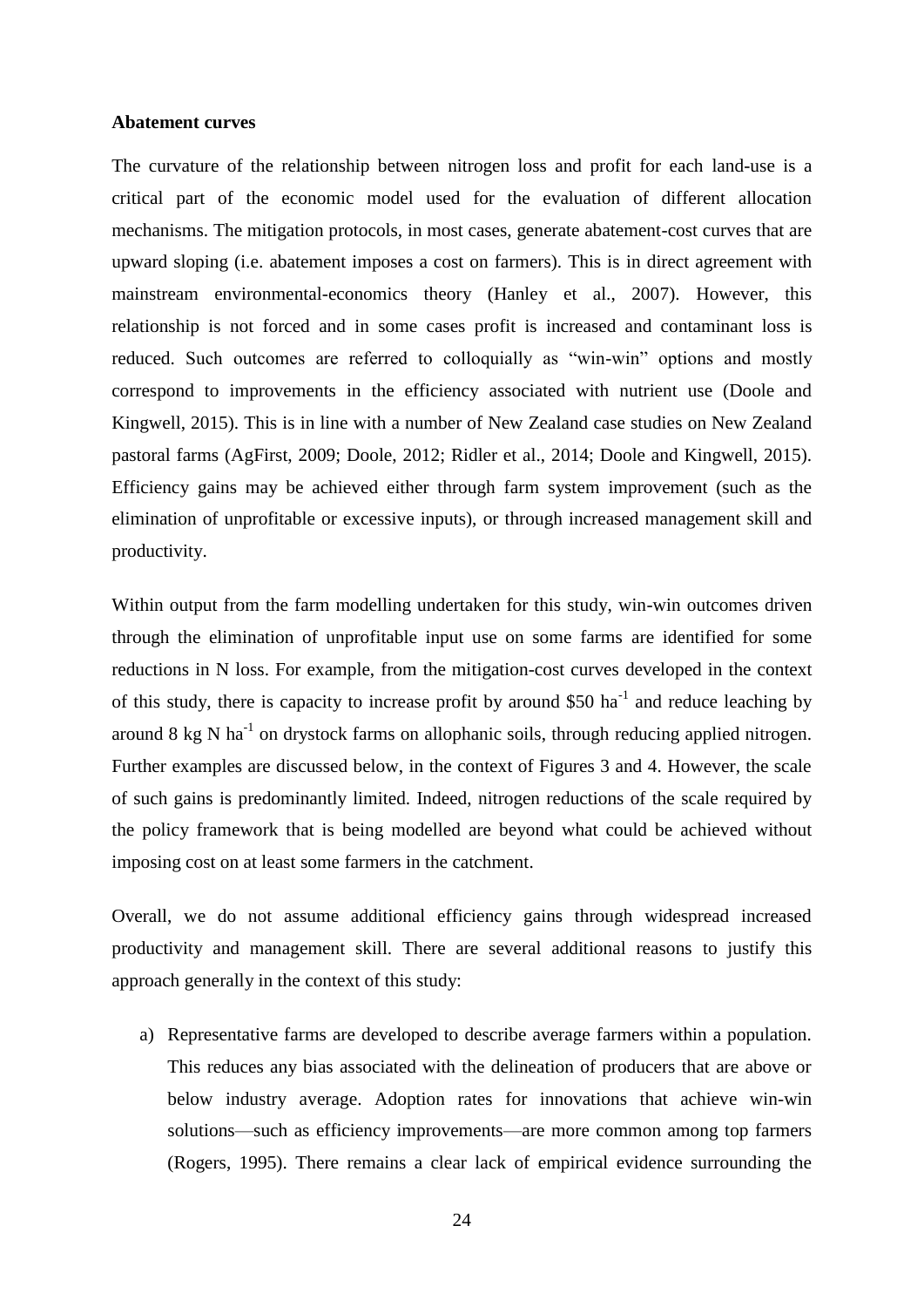**Abatement curves**

The curvature of the relationship between nitrogen loss and profit for each land-use is a critical part of the economic model used for the evaluation of different allocation mechanisms. The mitigation protocols, in most cases, generate abatement-cost curves that are upward sloping (i.e. abatement imposes a cost on farmers). This is in direct agreement with mainstream environmental-economics theory (Hanley et al., 2007). However, this relationship is not forced and in some cases profit is increased and contaminant loss is reduced. Such outcomes are referred to colloquially as "win-win" options and mostly correspond to improvements in the efficiency associated with nutrient use (Doole and Kingwell, 2015). This is in line with a number of New Zealand case studies on New Zealand pastoral farms (AgFirst, 2009; Doole, 2012; Ridler et al., 2014; Doole and Kingwell, 2015). Efficiency gains may be achieved either through farm system improvement (such as the elimination of unprofitable or excessive inputs), or through increased management skill and productivity.

Within output from the farm modelling undertaken for this study, win-win outcomes driven through the elimination of unprofitable input use on some farms are identified for some reductions in N loss. For example, from the mitigation-cost curves developed in the context of this study, there is capacity to increase profit by around \$50 $ha^{-1}$ and reduce leaching by around 8 kg N $ha^{-1}$ on drystock farms on allophanic soils, through reducing applied nitrogen. Further examples are discussed below, in the context of Figures 3 and 4. However, the scale of such gains is predominantly limited. Indeed, nitrogen reductions of the scale required by the policy framework that is being modelled are beyond what could be achieved without imposing cost on at least some farmers in the catchment.

Overall, we do not assume additional efficiency gains through widespread increased productivity and management skill. There are several additional reasons to justify this approach generally in the context of this study:

a) Representative farms are developed to describe average farmers within a population. This reduces any bias associated with the delineation of producers that are above or below industry average. Adoption rates for innovations that achieve win-win solutions—such as efficiency improvements—are more common among top farmers (Rogers, 1995). There remains a clear lack of empirical evidence surrounding the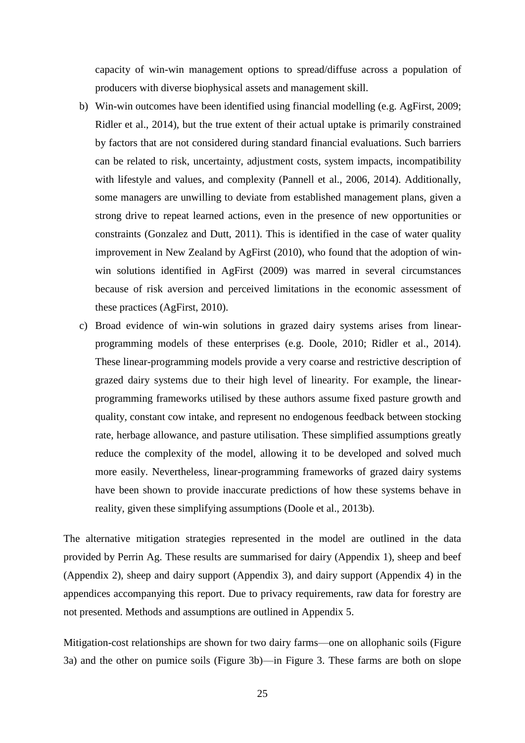capacity of win-win management options to spread/diffuse across a population of producers with diverse biophysical assets and management skill.

b) Win-win outcomes have been identified using financial modelling (e.g. AgFirst, 2009; Ridler et al., 2014), but the true extent of their actual uptake is primarily constrained by factors that are not considered during standard financial evaluations. Such barriers can be related to risk, uncertainty, adjustment costs, system impacts, incompatibility with lifestyle and values, and complexity (Pannell et al., 2006, 2014). Additionally, some managers are unwilling to deviate from established management plans, given a strong drive to repeat learned actions, even in the presence of new opportunities or constraints (Gonzalez and Dutt, 2011). This is identified in the case of water quality improvement in New Zealand by AgFirst (2010), who found that the adoption of win-win solutions identified in AgFirst (2009) was marred in several circumstances because of risk aversion and perceived limitations in the economic assessment of these practices (AgFirst, 2010).

c) Broad evidence of win-win solutions in grazed dairy systems arises from linear-programming models of these enterprises (e.g. Doole, 2010; Ridler et al., 2014). These linear-programming models provide a very coarse and restrictive description of grazed dairy systems due to their high level of linearity. For example, the linear-programming frameworks utilised by these authors assume fixed pasture growth and quality, constant cow intake, and represent no endogenous feedback between stocking rate, herbage allowance, and pasture utilisation. These simplified assumptions greatly reduce the complexity of the model, allowing it to be developed and solved much more easily. Nevertheless, linear-programming frameworks of grazed dairy systems have been shown to provide inaccurate predictions of how these systems behave in reality, given these simplifying assumptions (Doole et al., 2013b).

The alternative mitigation strategies represented in the model are outlined in the data provided by Perrin Ag. These results are summarised for dairy (Appendix 1), sheep and beef (Appendix 2), sheep and dairy support (Appendix 3), and dairy support (Appendix 4) in the appendices accompanying this report. Due to privacy requirements, raw data for forestry are not presented. Methods and assumptions are outlined in Appendix 5.

Mitigation-cost relationships are shown for two dairy farms—one on allophanic soils (Figure 3a) and the other on pumice soils (Figure 3b)—in Figure 3. These farms are both on slope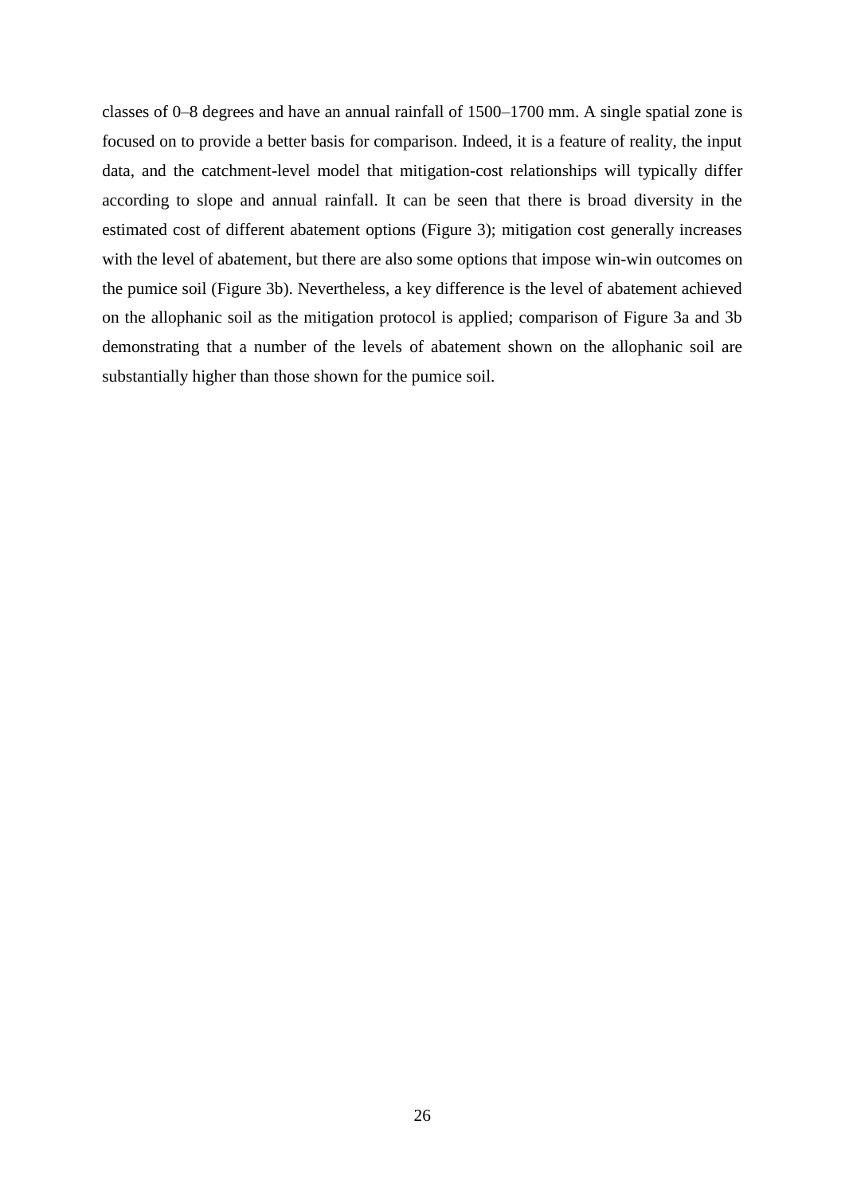classes of 0–8 degrees and have an annual rainfall of 1500–1700 mm. A single spatial zone is focused on to provide a better basis for comparison. Indeed, it is a feature of reality, the input data, and the catchment-level model that mitigation-cost relationships will typically differ according to slope and annual rainfall. It can be seen that there is broad diversity in the estimated cost of different abatement options (Figure 3); mitigation cost generally increases with the level of abatement, but there are also some options that impose win-win outcomes on the pumice soil (Figure 3b). Nevertheless, a key difference is the level of abatement achieved on the allophanic soil as the mitigation protocol is applied; comparison of Figure 3a and 3b demonstrating that a number of the levels of abatement shown on the allophanic soil are substantially higher than those shown for the pumice soil.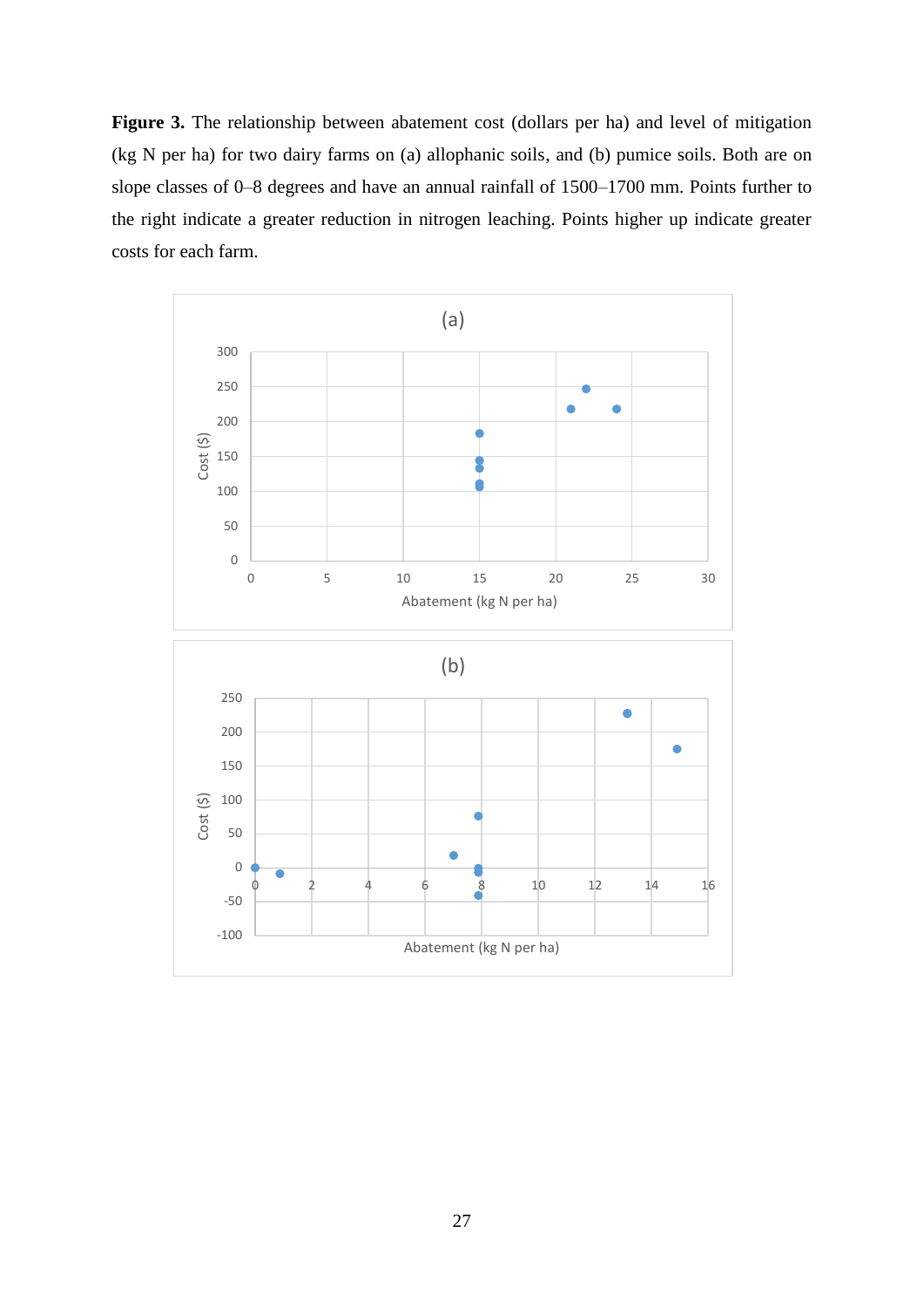**Figure 3.** The relationship between abatement cost (dollars per ha) and level of mitigation (kg N per ha) for two dairy farms on (a) allophanic soils, and (b) pumice soils. Both are on slope classes of 0–8 degrees and have an annual rainfall of 1500–1700 mm. Points further to the right indicate a greater reduction in nitrogen leaching. Points higher up indicate greater costs for each farm.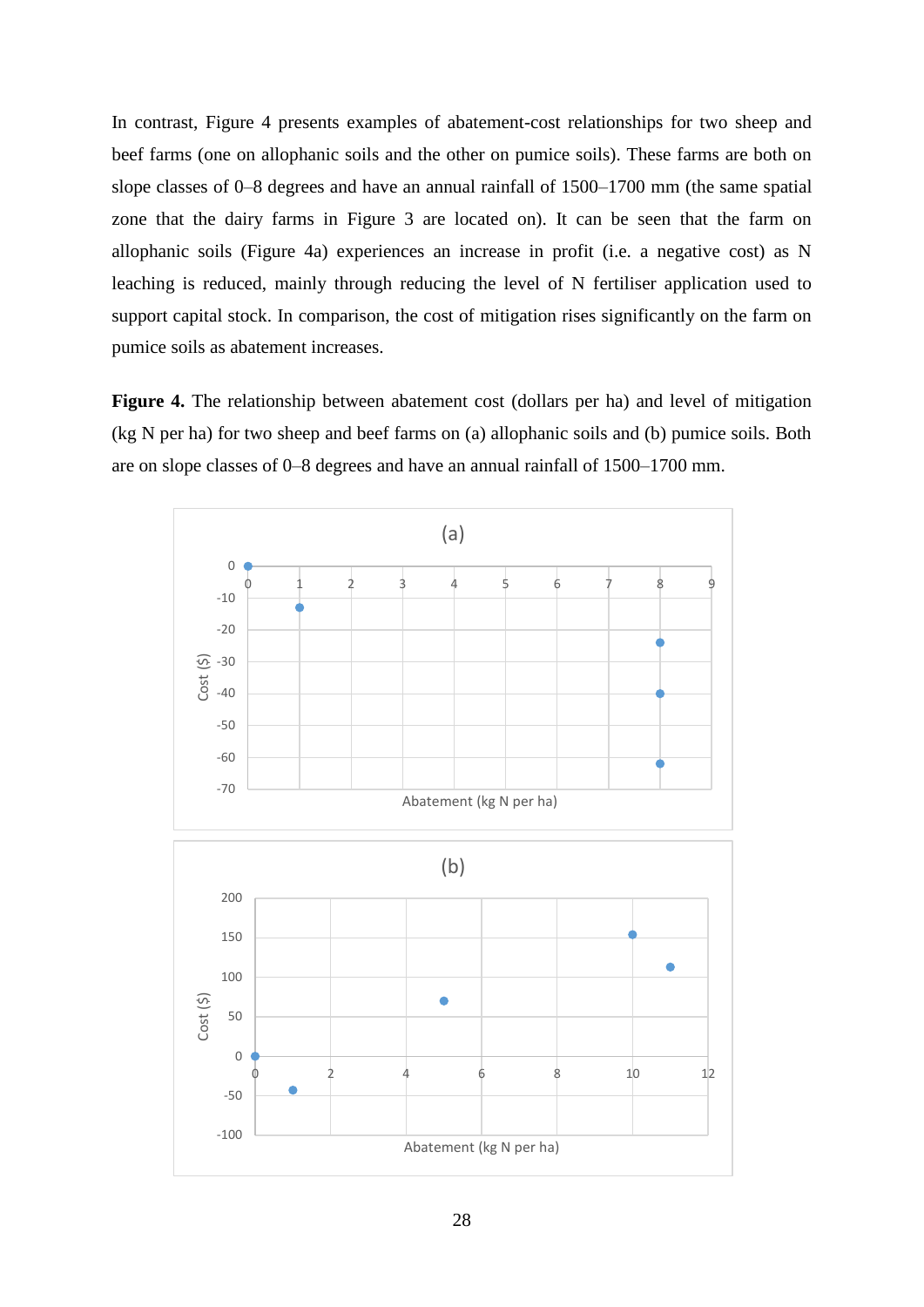In contrast, Figure 4 presents examples of abatement-cost relationships for two sheep and beef farms (one on allophanic soils and the other on pumice soils). These farms are both on slope classes of 0–8 degrees and have an annual rainfall of 1500–1700 mm (the same spatial zone that the dairy farms in Figure 3 are located on). It can be seen that the farm on allophanic soils (Figure 4a) experiences an increase in profit (i.e. a negative cost) as N leaching is reduced, mainly through reducing the level of N fertiliser application used to support capital stock. In comparison, the cost of mitigation rises significantly on the farm on pumice soils as abatement increases.

**Figure 4.** The relationship between abatement cost (dollars per ha) and level of mitigation (kg N per ha) for two sheep and beef farms on (a) allophanic soils and (b) pumice soils. Both are on slope classes of 0–8 degrees and have an annual rainfall of 1500–1700 mm.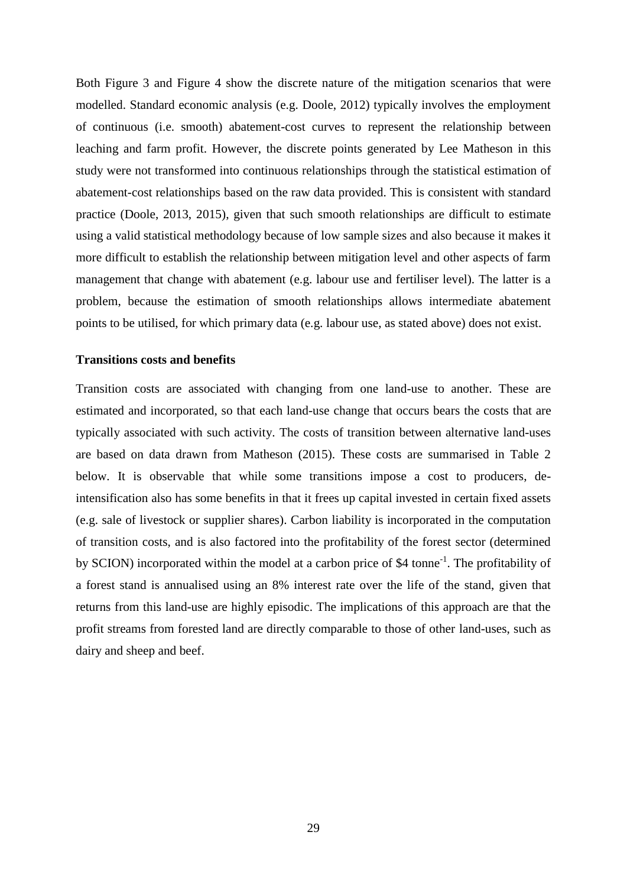Both Figure 3 and Figure 4 show the discrete nature of the mitigation scenarios that were modelled. Standard economic analysis (e.g. Doole, 2012) typically involves the employment of continuous (i.e. smooth) abatement-cost curves to represent the relationship between leaching and farm profit. However, the discrete points generated by Lee Matheson in this study were not transformed into continuous relationships through the statistical estimation of abatement-cost relationships based on the raw data provided. This is consistent with standard practice (Doole, 2013, 2015), given that such smooth relationships are difficult to estimate using a valid statistical methodology because of low sample sizes and also because it makes it more difficult to establish the relationship between mitigation level and other aspects of farm management that change with abatement (e.g. labour use and fertiliser level). The latter is a problem, because the estimation of smooth relationships allows intermediate abatement points to be utilised, for which primary data (e.g. labour use, as stated above) does not exist.

**Transitions costs and benefits**

Transition costs are associated with changing from one land-use to another. These are estimated and incorporated, so that each land-use change that occurs bears the costs that are typically associated with such activity. The costs of transition between alternative land-uses are based on data drawn from Matheson (2015). These costs are summarised in Table 2 below. It is observable that while some transitions impose a cost to producers, de-intensification also has some benefits in that it frees up capital invested in certain fixed assets (e.g. sale of livestock or supplier shares). Carbon liability is incorporated in the computation of transition costs, and is also factored into the profitability of the forest sector (determined by SCION) incorporated within the model at a carbon price of \$4 tonne$^{-1}$. The profitability of a forest stand is annualised using an 8% interest rate over the life of the stand, given that returns from this land-use are highly episodic. The implications of this approach are that the profit streams from forested land are directly comparable to those of other land-uses, such as dairy and sheep and beef.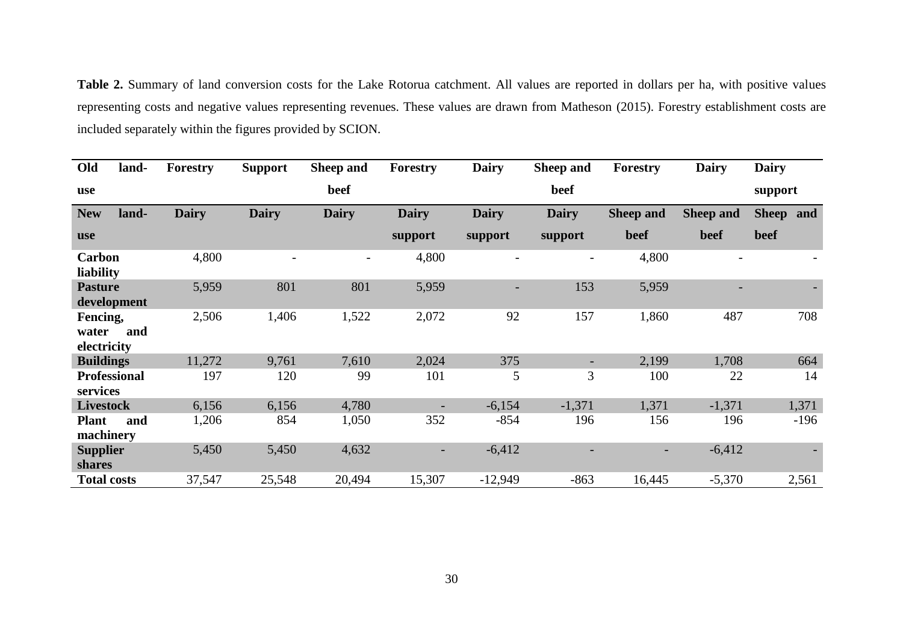**Table 2.** Summary of land conversion costs for the Lake Rotorua catchment. All values are reported in dollars per ha, with positive values representing costs and negative values representing revenues. These values are drawn from Matheson (2015). Forestry establishment costs are included separately within the figures provided by SCION.

| Old land-use | Forestry | Support | Sheep and beef | Forestry | Dairy | Sheep and beef | Forestry | Dairy | Dairy support |
|---|---|---|---|---|---|---|---|---|---|
| **New land-use** | **Dairy** | **Dairy** | **Dairy** | **Dairy support** | **Dairy support** | **Dairy support** | **Sheep and beef** | **Sheep and beef** | **Sheep and beef** |
| **Carbon liability** | 4,800 | - | - | 4,800 | - | - | 4,800 | - | - |
| **Pasture development** | 5,959 | 801 | 801 | 5,959 | - | 153 | 5,959 | - | - |
| **Fencing, water and electricity** | 2,506 | 1,406 | 1,522 | 2,072 | 92 | 157 | 1,860 | 487 | 708 |
| **Buildings** | 11,272 | 9,761 | 7,610 | 2,024 | 375 | - | 2,199 | 1,708 | 664 |
| **Professional services** | 197 | 120 | 99 | 101 | 5 | 3 | 100 | 22 | 14 |
| **Livestock** | 6,156 | 6,156 | 4,780 | - | -6,154 | -1,371 | 1,371 | -1,371 | 1,371 |
| **Plant and machinery** | 1,206 | 854 | 1,050 | 352 | -854 | 196 | 156 | 196 | -196 |
| **Supplier shares** | 5,450 | 5,450 | 4,632 | - | -6,412 | - | - | -6,412 | - |
| **Total costs** | 37,547 | 25,548 | 20,494 | 15,307 | -12,949 | -863 | 16,445 | -5,370 | 2,561 |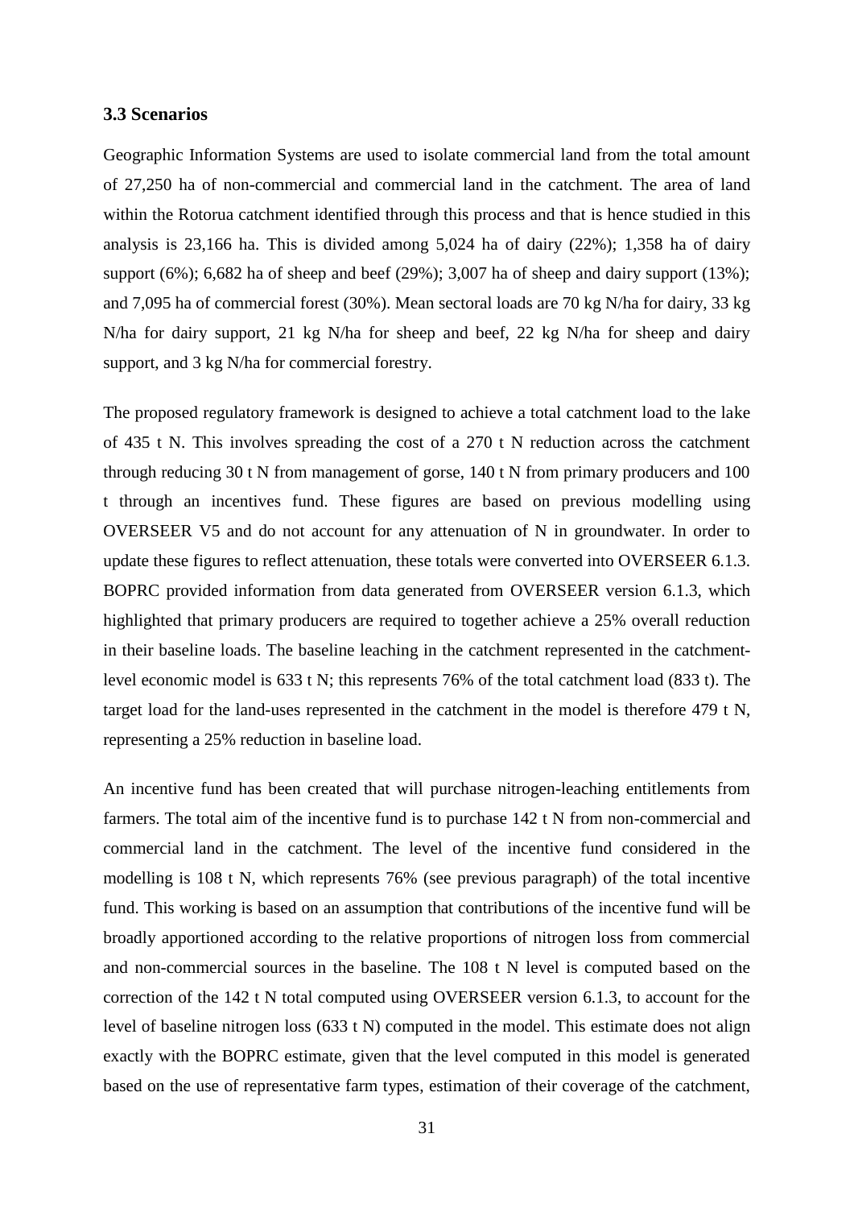### 3.3 Scenarios

Geographic Information Systems are used to isolate commercial land from the total amount of 27,250 ha of non-commercial and commercial land in the catchment. The area of land within the Rotorua catchment identified through this process and that is hence studied in this analysis is 23,166 ha. This is divided among 5,024 ha of dairy (22%); 1,358 ha of dairy support (6%); 6,682 ha of sheep and beef (29%); 3,007 ha of sheep and dairy support (13%); and 7,095 ha of commercial forest (30%). Mean sectoral loads are 70 kg N/ha for dairy, 33 kg N/ha for dairy support, 21 kg N/ha for sheep and beef, 22 kg N/ha for sheep and dairy support, and 3 kg N/ha for commercial forestry.

The proposed regulatory framework is designed to achieve a total catchment load to the lake of 435 t N. This involves spreading the cost of a 270 t N reduction across the catchment through reducing 30 t N from management of gorse, 140 t N from primary producers and 100 t through an incentives fund. These figures are based on previous modelling using OVERSEER V5 and do not account for any attenuation of N in groundwater. In order to update these figures to reflect attenuation, these totals were converted into OVERSEER 6.1.3. BOPRC provided information from data generated from OVERSEER version 6.1.3, which highlighted that primary producers are required to together achieve a 25% overall reduction in their baseline loads. The baseline leaching in the catchment represented in the catchment-level economic model is 633 t N; this represents 76% of the total catchment load (833 t). The target load for the land-uses represented in the catchment in the model is therefore 479 t N, representing a 25% reduction in baseline load.

An incentive fund has been created that will purchase nitrogen-leaching entitlements from farmers. The total aim of the incentive fund is to purchase 142 t N from non-commercial and commercial land in the catchment. The level of the incentive fund considered in the modelling is 108 t N, which represents 76% (see previous paragraph) of the total incentive fund. This working is based on an assumption that contributions of the incentive fund will be broadly apportioned according to the relative proportions of nitrogen loss from commercial and non-commercial sources in the baseline. The 108 t N level is computed based on the correction of the 142 t N total computed using OVERSEER version 6.1.3, to account for the level of baseline nitrogen loss (633 t N) computed in the model. This estimate does not align exactly with the BOPRC estimate, given that the level computed in this model is generated based on the use of representative farm types, estimation of their coverage of the catchment,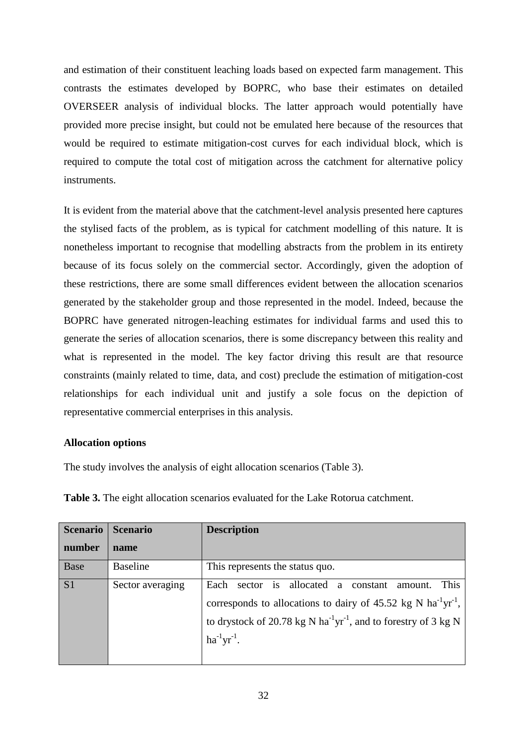and estimation of their constituent leaching loads based on expected farm management. This contrasts the estimates developed by BOPRC, who base their estimates on detailed OVERSEER analysis of individual blocks. The latter approach would potentially have provided more precise insight, but could not be emulated here because of the resources that would be required to estimate mitigation-cost curves for each individual block, which is required to compute the total cost of mitigation across the catchment for alternative policy instruments.

It is evident from the material above that the catchment-level analysis presented here captures the stylised facts of the problem, as is typical for catchment modelling of this nature. It is nonetheless important to recognise that modelling abstracts from the problem in its entirety because of its focus solely on the commercial sector. Accordingly, given the adoption of these restrictions, there are some small differences evident between the allocation scenarios generated by the stakeholder group and those represented in the model. Indeed, because the BOPRC have generated nitrogen-leaching estimates for individual farms and used this to generate the series of allocation scenarios, there is some discrepancy between this reality and what is represented in the model. The key factor driving this result are that resource constraints (mainly related to time, data, and cost) preclude the estimation of mitigation-cost relationships for each individual unit and justify a sole focus on the depiction of representative commercial enterprises in this analysis.

**Allocation options**

The study involves the analysis of eight allocation scenarios (Table 3).

**Table 3.** The eight allocation scenarios evaluated for the Lake Rotorua catchment.

| Scenario number | Scenario name | Description |
|---|---|---|
| Base | Baseline | This represents the status quo. |
| S1 | Sector averaging | Each sector is allocated a constant amount. This corresponds to allocations to dairy of 45.52 kg N $ha^{-1}yr^{-1}$, to drystock of 20.78 kg N $ha^{-1}yr^{-1}$, and to forestry of 3 kg N $ha^{-1}yr^{-1}$. |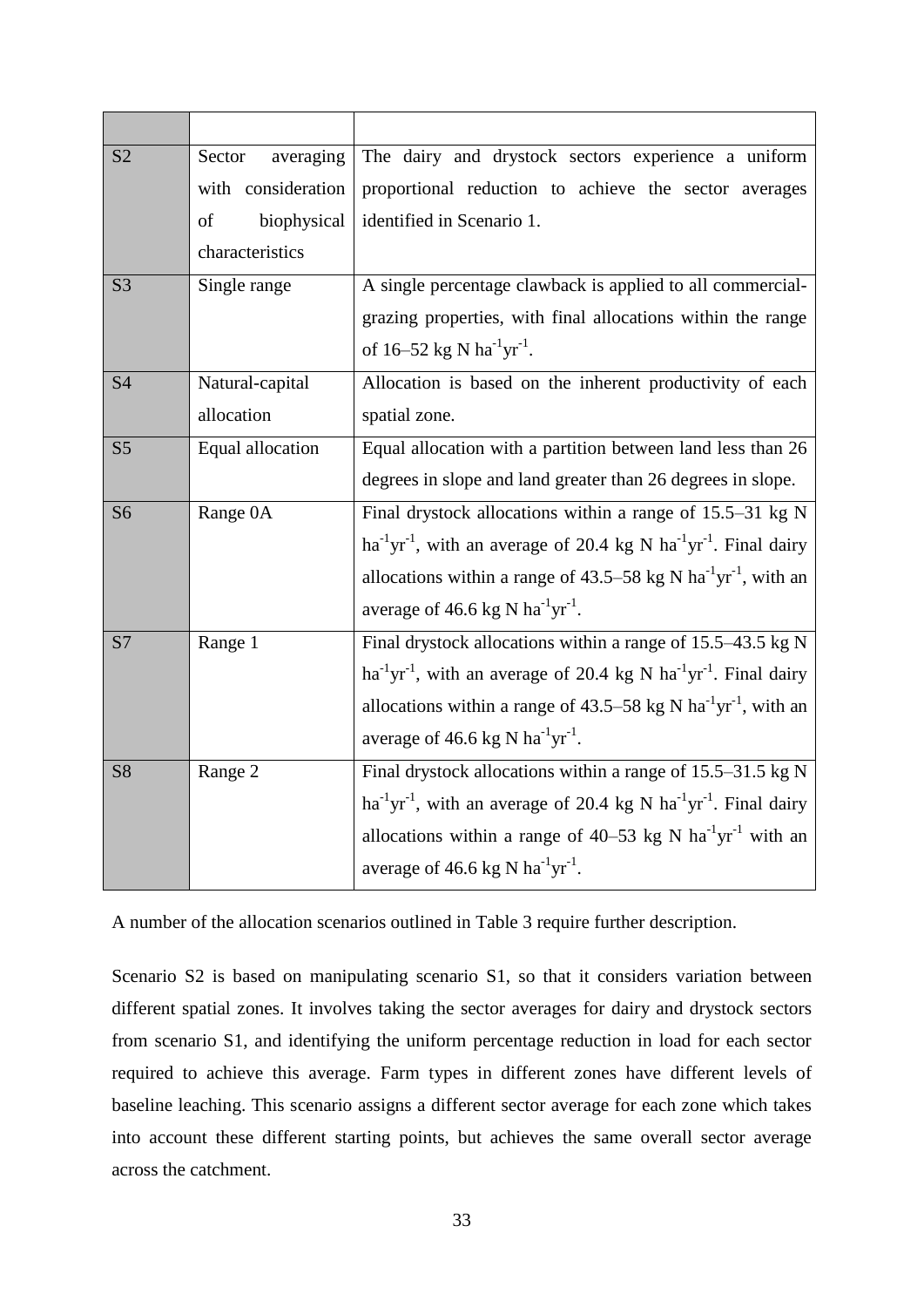| | | |
|---|---|---|
| S2 | Sector averaging with consideration of biophysical characteristics | The dairy and drystock sectors experience a uniform proportional reduction to achieve the sector averages identified in Scenario 1. |
| S3 | Single range | A single percentage clawback is applied to all commercial-grazing properties, with final allocations within the range of 16–52 kg N $ha^{-1}yr^{-1}$. |
| S4 | Natural-capital allocation | Allocation is based on the inherent productivity of each spatial zone. |
| S5 | Equal allocation | Equal allocation with a partition between land less than 26 degrees in slope and land greater than 26 degrees in slope. |
| S6 | Range 0A | Final drystock allocations within a range of 15.5–31 kg N $ha^{-1}yr^{-1}$, with an average of 20.4 kg N $ha^{-1}yr^{-1}$. Final dairy allocations within a range of 43.5–58 kg N $ha^{-1}yr^{-1}$, with an average of 46.6 kg N $ha^{-1}yr^{-1}$. |
| S7 | Range 1 | Final drystock allocations within a range of 15.5–43.5 kg N $ha^{-1}yr^{-1}$, with an average of 20.4 kg N $ha^{-1}yr^{-1}$. Final dairy allocations within a range of 43.5–58 kg N $ha^{-1}yr^{-1}$, with an average of 46.6 kg N $ha^{-1}yr^{-1}$. |
| S8 | Range 2 | Final drystock allocations within a range of 15.5–31.5 kg N $ha^{-1}yr^{-1}$, with an average of 20.4 kg N $ha^{-1}yr^{-1}$. Final dairy allocations within a range of 40–53 kg N $ha^{-1}yr^{-1}$ with an average of 46.6 kg N $ha^{-1}yr^{-1}$. |

A number of the allocation scenarios outlined in Table 3 require further description.

Scenario S2 is based on manipulating scenario S1, so that it considers variation between different spatial zones. It involves taking the sector averages for dairy and drystock sectors from scenario S1, and identifying the uniform percentage reduction in load for each sector required to achieve this average. Farm types in different zones have different levels of baseline leaching. This scenario assigns a different sector average for each zone which takes into account these different starting points, but achieves the same overall sector average across the catchment.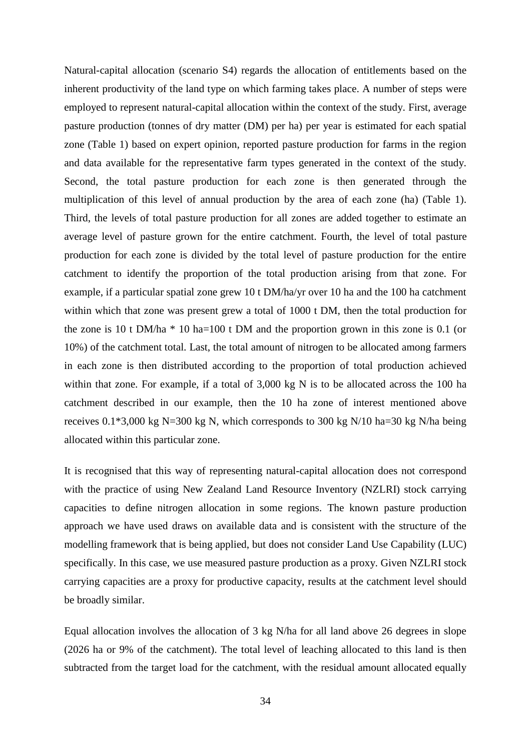Natural-capital allocation (scenario S4) regards the allocation of entitlements based on the inherent productivity of the land type on which farming takes place. A number of steps were employed to represent natural-capital allocation within the context of the study. First, average pasture production (tonnes of dry matter (DM) per ha) per year is estimated for each spatial zone (Table 1) based on expert opinion, reported pasture production for farms in the region and data available for the representative farm types generated in the context of the study. Second, the total pasture production for each zone is then generated through the multiplication of this level of annual production by the area of each zone (ha) (Table 1). Third, the levels of total pasture production for all zones are added together to estimate an average level of pasture grown for the entire catchment. Fourth, the level of total pasture production for each zone is divided by the total level of pasture production for the entire catchment to identify the proportion of the total production arising from that zone. For example, if a particular spatial zone grew 10 t DM/ha/yr over 10 ha and the 100 ha catchment within which that zone was present grew a total of 1000 t DM, then the total production for the zone is 10 t DM/ha * 10 ha=100 t DM and the proportion grown in this zone is 0.1 (or 10%) of the catchment total. Last, the total amount of nitrogen to be allocated among farmers in each zone is then distributed according to the proportion of total production achieved within that zone. For example, if a total of 3,000 kg N is to be allocated across the 100 ha catchment described in our example, then the 10 ha zone of interest mentioned above receives 0.1*3,000 kg N=300 kg N, which corresponds to 300 kg N/10 ha=30 kg N/ha being allocated within this particular zone.

It is recognised that this way of representing natural-capital allocation does not correspond with the practice of using New Zealand Land Resource Inventory (NZLRI) stock carrying capacities to define nitrogen allocation in some regions. The known pasture production approach we have used draws on available data and is consistent with the structure of the modelling framework that is being applied, but does not consider Land Use Capability (LUC) specifically. In this case, we use measured pasture production as a proxy. Given NZLRI stock carrying capacities are a proxy for productive capacity, results at the catchment level should be broadly similar.

Equal allocation involves the allocation of 3 kg N/ha for all land above 26 degrees in slope (2026 ha or 9% of the catchment). The total level of leaching allocated to this land is then subtracted from the target load for the catchment, with the residual amount allocated equally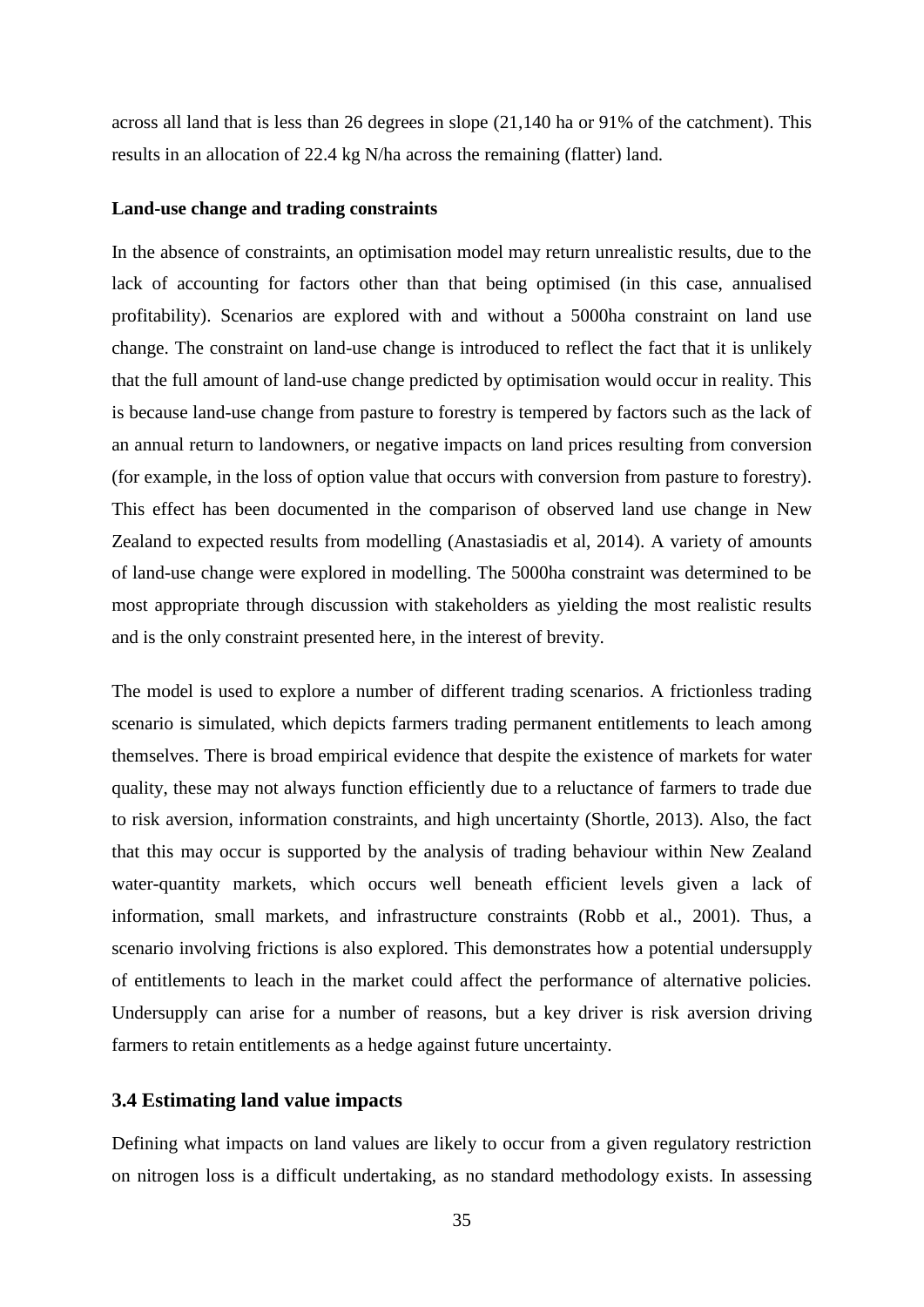across all land that is less than 26 degrees in slope (21,140 ha or 91% of the catchment). This results in an allocation of 22.4 kg N/ha across the remaining (flatter) land.

**Land-use change and trading constraints**

In the absence of constraints, an optimisation model may return unrealistic results, due to the lack of accounting for factors other than that being optimised (in this case, annualised profitability). Scenarios are explored with and without a 5000ha constraint on land use change. The constraint on land-use change is introduced to reflect the fact that it is unlikely that the full amount of land-use change predicted by optimisation would occur in reality. This is because land-use change from pasture to forestry is tempered by factors such as the lack of an annual return to landowners, or negative impacts on land prices resulting from conversion (for example, in the loss of option value that occurs with conversion from pasture to forestry). This effect has been documented in the comparison of observed land use change in New Zealand to expected results from modelling (Anastasiadis et al, 2014). A variety of amounts of land-use change were explored in modelling. The 5000ha constraint was determined to be most appropriate through discussion with stakeholders as yielding the most realistic results and is the only constraint presented here, in the interest of brevity.

The model is used to explore a number of different trading scenarios. A frictionless trading scenario is simulated, which depicts farmers trading permanent entitlements to leach among themselves. There is broad empirical evidence that despite the existence of markets for water quality, these may not always function efficiently due to a reluctance of farmers to trade due to risk aversion, information constraints, and high uncertainty (Shortle, 2013). Also, the fact that this may occur is supported by the analysis of trading behaviour within New Zealand water-quantity markets, which occurs well beneath efficient levels given a lack of information, small markets, and infrastructure constraints (Robb et al., 2001). Thus, a scenario involving frictions is also explored. This demonstrates how a potential undersupply of entitlements to leach in the market could affect the performance of alternative policies. Undersupply can arise for a number of reasons, but a key driver is risk aversion driving farmers to retain entitlements as a hedge against future uncertainty.

### 3.4 Estimating land value impacts

Defining what impacts on land values are likely to occur from a given regulatory restriction on nitrogen loss is a difficult undertaking, as no standard methodology exists. In assessing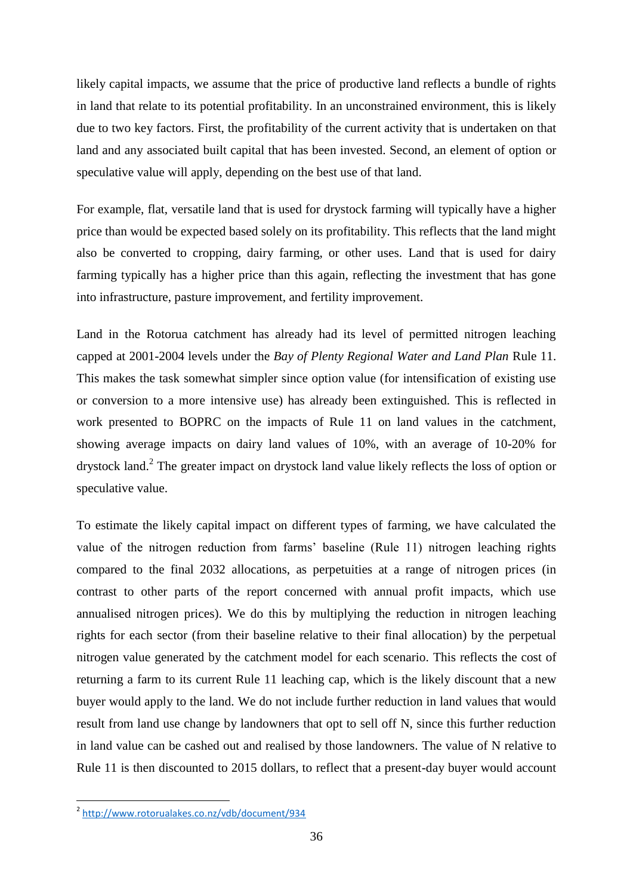likely capital impacts, we assume that the price of productive land reflects a bundle of rights in land that relate to its potential profitability. In an unconstrained environment, this is likely due to two key factors. First, the profitability of the current activity that is undertaken on that land and any associated built capital that has been invested. Second, an element of option or speculative value will apply, depending on the best use of that land.

For example, flat, versatile land that is used for drystock farming will typically have a higher price than would be expected based solely on its profitability. This reflects that the land might also be converted to cropping, dairy farming, or other uses. Land that is used for dairy farming typically has a higher price than this again, reflecting the investment that has gone into infrastructure, pasture improvement, and fertility improvement.

Land in the Rotorua catchment has already had its level of permitted nitrogen leaching capped at 2001-2004 levels under the *Bay of Plenty Regional Water and Land Plan* Rule 11. This makes the task somewhat simpler since option value (for intensification of existing use or conversion to a more intensive use) has already been extinguished. This is reflected in work presented to BOPRC on the impacts of Rule 11 on land values in the catchment, showing average impacts on dairy land values of 10%, with an average of 10-20% for drystock land.[2] The greater impact on drystock land value likely reflects the loss of option or speculative value.

To estimate the likely capital impact on different types of farming, we have calculated the value of the nitrogen reduction from farms' baseline (Rule 11) nitrogen leaching rights compared to the final 2032 allocations, as perpetuities at a range of nitrogen prices (in contrast to other parts of the report concerned with annual profit impacts, which use annualised nitrogen prices). We do this by multiplying the reduction in nitrogen leaching rights for each sector (from their baseline relative to their final allocation) by the perpetual nitrogen value generated by the catchment model for each scenario. This reflects the cost of returning a farm to its current Rule 11 leaching cap, which is the likely discount that a new buyer would apply to the land. We do not include further reduction in land values that would result from land use change by landowners that opt to sell off N, since this further reduction in land value can be cashed out and realised by those landowners. The value of N relative to Rule 11 is then discounted to 2015 dollars, to reflect that a present-day buyer would account

[2] http://www.rotorualakes.co.nz/vdb/document/934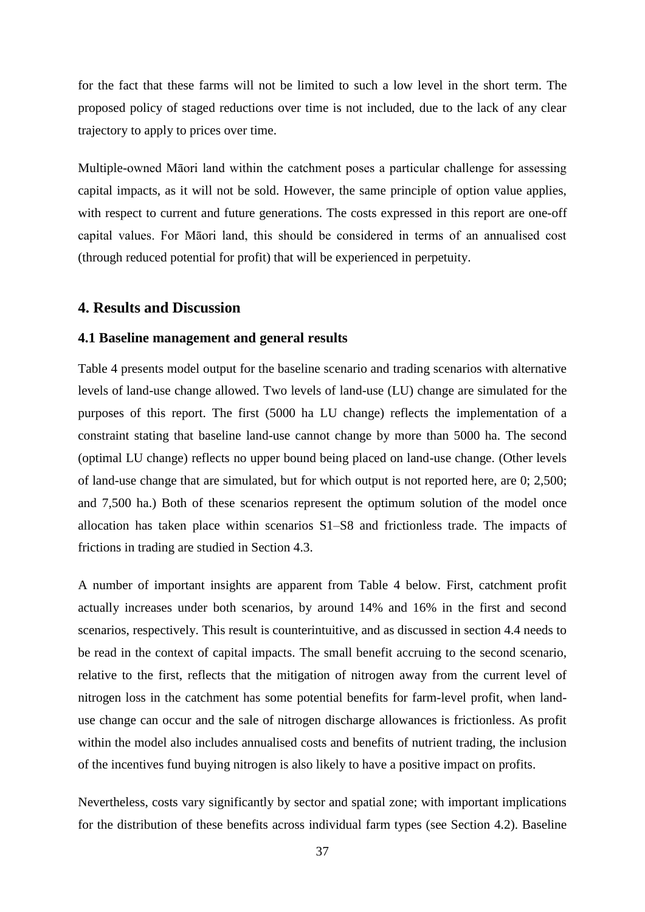for the fact that these farms will not be limited to such a low level in the short term. The proposed policy of staged reductions over time is not included, due to the lack of any clear trajectory to apply to prices over time.

Multiple-owned Māori land within the catchment poses a particular challenge for assessing capital impacts, as it will not be sold. However, the same principle of option value applies, with respect to current and future generations. The costs expressed in this report are one-off capital values. For Māori land, this should be considered in terms of an annualised cost (through reduced potential for profit) that will be experienced in perpetuity.

## 4. Results and Discussion

### 4.1 Baseline management and general results

Table 4 presents model output for the baseline scenario and trading scenarios with alternative levels of land-use change allowed. Two levels of land-use (LU) change are simulated for the purposes of this report. The first (5000 ha LU change) reflects the implementation of a constraint stating that baseline land-use cannot change by more than 5000 ha. The second (optimal LU change) reflects no upper bound being placed on land-use change. (Other levels of land-use change that are simulated, but for which output is not reported here, are 0; 2,500; and 7,500 ha.) Both of these scenarios represent the optimum solution of the model once allocation has taken place within scenarios S1–S8 and frictionless trade. The impacts of frictions in trading are studied in Section 4.3.

A number of important insights are apparent from Table 4 below. First, catchment profit actually increases under both scenarios, by around 14% and 16% in the first and second scenarios, respectively. This result is counterintuitive, and as discussed in section 4.4 needs to be read in the context of capital impacts. The small benefit accruing to the second scenario, relative to the first, reflects that the mitigation of nitrogen away from the current level of nitrogen loss in the catchment has some potential benefits for farm-level profit, when land-use change can occur and the sale of nitrogen discharge allowances is frictionless. As profit within the model also includes annualised costs and benefits of nutrient trading, the inclusion of the incentives fund buying nitrogen is also likely to have a positive impact on profits.

Nevertheless, costs vary significantly by sector and spatial zone; with important implications for the distribution of these benefits across individual farm types (see Section 4.2). Baseline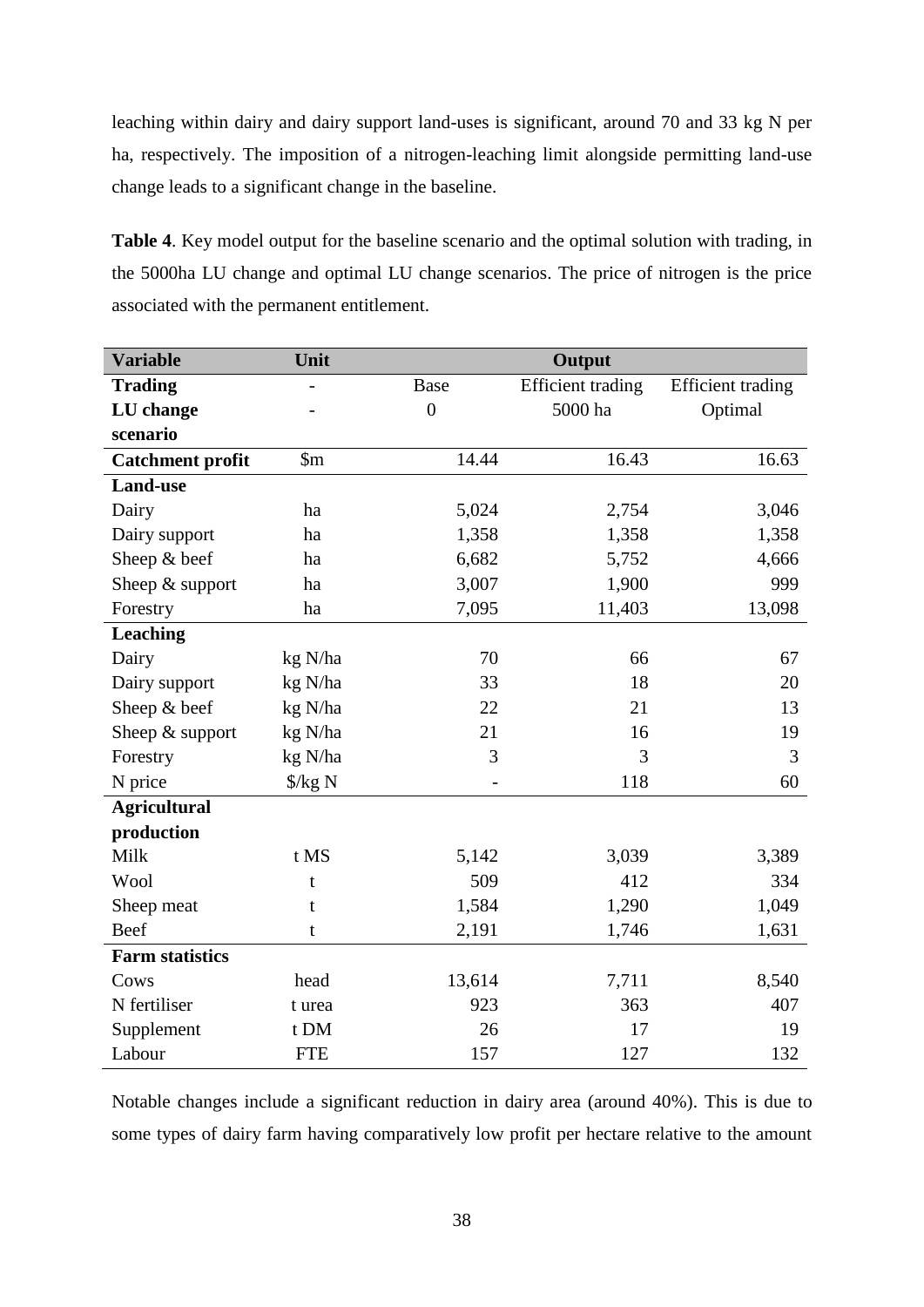leaching within dairy and dairy support land-uses is significant, around 70 and 33 kg N per ha, respectively. The imposition of a nitrogen-leaching limit alongside permitting land-use change leads to a significant change in the baseline.

**Table 4**. Key model output for the baseline scenario and the optimal solution with trading, in the 5000ha LU change and optimal LU change scenarios. The price of nitrogen is the price associated with the permanent entitlement.

| Variable | Unit | Output | | |
|---|---|---|---|---|
| **Trading** | - | Base | Efficient trading | Efficient trading |
| **LU change scenario** | - | 0 | 5000 ha | Optimal |
| **Catchment profit** | $m | 14.44 | 16.43 | 16.63 |
| **Land-use** | | | | |
| Dairy | ha | 5,024 | 2,754 | 3,046 |
| Dairy support | ha | 1,358 | 1,358 | 1,358 |
| Sheep & beef | ha | 6,682 | 5,752 | 4,666 |
| Sheep & support | ha | 3,007 | 1,900 | 999 |
| Forestry | ha | 7,095 | 11,403 | 13,098 |
| **Leaching** | | | | |
| Dairy | kg N/ha | 70 | 66 | 67 |
| Dairy support | kg N/ha | 33 | 18 | 20 |
| Sheep & beef | kg N/ha | 22 | 21 | 13 |
| Sheep & support | kg N/ha | 21 | 16 | 19 |
| Forestry | kg N/ha | 3 | 3 | 3 |
| N price | $/kg N | - | 118 | 60 |
| **Agricultural production** | | | | |
| Milk | t MS | 5,142 | 3,039 | 3,389 |
| Wool | t | 509 | 412 | 334 |
| Sheep meat | t | 1,584 | 1,290 | 1,049 |
| Beef | t | 2,191 | 1,746 | 1,631 |
| **Farm statistics** | | | | |
| Cows | head | 13,614 | 7,711 | 8,540 |
| N fertiliser | t urea | 923 | 363 | 407 |
| Supplement | t DM | 26 | 17 | 19 |
| Labour | FTE | 157 | 127 | 132 |

Notable changes include a significant reduction in dairy area (around 40%). This is due to some types of dairy farm having comparatively low profit per hectare relative to the amount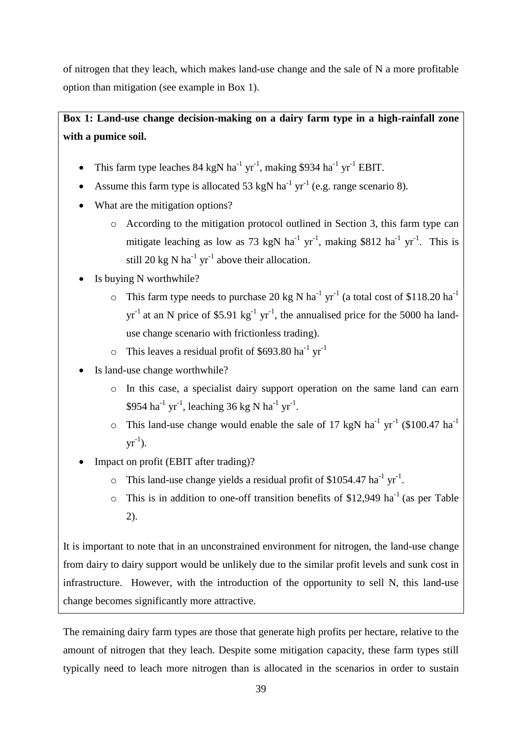of nitrogen that they leach, which makes land-use change and the sale of N a more profitable option than mitigation (see example in Box 1).

**Box 1: Land-use change decision-making on a dairy farm type in a high-rainfall zone with a pumice soil.**

- This farm type leaches 84 kgN $ha^{-1}$ $yr^{-1}$, making \$934 $ha^{-1}$ $yr^{-1}$ EBIT.
- Assume this farm type is allocated 53 kgN $ha^{-1}$ $yr^{-1}$ (e.g. range scenario 8).
- What are the mitigation options?
    - According to the mitigation protocol outlined in Section 3, this farm type can mitigate leaching as low as 73 kgN $ha^{-1}$ $yr^{-1}$, making \$812 $ha^{-1}$ $yr^{-1}$. This is still 20 kg N $ha^{-1}$ $yr^{-1}$ above their allocation.
- Is buying N worthwhile?
    - This farm type needs to purchase 20 kg N $ha^{-1}$ $yr^{-1}$ (a total cost of \$118.20 $ha^{-1}$ $yr^{-1}$ at an N price of \$5.91 $kg^{-1}$ $yr^{-1}$, the annualised price for the 5000 ha land-use change scenario with frictionless trading).
    - This leaves a residual profit of \$693.80 $ha^{-1}$ $yr^{-1}$
- Is land-use change worthwhile?
    - In this case, a specialist dairy support operation on the same land can earn \$954 $ha^{-1}$ $yr^{-1}$, leaching 36 kg N $ha^{-1}$ $yr^{-1}$.
    - This land-use change would enable the sale of 17 kgN $ha^{-1}$ $yr^{-1}$ (\$100.47 $ha^{-1}$ $yr^{-1}$).
- Impact on profit (EBIT after trading)?
    - This land-use change yields a residual profit of \$1054.47 $ha^{-1}$ $yr^{-1}$.
    - This is in addition to one-off transition benefits of \$12,949 $ha^{-1}$ (as per Table 2).

It is important to note that in an unconstrained environment for nitrogen, the land-use change from dairy to dairy support would be unlikely due to the similar profit levels and sunk cost in infrastructure. However, with the introduction of the opportunity to sell N, this land-use change becomes significantly more attractive.

The remaining dairy farm types are those that generate high profits per hectare, relative to the amount of nitrogen that they leach. Despite some mitigation capacity, these farm types still typically need to leach more nitrogen than is allocated in the scenarios in order to sustain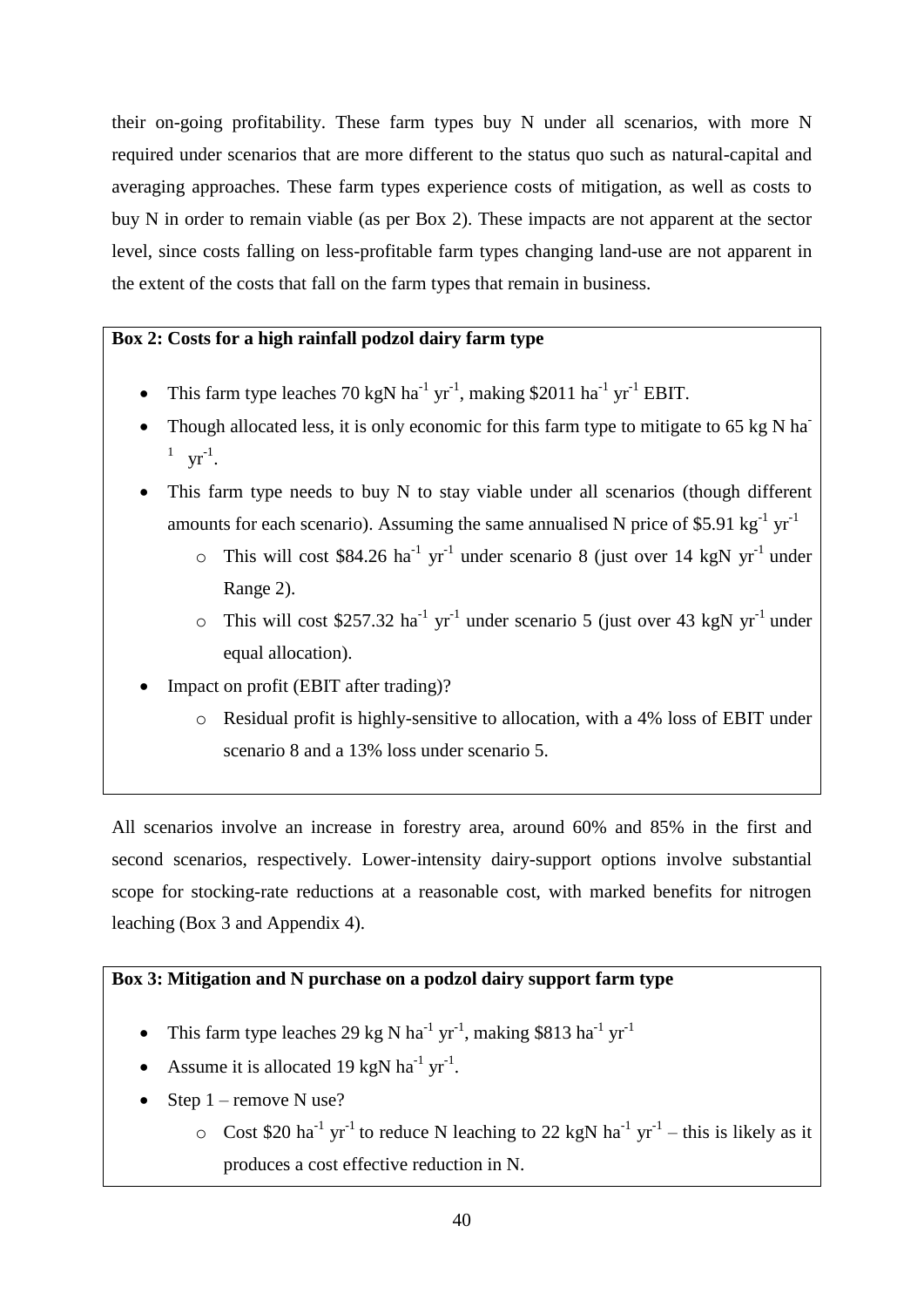their on-going profitability. These farm types buy N under all scenarios, with more N required under scenarios that are more different to the status quo such as natural-capital and averaging approaches. These farm types experience costs of mitigation, as well as costs to buy N in order to remain viable (as per Box 2). These impacts are not apparent at the sector level, since costs falling on less-profitable farm types changing land-use are not apparent in the extent of the costs that fall on the farm types that remain in business.

**Box 2: Costs for a high rainfall podzol dairy farm type**

- This farm type leaches 70 kgN $ha^{-1}$ $yr^{-1}$, making \$2011 $ha^{-1}$ $yr^{-1}$ EBIT.
- Though allocated less, it is only economic for this farm type to mitigate to 65 kg N $ha^{-1}$ $yr^{-1}$.
- This farm type needs to buy N to stay viable under all scenarios (though different amounts for each scenario). Assuming the same annualised N price of \$5.91 $kg^{-1}$ $yr^{-1}$
  - This will cost \$84.26 $ha^{-1}$ $yr^{-1}$ under scenario 8 (just over 14 kgN $yr^{-1}$ under Range 2).
  - This will cost \$257.32 $ha^{-1}$ $yr^{-1}$ under scenario 5 (just over 43 kgN $yr^{-1}$ under equal allocation).
- Impact on profit (EBIT after trading)?
  - Residual profit is highly-sensitive to allocation, with a 4% loss of EBIT under scenario 8 and a 13% loss under scenario 5.

All scenarios involve an increase in forestry area, around 60% and 85% in the first and second scenarios, respectively. Lower-intensity dairy-support options involve substantial scope for stocking-rate reductions at a reasonable cost, with marked benefits for nitrogen leaching (Box 3 and Appendix 4).

**Box 3: Mitigation and N purchase on a podzol dairy support farm type**

- This farm type leaches 29 kg N $ha^{-1}$ $yr^{-1}$, making \$813 $ha^{-1}$ $yr^{-1}$
- Assume it is allocated 19 kgN $ha^{-1}$ $yr^{-1}$.
- Step 1 – remove N use?
  - Cost \$20 $ha^{-1}$ $yr^{-1}$ to reduce N leaching to 22 kgN $ha^{-1}$ $yr^{-1}$ – this is likely as it produces a cost effective reduction in N.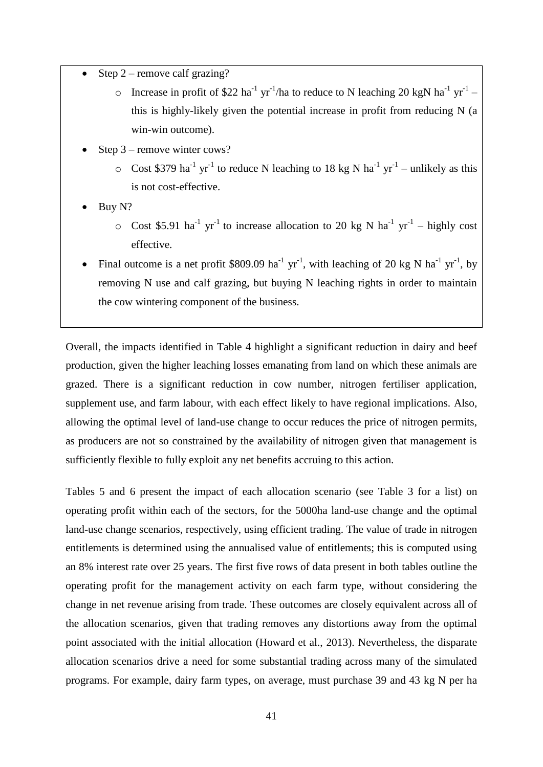- Step 2 – remove calf grazing?
  - Increase in profit of \$22 $ha^{-1}$ $yr^{-1}$/ha to reduce to N leaching 20 kgN $ha^{-1}$ $yr^{-1}$ – this is highly-likely given the potential increase in profit from reducing N (a win-win outcome).
- Step 3 – remove winter cows?
  - Cost \$379 $ha^{-1}$ $yr^{-1}$ to reduce N leaching to 18 kg N $ha^{-1}$ $yr^{-1}$ – unlikely as this is not cost-effective.
- Buy N?
  - Cost \$5.91 $ha^{-1}$ $yr^{-1}$ to increase allocation to 20 kg N $ha^{-1}$ $yr^{-1}$ – highly cost effective.
- Final outcome is a net profit \$809.09 $ha^{-1}$ $yr^{-1}$, with leaching of 20 kg N $ha^{-1}$ $yr^{-1}$, by removing N use and calf grazing, but buying N leaching rights in order to maintain the cow wintering component of the business.

Overall, the impacts identified in Table 4 highlight a significant reduction in dairy and beef production, given the higher leaching losses emanating from land on which these animals are grazed. There is a significant reduction in cow number, nitrogen fertiliser application, supplement use, and farm labour, with each effect likely to have regional implications. Also, allowing the optimal level of land-use change to occur reduces the price of nitrogen permits, as producers are not so constrained by the availability of nitrogen given that management is sufficiently flexible to fully exploit any net benefits accruing to this action.

Tables 5 and 6 present the impact of each allocation scenario (see Table 3 for a list) on operating profit within each of the sectors, for the 5000ha land-use change and the optimal land-use change scenarios, respectively, using efficient trading. The value of trade in nitrogen entitlements is determined using the annualised value of entitlements; this is computed using an 8% interest rate over 25 years. The first five rows of data present in both tables outline the operating profit for the management activity on each farm type, without considering the change in net revenue arising from trade. These outcomes are closely equivalent across all of the allocation scenarios, given that trading removes any distortions away from the optimal point associated with the initial allocation (Howard et al., 2013). Nevertheless, the disparate allocation scenarios drive a need for some substantial trading across many of the simulated programs. For example, dairy farm types, on average, must purchase 39 and 43 kg N per ha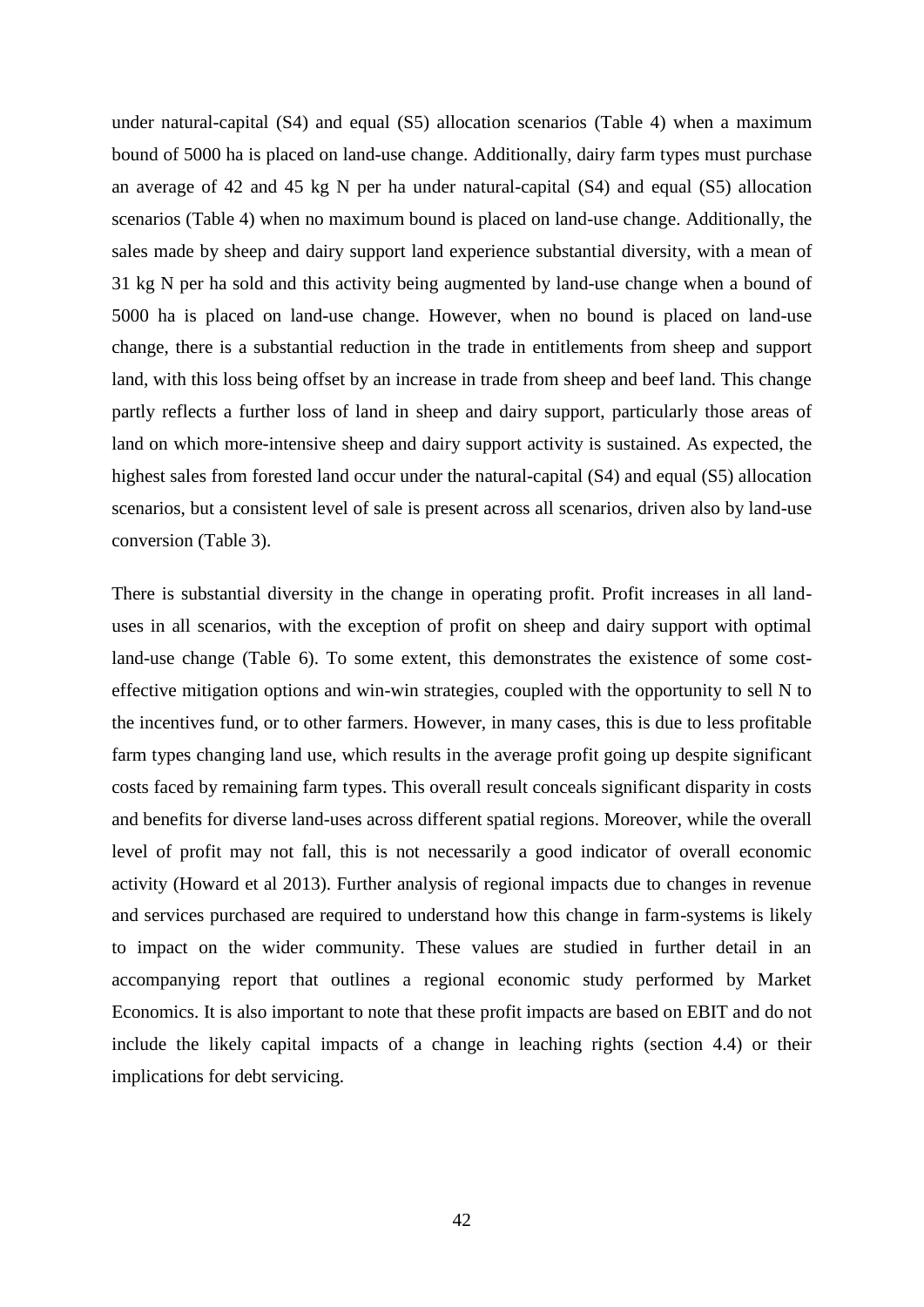under natural-capital (S4) and equal (S5) allocation scenarios (Table 4) when a maximum bound of 5000 ha is placed on land-use change. Additionally, dairy farm types must purchase an average of 42 and 45 kg N per ha under natural-capital (S4) and equal (S5) allocation scenarios (Table 4) when no maximum bound is placed on land-use change. Additionally, the sales made by sheep and dairy support land experience substantial diversity, with a mean of 31 kg N per ha sold and this activity being augmented by land-use change when a bound of 5000 ha is placed on land-use change. However, when no bound is placed on land-use change, there is a substantial reduction in the trade in entitlements from sheep and support land, with this loss being offset by an increase in trade from sheep and beef land. This change partly reflects a further loss of land in sheep and dairy support, particularly those areas of land on which more-intensive sheep and dairy support activity is sustained. As expected, the highest sales from forested land occur under the natural-capital (S4) and equal (S5) allocation scenarios, but a consistent level of sale is present across all scenarios, driven also by land-use conversion (Table 3).

There is substantial diversity in the change in operating profit. Profit increases in all land-uses in all scenarios, with the exception of profit on sheep and dairy support with optimal land-use change (Table 6). To some extent, this demonstrates the existence of some cost-effective mitigation options and win-win strategies, coupled with the opportunity to sell N to the incentives fund, or to other farmers. However, in many cases, this is due to less profitable farm types changing land use, which results in the average profit going up despite significant costs faced by remaining farm types. This overall result conceals significant disparity in costs and benefits for diverse land-uses across different spatial regions. Moreover, while the overall level of profit may not fall, this is not necessarily a good indicator of overall economic activity (Howard et al 2013). Further analysis of regional impacts due to changes in revenue and services purchased are required to understand how this change in farm-systems is likely to impact on the wider community. These values are studied in further detail in an accompanying report that outlines a regional economic study performed by Market Economics. It is also important to note that these profit impacts are based on EBIT and do not include the likely capital impacts of a change in leaching rights (section 4.4) or their implications for debt servicing.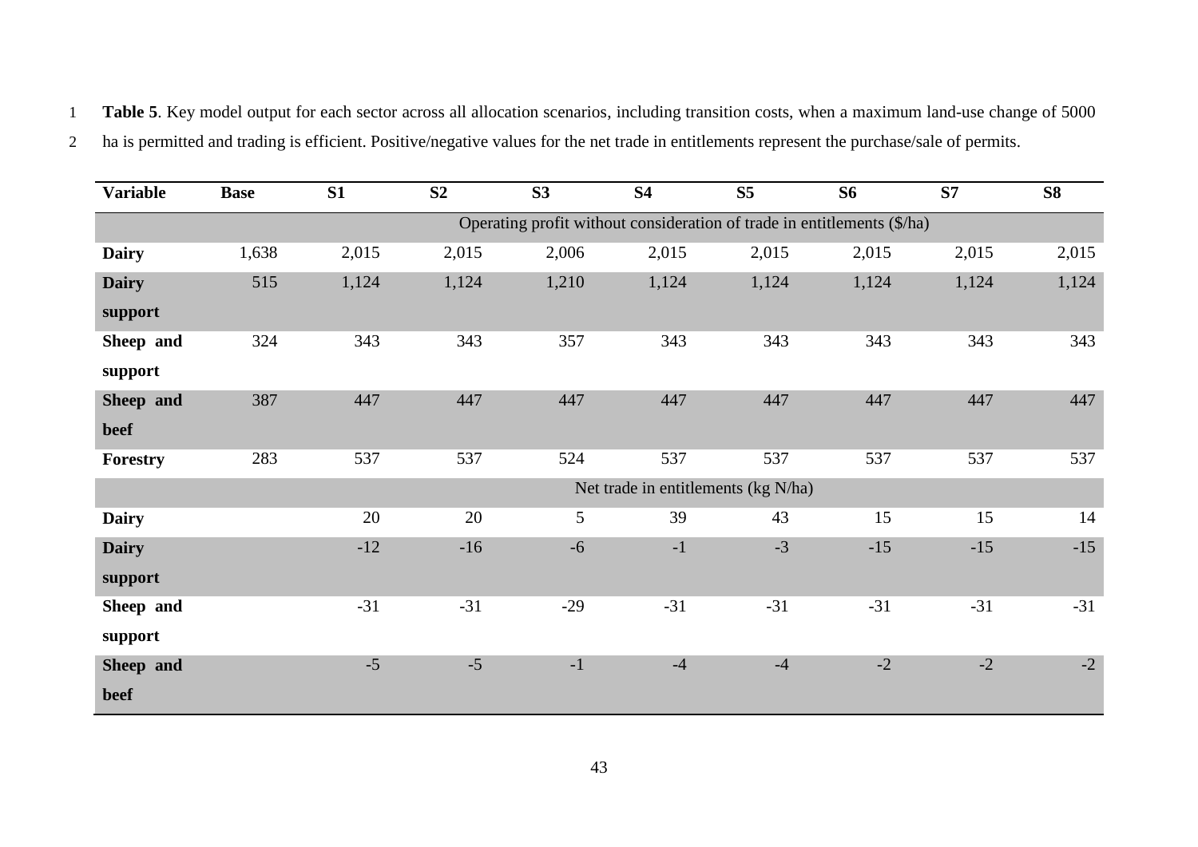**Table 5**. Key model output for each sector across all allocation scenarios, including transition costs, when a maximum land-use change of 5000 ha is permitted and trading is efficient. Positive/negative values for the net trade in entitlements represent the purchase/sale of permits.

| Variable | Base | S1 | S2 | S3 | S4 | S5 | S6 | S7 | S8 |
|---|---|---|---|---|---|---|---|---|---|
| | Operating profit without consideration of trade in entitlements ($/ha) | | | | | | | | |
| **Dairy** | 1,638 | 2,015 | 2,015 | 2,006 | 2,015 | 2,015 | 2,015 | 2,015 | 2,015 |
| **Dairy support** | 515 | 1,124 | 1,124 | 1,210 | 1,124 | 1,124 | 1,124 | 1,124 | 1,124 |
| **Sheep and support** | 324 | 343 | 343 | 357 | 343 | 343 | 343 | 343 | 343 |
| **Sheep and beef** | 387 | 447 | 447 | 447 | 447 | 447 | 447 | 447 | 447 |
| **Forestry** | 283 | 537 | 537 | 524 | 537 | 537 | 537 | 537 | 537 |
| | Net trade in entitlements (kg N/ha) | | | | | | | | |
| **Dairy** | | 20 | 20 | 5 | 39 | 43 | 15 | 15 | 14 |
| **Dairy support** | | -12 | -16 | -6 | -1 | -3 | -15 | -15 | -15 |
| **Sheep and support** | | -31 | -31 | -29 | -31 | -31 | -31 | -31 | -31 |
| **Sheep and beef** | | -5 | -5 | -1 | -4 | -4 | -2 | -2 | -2 |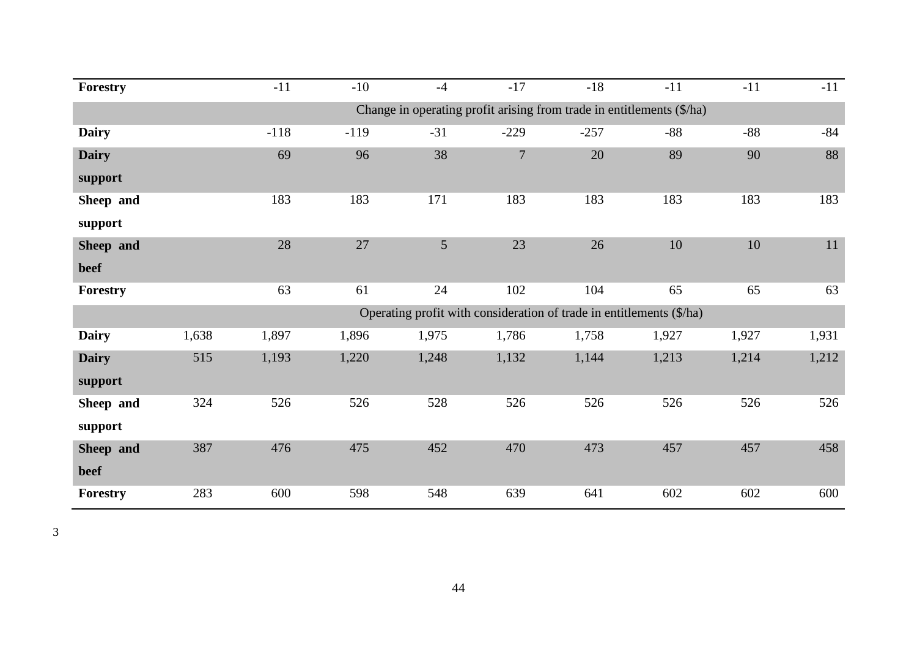| | | | | | | | | | |
|---|---|---|---|---|---|---|---|---|---|
| **Forestry** | | -11 | -10 | -4 | -17 | -18 | -11 | -11 | -11 |
| | | Change in operating profit arising from trade in entitlements ($/ha) | | | | | | | |
| **Dairy** | | -118 | -119 | -31 | -229 | -257 | -88 | -88 | -84 |
| **Dairy support** | | 69 | 96 | 38 | 7 | 20 | 89 | 90 | 88 |
| **Sheep and support** | | 183 | 183 | 171 | 183 | 183 | 183 | 183 | 183 |
| **Sheep and beef** | | 28 | 27 | 5 | 23 | 26 | 10 | 10 | 11 |
| **Forestry** | | 63 | 61 | 24 | 102 | 104 | 65 | 65 | 63 |
| | | Operating profit with consideration of trade in entitlements ($/ha) | | | | | | | |
| **Dairy** | 1,638 | 1,897 | 1,896 | 1,975 | 1,786 | 1,758 | 1,927 | 1,927 | 1,931 |
| **Dairy support** | 515 | 1,193 | 1,220 | 1,248 | 1,132 | 1,144 | 1,213 | 1,214 | 1,212 |
| **Sheep and support** | 324 | 526 | 526 | 528 | 526 | 526 | 526 | 526 | 526 |
| **Sheep and beef** | 387 | 476 | 475 | 452 | 470 | 473 | 457 | 457 | 458 |
| **Forestry** | 283 | 600 | 598 | 548 | 639 | 641 | 602 | 602 | 600 |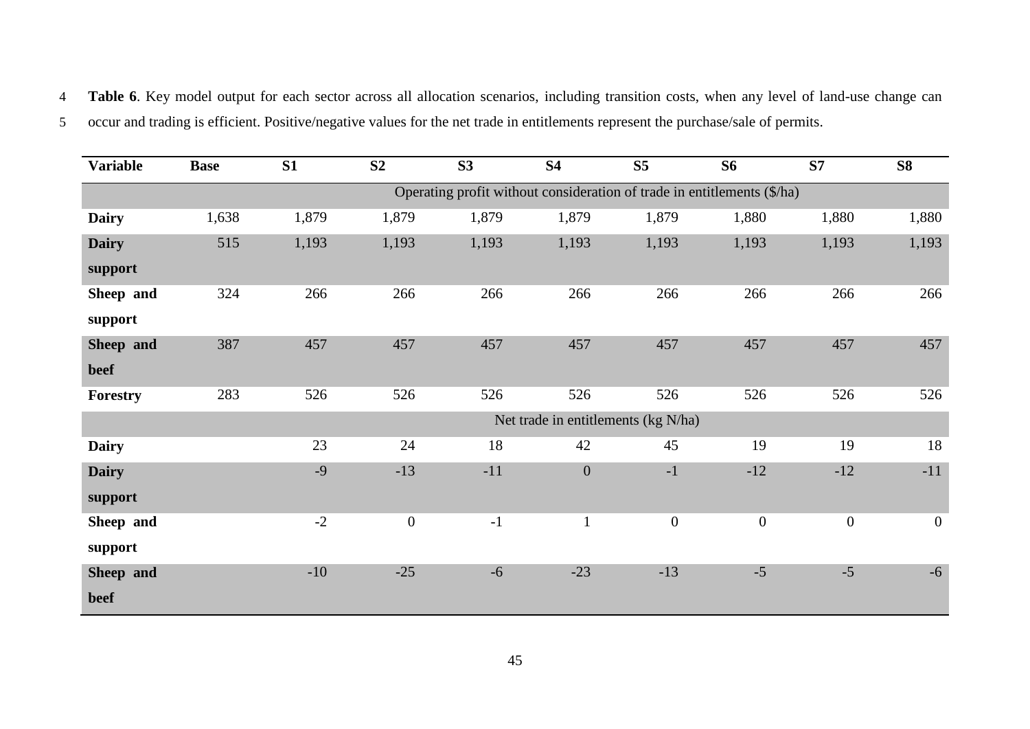**Table 6**. Key model output for each sector across all allocation scenarios, including transition costs, when any level of land-use change can occur and trading is efficient. Positive/negative values for the net trade in entitlements represent the purchase/sale of permits.

| Variable | Base | S1 | S2 | S3 | S4 | S5 | S6 | S7 | S8 |
|---|---|---|---|---|---|---|---|---|---|
| | Operating profit without consideration of trade in entitlements ($/ha) | | | | | | | | |
| **Dairy** | 1,638 | 1,879 | 1,879 | 1,879 | 1,879 | 1,879 | 1,880 | 1,880 | 1,880 |
| **Dairy support** | 515 | 1,193 | 1,193 | 1,193 | 1,193 | 1,193 | 1,193 | 1,193 | 1,193 |
| **Sheep and support** | 324 | 266 | 266 | 266 | 266 | 266 | 266 | 266 | 266 |
| **Sheep and beef** | 387 | 457 | 457 | 457 | 457 | 457 | 457 | 457 | 457 |
| **Forestry** | 283 | 526 | 526 | 526 | 526 | 526 | 526 | 526 | 526 |
| | Net trade in entitlements (kg N/ha) | | | | | | | | |
| **Dairy** | | 23 | 24 | 18 | 42 | 45 | 19 | 19 | 18 |
| **Dairy support** | | -9 | -13 | -11 | 0 | -1 | -12 | -12 | -11 |
| **Sheep and support** | | -2 | 0 | -1 | 1 | 0 | 0 | 0 | 0 |
| **Sheep and beef** | | -10 | -25 | -6 | -23 | -13 | -5 | -5 | -6 |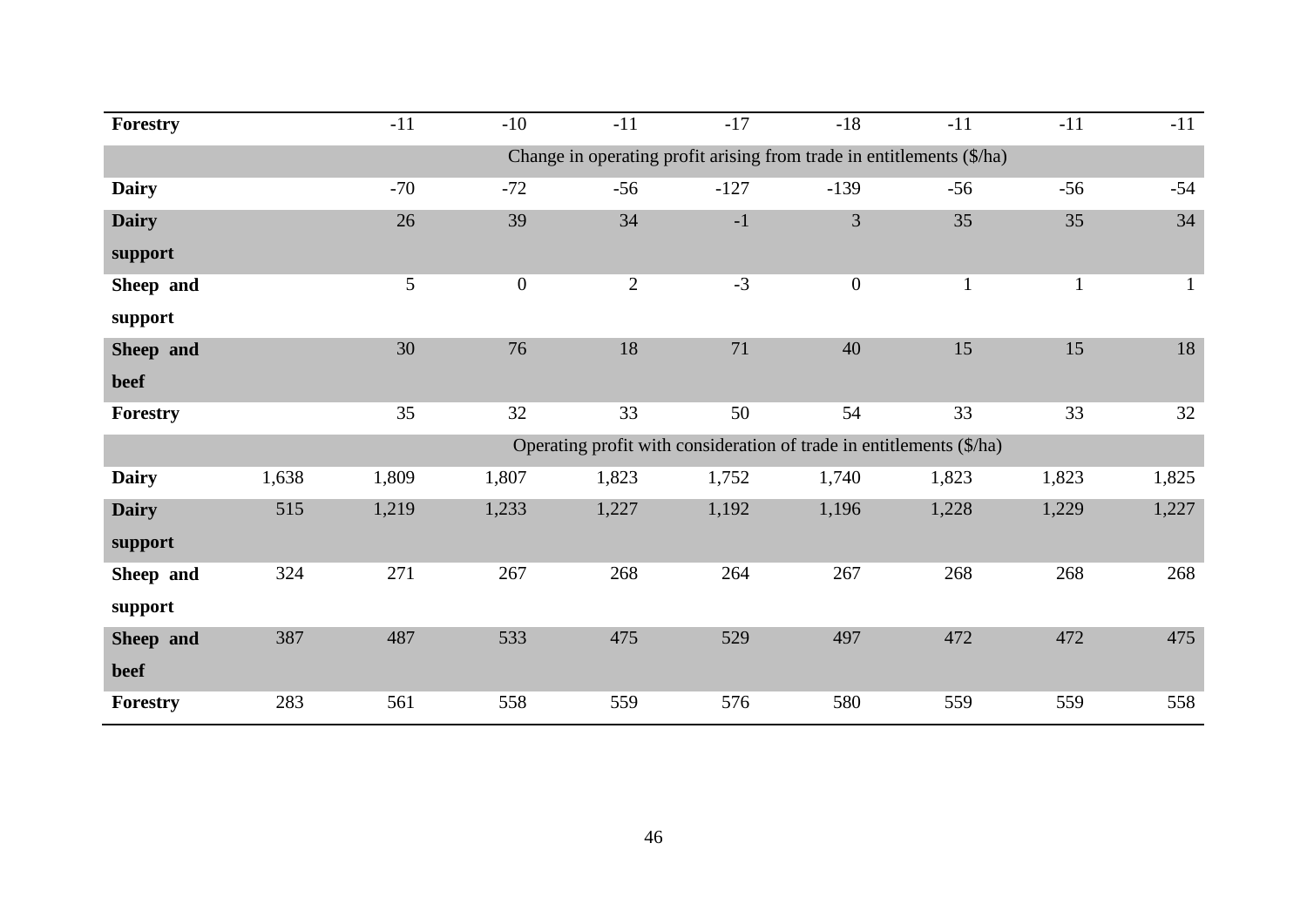| | | | | | | | | | |
|---|---|---|---|---|---|---|---|---|---|
| **Forestry** | | -11 | -10 | -11 | -17 | -18 | -11 | -11 | -11 |
| | Change in operating profit arising from trade in entitlements ($/ha) | | | | | | | | |
| **Dairy** | | -70 | -72 | -56 | -127 | -139 | -56 | -56 | -54 |
| **Dairy support** | | 26 | 39 | 34 | -1 | 3 | 35 | 35 | 34 |
| **Sheep and support** | | 5 | 0 | 2 | -3 | 0 | 1 | 1 | 1 |
| **Sheep and beef** | | 30 | 76 | 18 | 71 | 40 | 15 | 15 | 18 |
| **Forestry** | | 35 | 32 | 33 | 50 | 54 | 33 | 33 | 32 |
| | Operating profit with consideration of trade in entitlements ($/ha) | | | | | | | | |
| **Dairy** | 1,638 | 1,809 | 1,807 | 1,823 | 1,752 | 1,740 | 1,823 | 1,823 | 1,825 |
| **Dairy support** | 515 | 1,219 | 1,233 | 1,227 | 1,192 | 1,196 | 1,228 | 1,229 | 1,227 |
| **Sheep and support** | 324 | 271 | 267 | 268 | 264 | 267 | 268 | 268 | 268 |
| **Sheep and beef** | 387 | 487 | 533 | 475 | 529 | 497 | 472 | 472 | 475 |
| **Forestry** | 283 | 561 | 558 | 559 | 576 | 580 | 559 | 559 | 558 |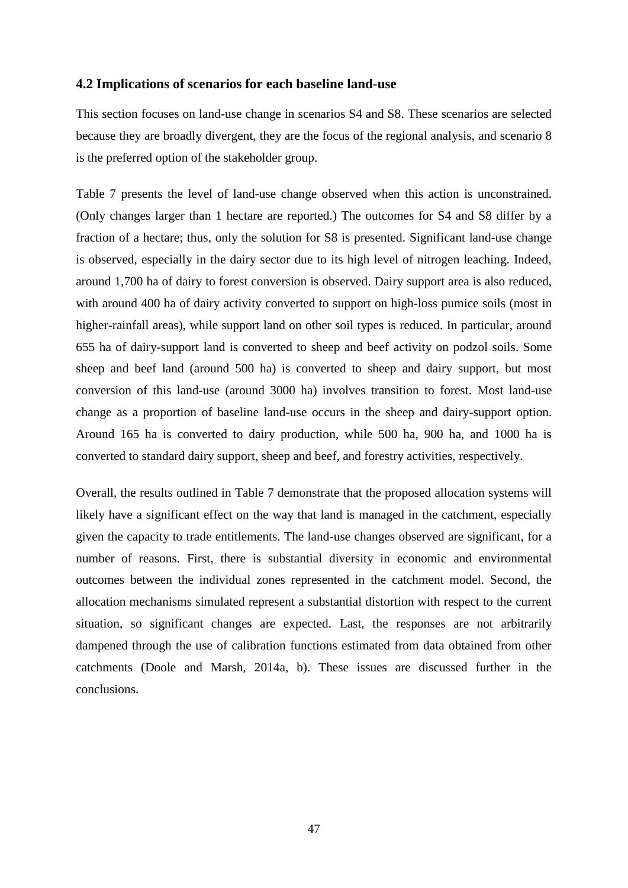### 4.2 Implications of scenarios for each baseline land-use

This section focuses on land-use change in scenarios S4 and S8. These scenarios are selected because they are broadly divergent, they are the focus of the regional analysis, and scenario 8 is the preferred option of the stakeholder group.

Table 7 presents the level of land-use change observed when this action is unconstrained. (Only changes larger than 1 hectare are reported.) The outcomes for S4 and S8 differ by a fraction of a hectare; thus, only the solution for S8 is presented. Significant land-use change is observed, especially in the dairy sector due to its high level of nitrogen leaching. Indeed, around 1,700 ha of dairy to forest conversion is observed. Dairy support area is also reduced, with around 400 ha of dairy activity converted to support on high-loss pumice soils (most in higher-rainfall areas), while support land on other soil types is reduced. In particular, around 655 ha of dairy-support land is converted to sheep and beef activity on podzol soils. Some sheep and beef land (around 500 ha) is converted to sheep and dairy support, but most conversion of this land-use (around 3000 ha) involves transition to forest. Most land-use change as a proportion of baseline land-use occurs in the sheep and dairy-support option. Around 165 ha is converted to dairy production, while 500 ha, 900 ha, and 1000 ha is converted to standard dairy support, sheep and beef, and forestry activities, respectively.

Overall, the results outlined in Table 7 demonstrate that the proposed allocation systems will likely have a significant effect on the way that land is managed in the catchment, especially given the capacity to trade entitlements. The land-use changes observed are significant, for a number of reasons. First, there is substantial diversity in economic and environmental outcomes between the individual zones represented in the catchment model. Second, the allocation mechanisms simulated represent a substantial distortion with respect to the current situation, so significant changes are expected. Last, the responses are not arbitrarily dampened through the use of calibration functions estimated from data obtained from other catchments (Doole and Marsh, 2014a, b). These issues are discussed further in the conclusions.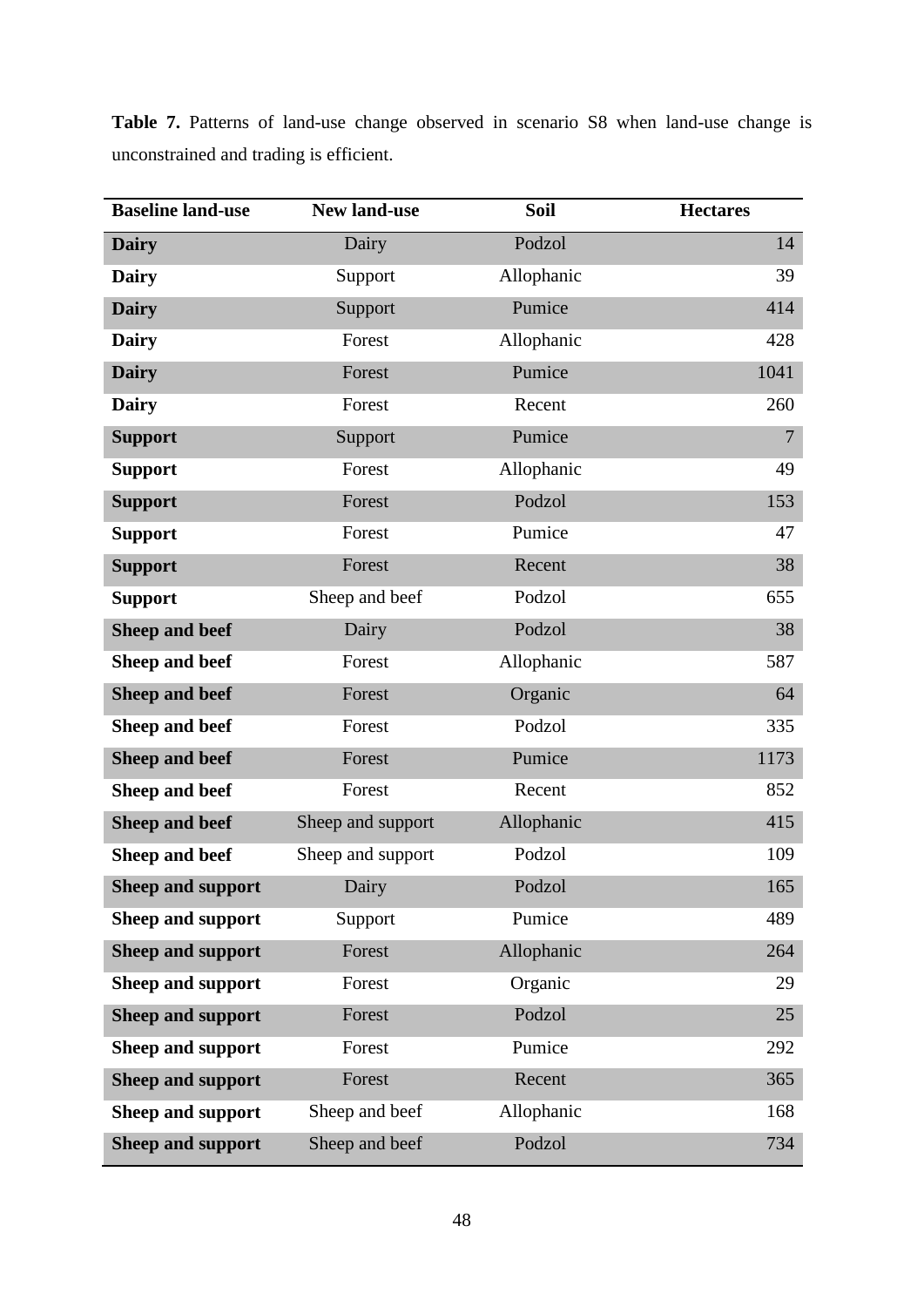**Table 7.** Patterns of land-use change observed in scenario S8 when land-use change is unconstrained and trading is efficient.

| Baseline land-use | New land-use | Soil | Hectares |
|---|---|---|---|
| **Dairy** | Dairy | Podzol | 14 |
| **Dairy** | Support | Allophanic | 39 |
| **Dairy** | Support | Pumice | 414 |
| **Dairy** | Forest | Allophanic | 428 |
| **Dairy** | Forest | Pumice | 1041 |
| **Dairy** | Forest | Recent | 260 |
| **Support** | Support | Pumice | 7 |
| **Support** | Forest | Allophanic | 49 |
| **Support** | Forest | Podzol | 153 |
| **Support** | Forest | Pumice | 47 |
| **Support** | Forest | Recent | 38 |
| **Support** | Sheep and beef | Podzol | 655 |
| **Sheep and beef** | Dairy | Podzol | 38 |
| **Sheep and beef** | Forest | Allophanic | 587 |
| **Sheep and beef** | Forest | Organic | 64 |
| **Sheep and beef** | Forest | Podzol | 335 |
| **Sheep and beef** | Forest | Pumice | 1173 |
| **Sheep and beef** | Forest | Recent | 852 |
| **Sheep and beef** | Sheep and support | Allophanic | 415 |
| **Sheep and beef** | Sheep and support | Podzol | 109 |
| **Sheep and support** | Dairy | Podzol | 165 |
| **Sheep and support** | Support | Pumice | 489 |
| **Sheep and support** | Forest | Allophanic | 264 |
| **Sheep and support** | Forest | Organic | 29 |
| **Sheep and support** | Forest | Podzol | 25 |
| **Sheep and support** | Forest | Pumice | 292 |
| **Sheep and support** | Forest | Recent | 365 |
| **Sheep and support** | Sheep and beef | Allophanic | 168 |
| **Sheep and support** | Sheep and beef | Podzol | 734 |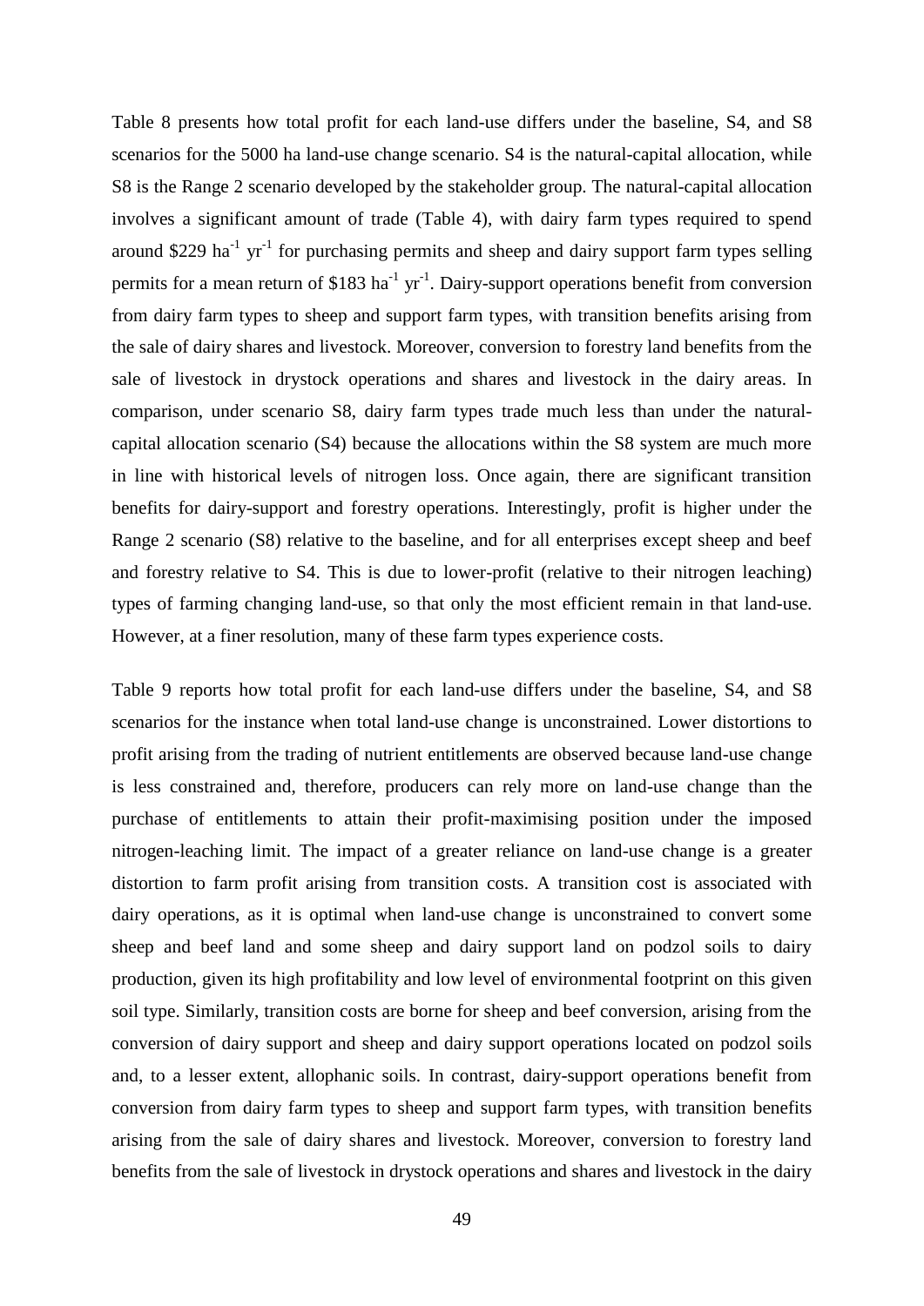Table 8 presents how total profit for each land-use differs under the baseline, S4, and S8 scenarios for the 5000 ha land-use change scenario. S4 is the natural-capital allocation, while S8 is the Range 2 scenario developed by the stakeholder group. The natural-capital allocation involves a significant amount of trade (Table 4), with dairy farm types required to spend around \$229 $ha^{-1}$ $yr^{-1}$ for purchasing permits and sheep and dairy support farm types selling permits for a mean return of \$183 $ha^{-1}$ $yr^{-1}$. Dairy-support operations benefit from conversion from dairy farm types to sheep and support farm types, with transition benefits arising from the sale of dairy shares and livestock. Moreover, conversion to forestry land benefits from the sale of livestock in drystock operations and shares and livestock in the dairy areas. In comparison, under scenario S8, dairy farm types trade much less than under the natural-capital allocation scenario (S4) because the allocations within the S8 system are much more in line with historical levels of nitrogen loss. Once again, there are significant transition benefits for dairy-support and forestry operations. Interestingly, profit is higher under the Range 2 scenario (S8) relative to the baseline, and for all enterprises except sheep and beef and forestry relative to S4. This is due to lower-profit (relative to their nitrogen leaching) types of farming changing land-use, so that only the most efficient remain in that land-use. However, at a finer resolution, many of these farm types experience costs.

Table 9 reports how total profit for each land-use differs under the baseline, S4, and S8 scenarios for the instance when total land-use change is unconstrained. Lower distortions to profit arising from the trading of nutrient entitlements are observed because land-use change is less constrained and, therefore, producers can rely more on land-use change than the purchase of entitlements to attain their profit-maximising position under the imposed nitrogen-leaching limit. The impact of a greater reliance on land-use change is a greater distortion to farm profit arising from transition costs. A transition cost is associated with dairy operations, as it is optimal when land-use change is unconstrained to convert some sheep and beef land and some sheep and dairy support land on podzol soils to dairy production, given its high profitability and low level of environmental footprint on this given soil type. Similarly, transition costs are borne for sheep and beef conversion, arising from the conversion of dairy support and sheep and dairy support operations located on podzol soils and, to a lesser extent, allophanic soils. In contrast, dairy-support operations benefit from conversion from dairy farm types to sheep and support farm types, with transition benefits arising from the sale of dairy shares and livestock. Moreover, conversion to forestry land benefits from the sale of livestock in drystock operations and shares and livestock in the dairy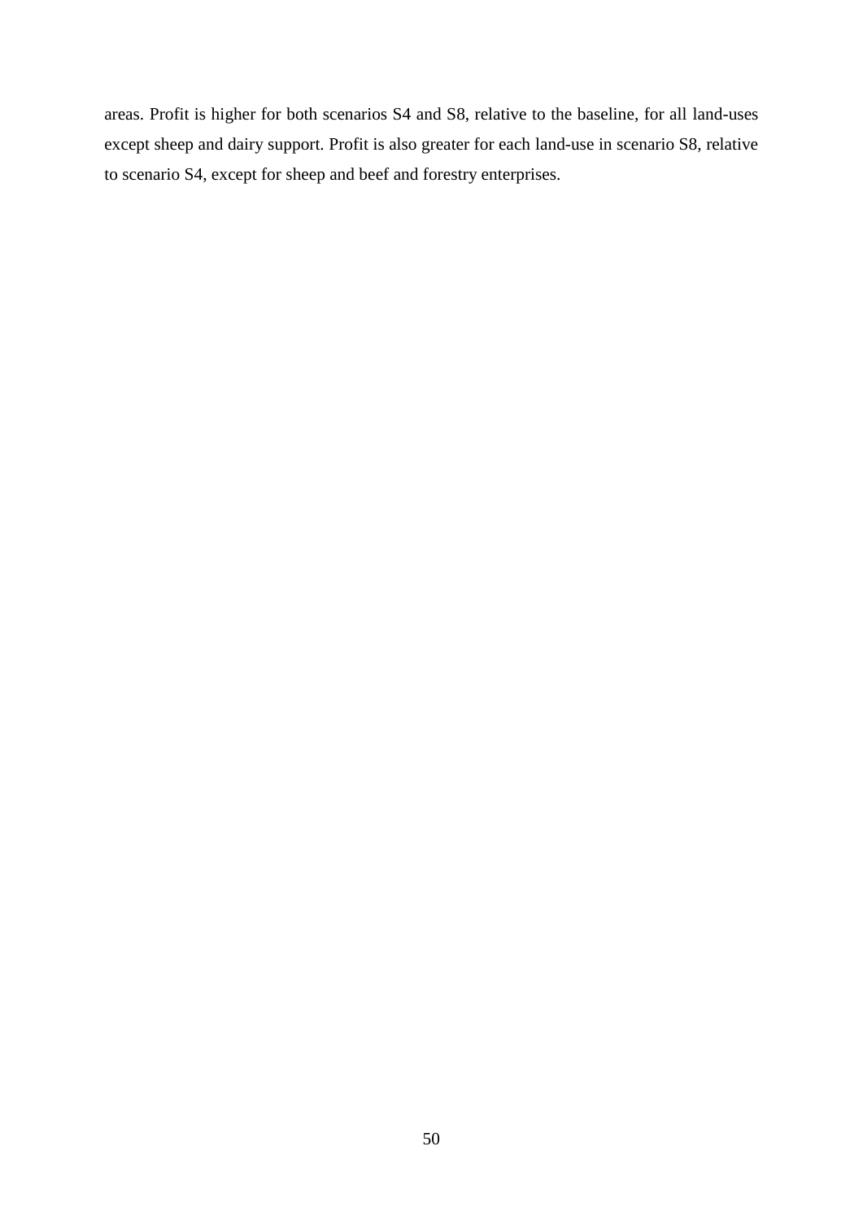areas. Profit is higher for both scenarios S4 and S8, relative to the baseline, for all land-uses except sheep and dairy support. Profit is also greater for each land-use in scenario S8, relative to scenario S4, except for sheep and beef and forestry enterprises.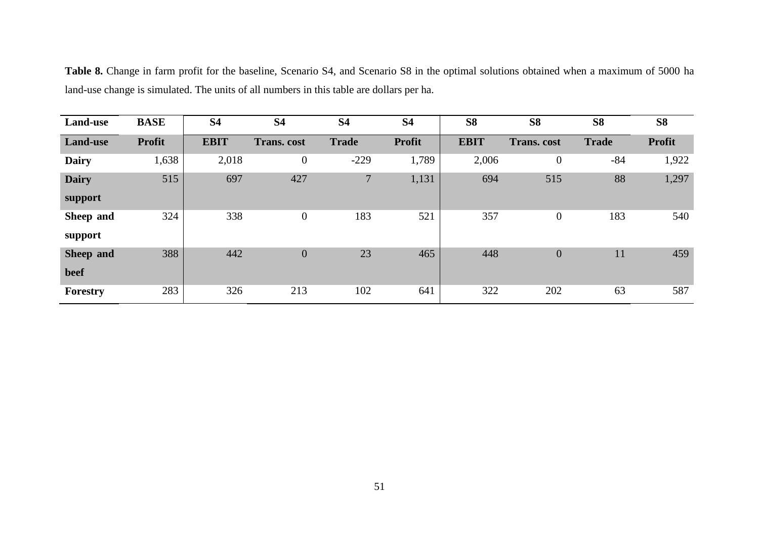**Table 8.** Change in farm profit for the baseline, Scenario S4, and Scenario S8 in the optimal solutions obtained when a maximum of 5000 ha land-use change is simulated. The units of all numbers in this table are dollars per ha.

| **Land-use** | **BASE** | **S4** | **S4** | **S4** | **S4** | **S8** | **S8** | **S8** | **S8** |
|---|---|---|---|---|---|---|---|---|---|
| **Land-use** | **Profit** | **EBIT** | **Trans. cost** | **Trade** | **Profit** | **EBIT** | **Trans. cost** | **Trade** | **Profit** |
| **Dairy** | 1,638 | 2,018 | 0 | -229 | 1,789 | 2,006 | 0 | -84 | 1,922 |
| **Dairy support** | 515 | 697 | 427 | 7 | 1,131 | 694 | 515 | 88 | 1,297 |
| **Sheep and support** | 324 | 338 | 0 | 183 | 521 | 357 | 0 | 183 | 540 |
| **Sheep and beef** | 388 | 442 | 0 | 23 | 465 | 448 | 0 | 11 | 459 |
| **Forestry** | 283 | 326 | 213 | 102 | 641 | 322 | 202 | 63 | 587 |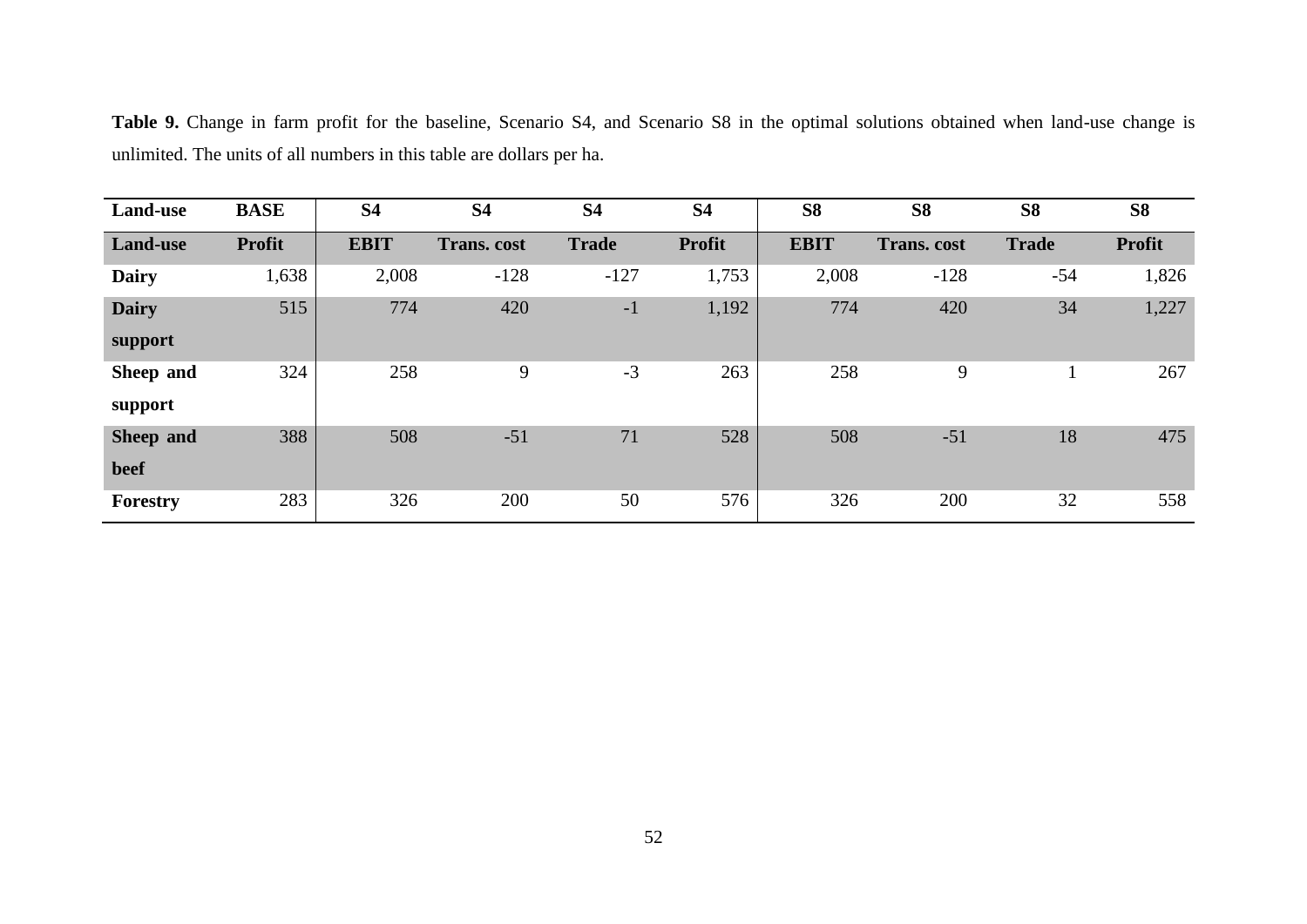**Table 9.** Change in farm profit for the baseline, Scenario S4, and Scenario S8 in the optimal solutions obtained when land-use change is unlimited. The units of all numbers in this table are dollars per ha.

| Land-use | BASE | S4 | S4 | S4 | S4 | S8 | S8 | S8 | S8 |
|---|---|---|---|---|---|---|---|---|---|
| **Land-use** | **Profit** | **EBIT** | **Trans. cost** | **Trade** | **Profit** | **EBIT** | **Trans. cost** | **Trade** | **Profit** |
| **Dairy** | 1,638 | 2,008 | -128 | -127 | 1,753 | 2,008 | -128 | -54 | 1,826 |
| **Dairy support** | 515 | 774 | 420 | -1 | 1,192 | 774 | 420 | 34 | 1,227 |
| **Sheep and support** | 324 | 258 | 9 | -3 | 263 | 258 | 9 | 1 | 267 |
| **Sheep and beef** | 388 | 508 | -51 | 71 | 528 | 508 | -51 | 18 | 475 |
| **Forestry** | 283 | 326 | 200 | 50 | 576 | 326 | 200 | 32 | 558 |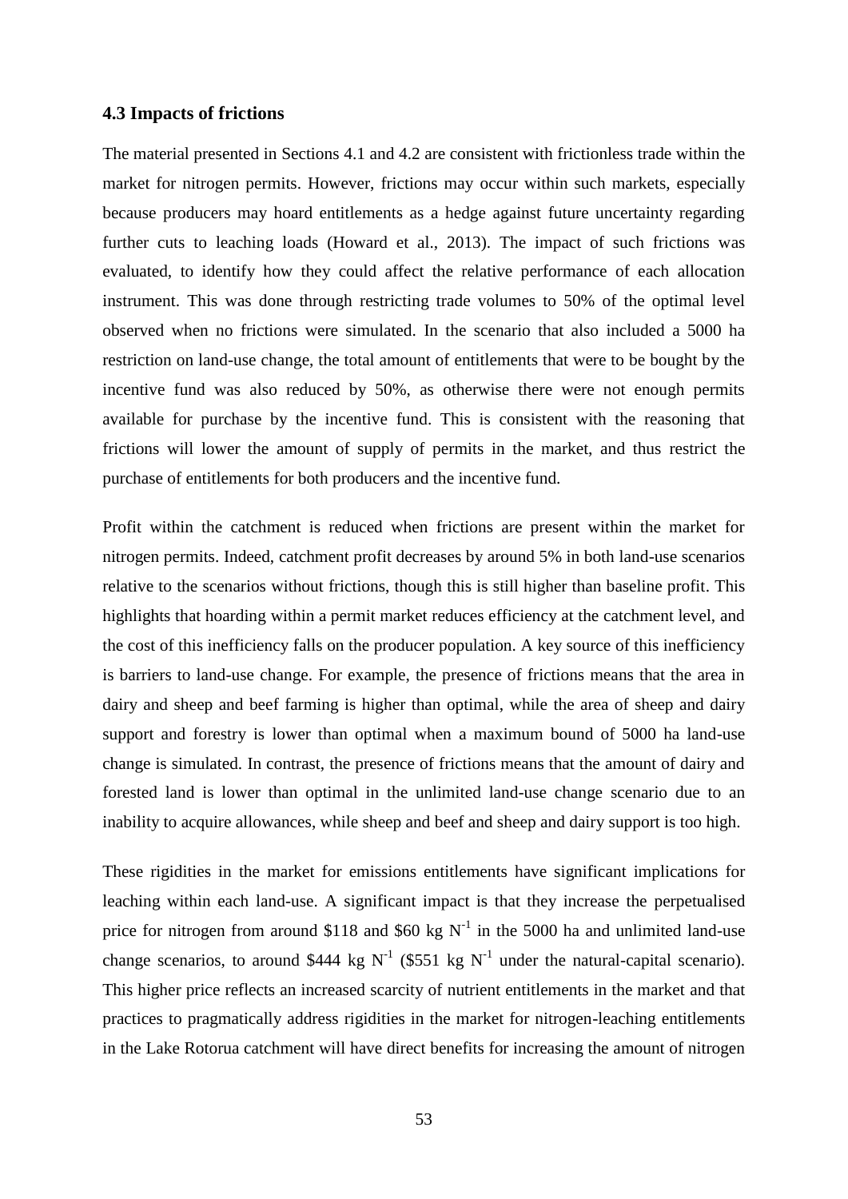### 4.3 Impacts of frictions

The material presented in Sections 4.1 and 4.2 are consistent with frictionless trade within the market for nitrogen permits. However, frictions may occur within such markets, especially because producers may hoard entitlements as a hedge against future uncertainty regarding further cuts to leaching loads (Howard et al., 2013). The impact of such frictions was evaluated, to identify how they could affect the relative performance of each allocation instrument. This was done through restricting trade volumes to 50% of the optimal level observed when no frictions were simulated. In the scenario that also included a 5000 ha restriction on land-use change, the total amount of entitlements that were to be bought by the incentive fund was also reduced by 50%, as otherwise there were not enough permits available for purchase by the incentive fund. This is consistent with the reasoning that frictions will lower the amount of supply of permits in the market, and thus restrict the purchase of entitlements for both producers and the incentive fund.

Profit within the catchment is reduced when frictions are present within the market for nitrogen permits. Indeed, catchment profit decreases by around 5% in both land-use scenarios relative to the scenarios without frictions, though this is still higher than baseline profit. This highlights that hoarding within a permit market reduces efficiency at the catchment level, and the cost of this inefficiency falls on the producer population. A key source of this inefficiency is barriers to land-use change. For example, the presence of frictions means that the area in dairy and sheep and beef farming is higher than optimal, while the area of sheep and dairy support and forestry is lower than optimal when a maximum bound of 5000 ha land-use change is simulated. In contrast, the presence of frictions means that the amount of dairy and forested land is lower than optimal in the unlimited land-use change scenario due to an inability to acquire allowances, while sheep and beef and sheep and dairy support is too high.

These rigidities in the market for emissions entitlements have significant implications for leaching within each land-use. A significant impact is that they increase the perpetualised price for nitrogen from around \$118 and \$60 kg $N^{-1}$ in the 5000 ha and unlimited land-use change scenarios, to around \$444 kg $N^{-1}$ (\$551 kg $N^{-1}$ under the natural-capital scenario). This higher price reflects an increased scarcity of nutrient entitlements in the market and that practices to pragmatically address rigidities in the market for nitrogen-leaching entitlements in the Lake Rotorua catchment will have direct benefits for increasing the amount of nitrogen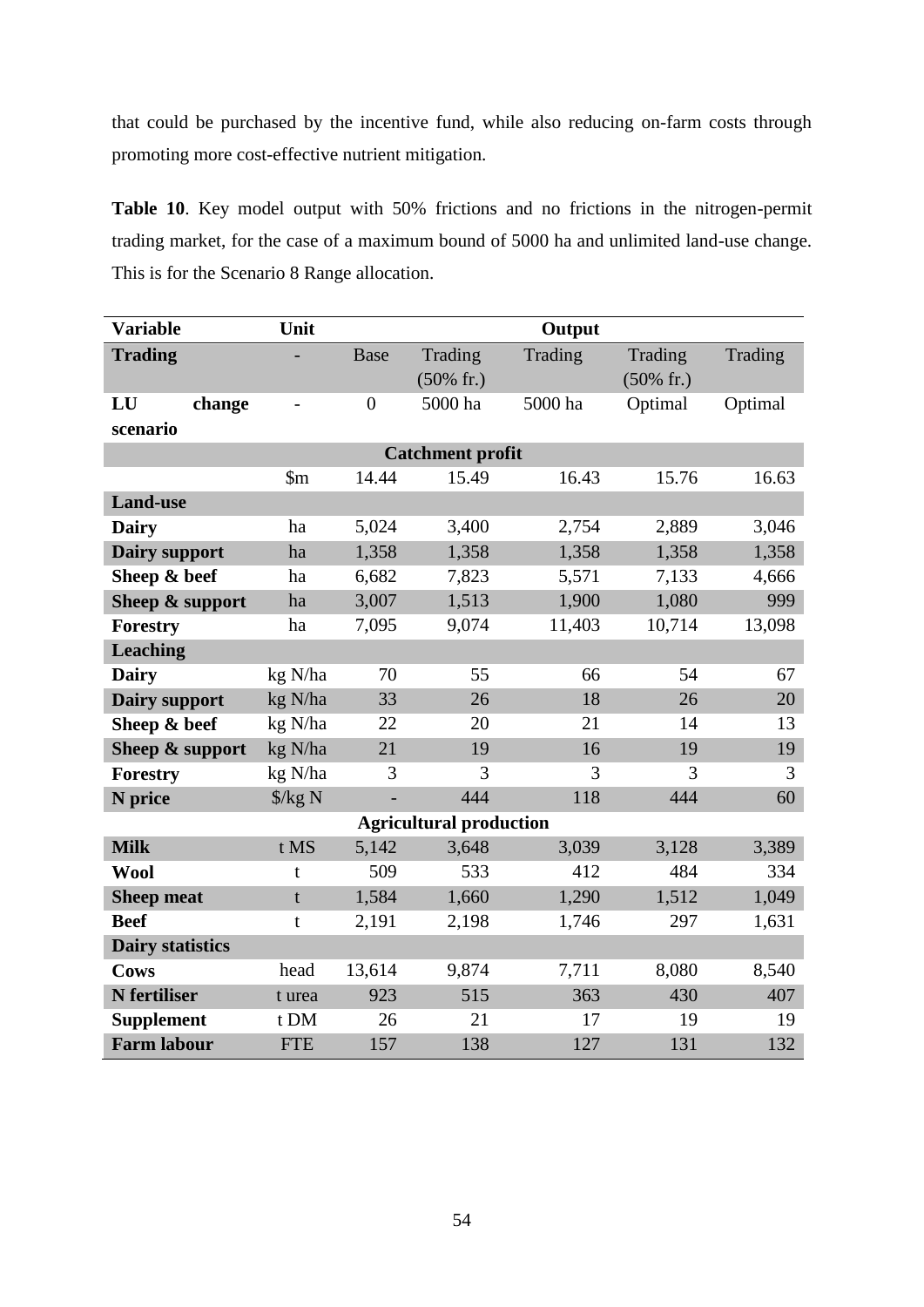that could be purchased by the incentive fund, while also reducing on-farm costs through promoting more cost-effective nutrient mitigation.

**Table 10**. Key model output with 50% frictions and no frictions in the nitrogen-permit trading market, for the case of a maximum bound of 5000 ha and unlimited land-use change. This is for the Scenario 8 Range allocation.

| Variable | Unit | Output | | | | |
|---|---|---|---|---|---|---|
| **Trading** | - | Base | Trading (50% fr.) | Trading | Trading (50% fr.) | Trading |
| **LU change scenario** | - | 0 | 5000 ha | 5000 ha | Optimal | Optimal |
| **Catchment profit** | | | | | | |
| | $m | 14.44 | 15.49 | 16.43 | 15.76 | 16.63 |
| **Land-use** | | | | | | |
| **Dairy** | ha | 5,024 | 3,400 | 2,754 | 2,889 | 3,046 |
| **Dairy support** | ha | 1,358 | 1,358 | 1,358 | 1,358 | 1,358 |
| **Sheep & beef** | ha | 6,682 | 7,823 | 5,571 | 7,133 | 4,666 |
| **Sheep & support** | ha | 3,007 | 1,513 | 1,900 | 1,080 | 999 |
| **Forestry** | ha | 7,095 | 9,074 | 11,403 | 10,714 | 13,098 |
| **Leaching** | | | | | | |
| **Dairy** | kg N/ha | 70 | 55 | 66 | 54 | 67 |
| **Dairy support** | kg N/ha | 33 | 26 | 18 | 26 | 20 |
| **Sheep & beef** | kg N/ha | 22 | 20 | 21 | 14 | 13 |
| **Sheep & support** | kg N/ha | 21 | 19 | 16 | 19 | 19 |
| **Forestry** | kg N/ha | 3 | 3 | 3 | 3 | 3 |
| **N price** | $/kg N | - | 444 | 118 | 444 | 60 |
| **Agricultural production** | | | | | | |
| **Milk** | t MS | 5,142 | 3,648 | 3,039 | 3,128 | 3,389 |
| **Wool** | t | 509 | 533 | 412 | 484 | 334 |
| **Sheep meat** | t | 1,584 | 1,660 | 1,290 | 1,512 | 1,049 |
| **Beef** | t | 2,191 | 2,198 | 1,746 | 297 | 1,631 |
| **Dairy statistics** | | | | | | |
| **Cows** | head | 13,614 | 9,874 | 7,711 | 8,080 | 8,540 |
| **N fertiliser** | t urea | 923 | 515 | 363 | 430 | 407 |
| **Supplement** | t DM | 26 | 21 | 17 | 19 | 19 |
| **Farm labour** | FTE | 157 | 138 | 127 | 131 | 132 |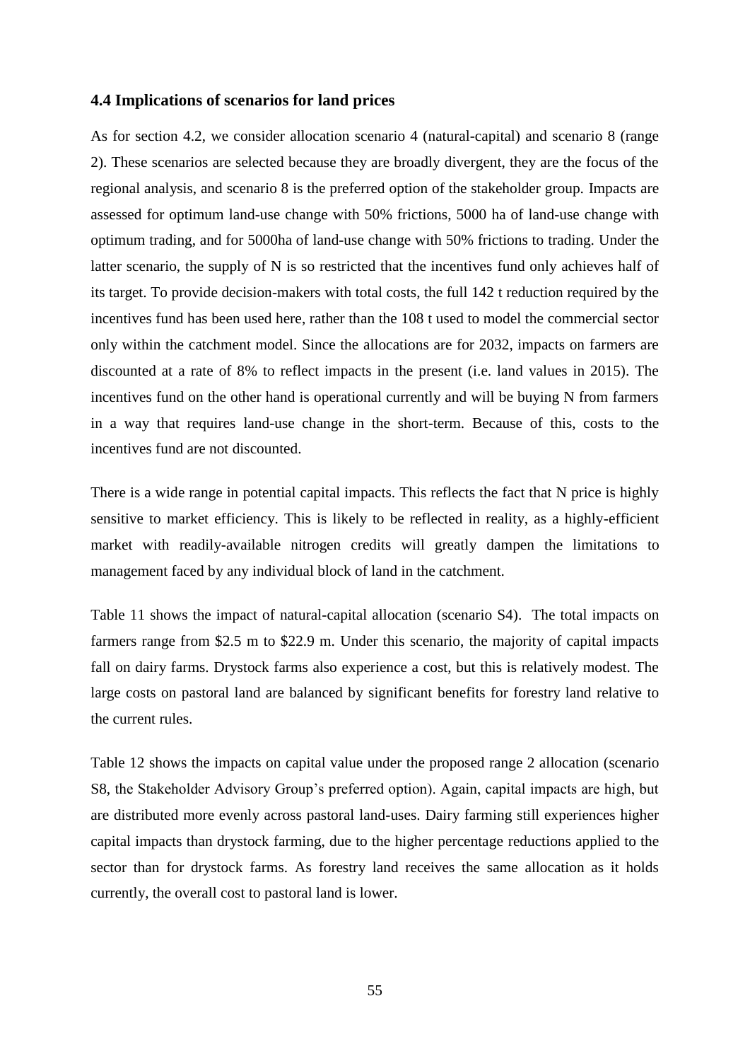### 4.4 Implications of scenarios for land prices

As for section 4.2, we consider allocation scenario 4 (natural-capital) and scenario 8 (range 2). These scenarios are selected because they are broadly divergent, they are the focus of the regional analysis, and scenario 8 is the preferred option of the stakeholder group. Impacts are assessed for optimum land-use change with 50% frictions, 5000 ha of land-use change with optimum trading, and for 5000ha of land-use change with 50% frictions to trading. Under the latter scenario, the supply of N is so restricted that the incentives fund only achieves half of its target. To provide decision-makers with total costs, the full 142 t reduction required by the incentives fund has been used here, rather than the 108 t used to model the commercial sector only within the catchment model. Since the allocations are for 2032, impacts on farmers are discounted at a rate of 8% to reflect impacts in the present (i.e. land values in 2015). The incentives fund on the other hand is operational currently and will be buying N from farmers in a way that requires land-use change in the short-term. Because of this, costs to the incentives fund are not discounted.

There is a wide range in potential capital impacts. This reflects the fact that N price is highly sensitive to market efficiency. This is likely to be reflected in reality, as a highly-efficient market with readily-available nitrogen credits will greatly dampen the limitations to management faced by any individual block of land in the catchment.

Table 11 shows the impact of natural-capital allocation (scenario S4). The total impacts on farmers range from $2.5 m to $22.9 m. Under this scenario, the majority of capital impacts fall on dairy farms. Drystock farms also experience a cost, but this is relatively modest. The large costs on pastoral land are balanced by significant benefits for forestry land relative to the current rules.

Table 12 shows the impacts on capital value under the proposed range 2 allocation (scenario S8, the Stakeholder Advisory Group's preferred option). Again, capital impacts are high, but are distributed more evenly across pastoral land-uses. Dairy farming still experiences higher capital impacts than drystock farming, due to the higher percentage reductions applied to the sector than for drystock farms. As forestry land receives the same allocation as it holds currently, the overall cost to pastoral land is lower.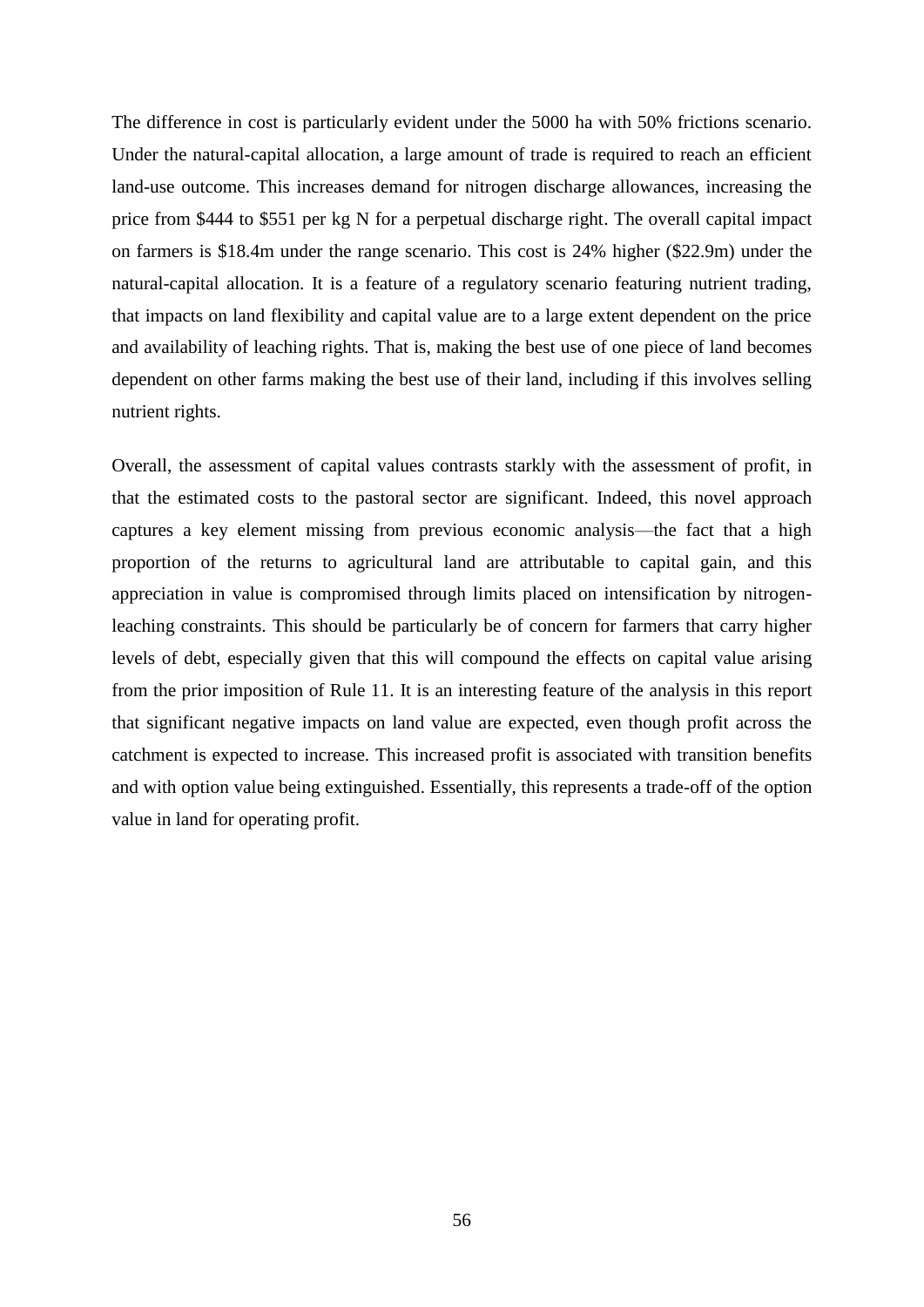The difference in cost is particularly evident under the 5000 ha with 50% frictions scenario. Under the natural-capital allocation, a large amount of trade is required to reach an efficient land-use outcome. This increases demand for nitrogen discharge allowances, increasing the price from $444 to $551 per kg N for a perpetual discharge right. The overall capital impact on farmers is $18.4m under the range scenario. This cost is 24% higher ($22.9m) under the natural-capital allocation. It is a feature of a regulatory scenario featuring nutrient trading, that impacts on land flexibility and capital value are to a large extent dependent on the price and availability of leaching rights. That is, making the best use of one piece of land becomes dependent on other farms making the best use of their land, including if this involves selling nutrient rights.

Overall, the assessment of capital values contrasts starkly with the assessment of profit, in that the estimated costs to the pastoral sector are significant. Indeed, this novel approach captures a key element missing from previous economic analysis—the fact that a high proportion of the returns to agricultural land are attributable to capital gain, and this appreciation in value is compromised through limits placed on intensification by nitrogen-leaching constraints. This should be particularly be of concern for farmers that carry higher levels of debt, especially given that this will compound the effects on capital value arising from the prior imposition of Rule 11. It is an interesting feature of the analysis in this report that significant negative impacts on land value are expected, even though profit across the catchment is expected to increase. This increased profit is associated with transition benefits and with option value being extinguished. Essentially, this represents a trade-off of the option value in land for operating profit.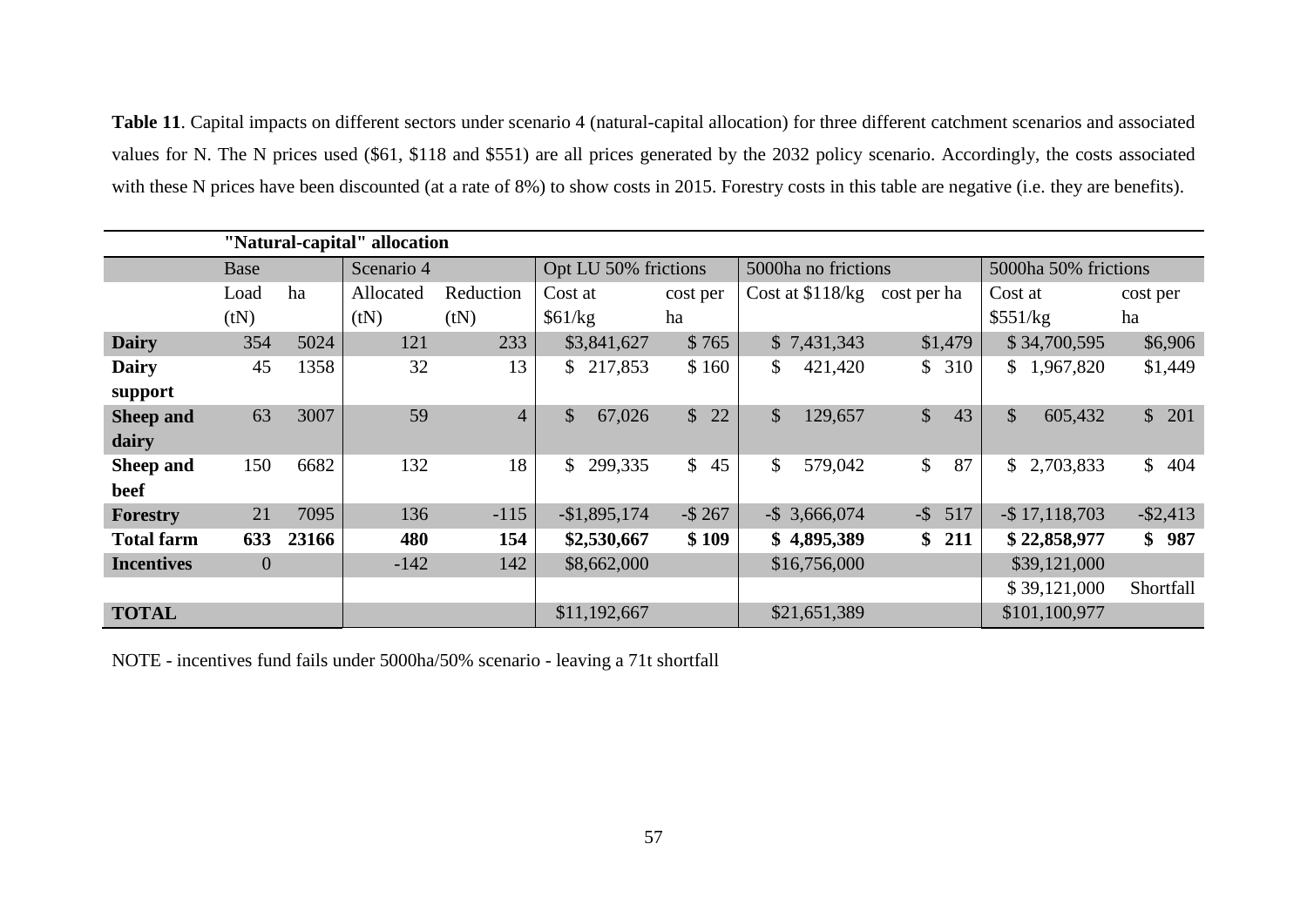**Table 11**. Capital impacts on different sectors under scenario 4 (natural-capital allocation) for three different catchment scenarios and associated values for N. The N prices used ($61, $118 and $551) are all prices generated by the 2032 policy scenario. Accordingly, the costs associated with these N prices have been discounted (at a rate of 8%) to show costs in 2015. Forestry costs in this table are negative (i.e. they are benefits).

| | "Natural-capital" allocation | | | | | | | | | |
|---|---|---|---|---|---|---|---|---|---|---|
| | Base | | Scenario 4 | | Opt LU 50% frictions | | 5000ha no frictions | | 5000ha 50% frictions | |
| | Load (tN) | ha | Allocated (tN) | Reduction (tN) | Cost at $61/kg | cost per ha | Cost at $118/kg | cost per ha | Cost at $551/kg | cost per ha |
| **Dairy** | 354 | 5024 | 121 | 233 | $3,841,627 | $ 765 | $ 7,431,343 | $1,479 | $ 34,700,595 | $6,906 |
| **Dairy support** | 45 | 1358 | 32 | 13 | $ 217,853 | $ 160 | $ 421,420 | $ 310 | $ 1,967,820 | $1,449 |
| **Sheep and dairy** | 63 | 3007 | 59 | 4 | $ 67,026 | $ 22 | $ 129,657 | $ 43 | $ 605,432 | $ 201 |
| **Sheep and beef** | 150 | 6682 | 132 | 18 | $ 299,335 | $ 45 | $ 579,042 | $ 87 | $ 2,703,833 | $ 404 |
| **Forestry** | 21 | 7095 | 136 | -115 | -$1,895,174 | -$ 267 | -$ 3,666,074 | -$ 517 | -$ 17,118,703 | -$2,413 |
| **Total farm** | **633** | **23166** | **480** | **154** | **$2,530,667** | **$ 109** | **$ 4,895,389** | **$ 211** | **$ 22,858,977** | **$ 987** |
| **Incentives** | 0 | | -142 | 142 | $8,662,000 | | $16,756,000 | | $39,121,000 | |
| | | | | | | | | | $ 39,121,000 | Shortfall |
| **TOTAL** | | | | | $11,192,667 | | $21,651,389 | | $101,100,977 | |

NOTE - incentives fund fails under 5000ha/50% scenario - leaving a 71t shortfall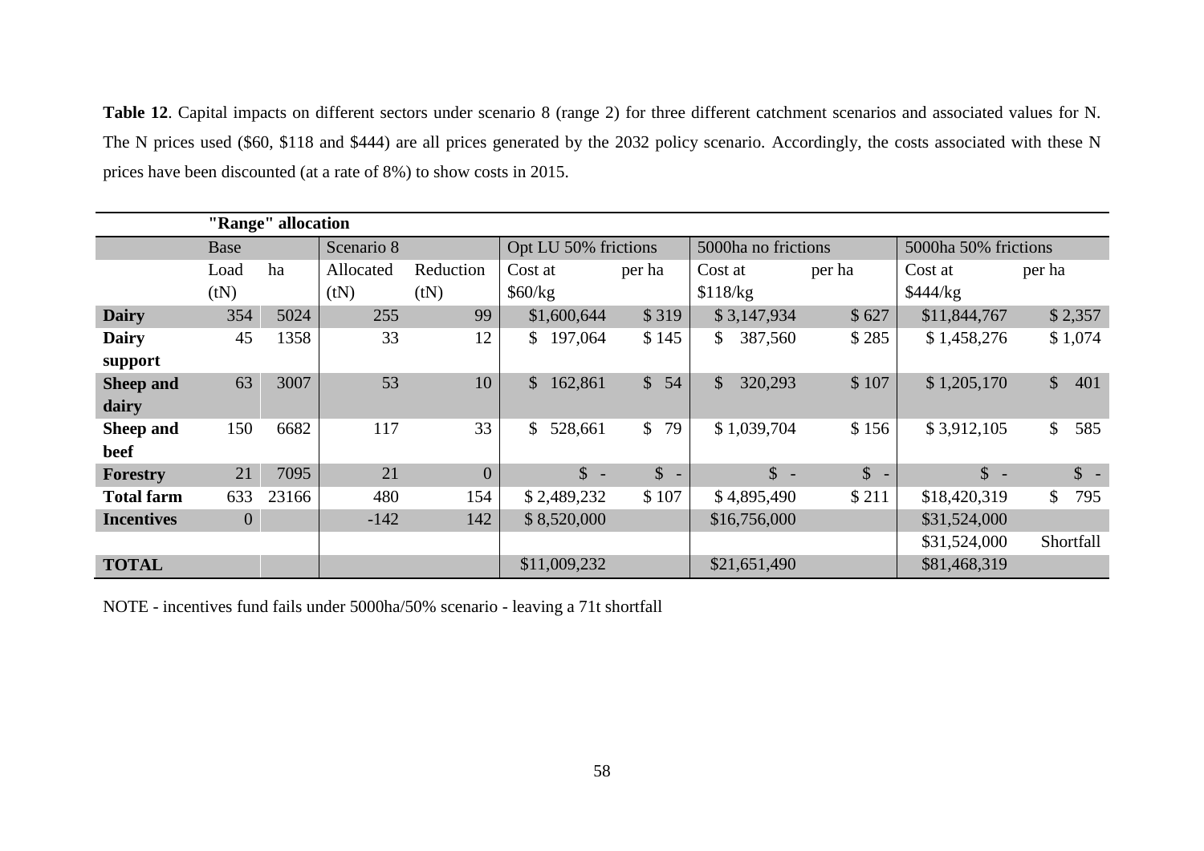**Table 12**. Capital impacts on different sectors under scenario 8 (range 2) for three different catchment scenarios and associated values for N. The N prices used (\$60, \$118 and \$444) are all prices generated by the 2032 policy scenario. Accordingly, the costs associated with these N prices have been discounted (at a rate of 8%) to show costs in 2015.

| | "Range" allocation | | | | | | | | | |
|---|---|---|---|---|---|---|---|---|---|---|
| | Base | | Scenario 8 | | Opt LU 50% frictions | | 5000ha no frictions | | 5000ha 50% frictions | |
| | Load (tN) | ha | Allocated (tN) | Reduction (tN) | Cost at \$60/kg | per ha | Cost at \$118/kg | per ha | Cost at \$444/kg | per ha |
| **Dairy** | 354 | 5024 | 255 | 99 | \$1,600,644 | \$ 319 | \$ 3,147,934 | \$ 627 | \$11,844,767 | \$ 2,357 |
| **Dairy support** | 45 | 1358 | 33 | 12 | \$ 197,064 | \$ 145 | \$ 387,560 | \$ 285 | \$ 1,458,276 | \$ 1,074 |
| **Sheep and dairy** | 63 | 3007 | 53 | 10 | \$ 162,861 | \$ 54 | \$ 320,293 | \$ 107 | \$ 1,205,170 | \$ 401 |
| **Sheep and beef** | 150 | 6682 | 117 | 33 | \$ 528,661 | \$ 79 | \$ 1,039,704 | \$ 156 | \$ 3,912,105 | \$ 585 |
| **Forestry** | 21 | 7095 | 21 | 0 | \$ - | \$ - | \$ - | \$ - | \$ - | \$ - |
| **Total farm** | 633 | 23166 | 480 | 154 | \$ 2,489,232 | \$ 107 | \$ 4,895,490 | \$ 211 | \$18,420,319 | \$ 795 |
| **Incentives** | 0 | | -142 | 142 | \$ 8,520,000 | | \$16,756,000 | | \$31,524,000 | |
| | | | | | | | | | \$31,524,000 | Shortfall |
| **TOTAL** | | | | | \$11,009,232 | | \$21,651,490 | | \$81,468,319 | |

NOTE - incentives fund fails under 5000ha/50% scenario - leaving a 71t shortfall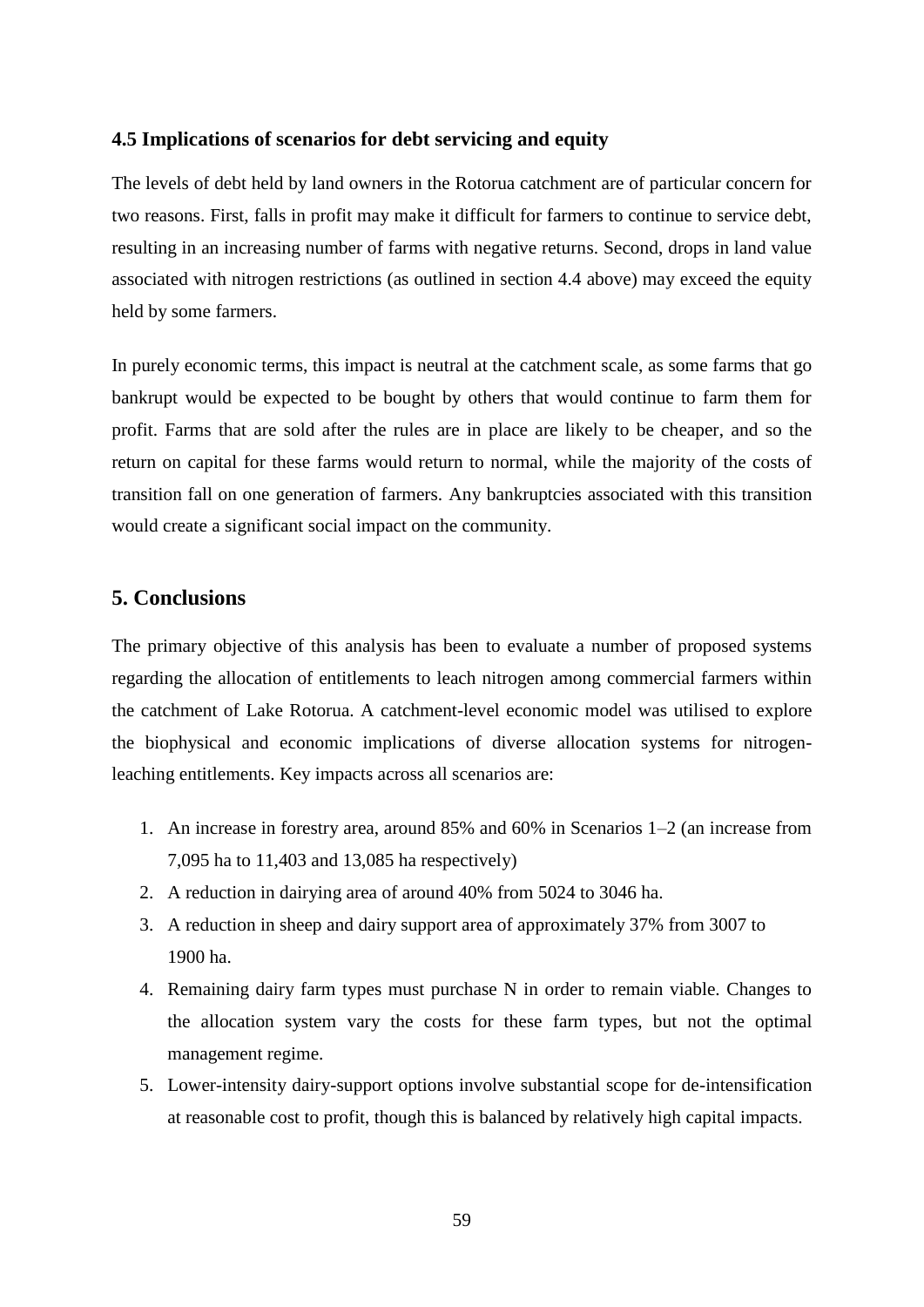### 4.5 Implications of scenarios for debt servicing and equity

The levels of debt held by land owners in the Rotorua catchment are of particular concern for two reasons. First, falls in profit may make it difficult for farmers to continue to service debt, resulting in an increasing number of farms with negative returns. Second, drops in land value associated with nitrogen restrictions (as outlined in section 4.4 above) may exceed the equity held by some farmers.

In purely economic terms, this impact is neutral at the catchment scale, as some farms that go bankrupt would be expected to be bought by others that would continue to farm them for profit. Farms that are sold after the rules are in place are likely to be cheaper, and so the return on capital for these farms would return to normal, while the majority of the costs of transition fall on one generation of farmers. Any bankruptcies associated with this transition would create a significant social impact on the community.

## 5. Conclusions

The primary objective of this analysis has been to evaluate a number of proposed systems regarding the allocation of entitlements to leach nitrogen among commercial farmers within the catchment of Lake Rotorua. A catchment-level economic model was utilised to explore the biophysical and economic implications of diverse allocation systems for nitrogen-leaching entitlements. Key impacts across all scenarios are:

1. An increase in forestry area, around 85% and 60% in Scenarios 1–2 (an increase from 7,095 ha to 11,403 and 13,085 ha respectively)
2. A reduction in dairying area of around 40% from 5024 to 3046 ha.
3. A reduction in sheep and dairy support area of approximately 37% from 3007 to 1900 ha.
4. Remaining dairy farm types must purchase N in order to remain viable. Changes to the allocation system vary the costs for these farm types, but not the optimal management regime.
5. Lower-intensity dairy-support options involve substantial scope for de-intensification at reasonable cost to profit, though this is balanced by relatively high capital impacts.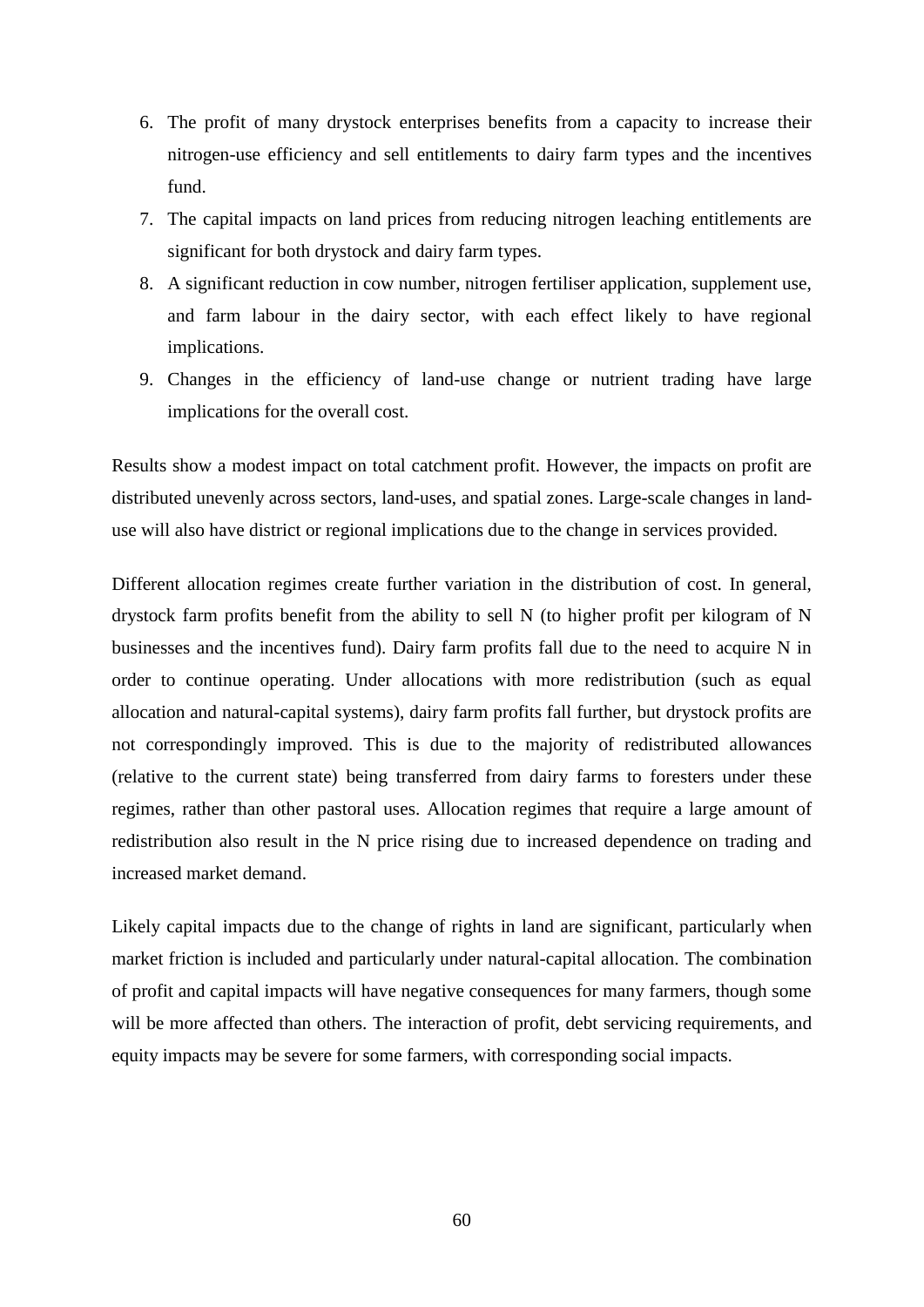6. The profit of many drystock enterprises benefits from a capacity to increase their nitrogen-use efficiency and sell entitlements to dairy farm types and the incentives fund.
7. The capital impacts on land prices from reducing nitrogen leaching entitlements are significant for both drystock and dairy farm types.
8. A significant reduction in cow number, nitrogen fertiliser application, supplement use, and farm labour in the dairy sector, with each effect likely to have regional implications.
9. Changes in the efficiency of land-use change or nutrient trading have large implications for the overall cost.

Results show a modest impact on total catchment profit. However, the impacts on profit are distributed unevenly across sectors, land-uses, and spatial zones. Large-scale changes in land-use will also have district or regional implications due to the change in services provided.

Different allocation regimes create further variation in the distribution of cost. In general, drystock farm profits benefit from the ability to sell N (to higher profit per kilogram of N businesses and the incentives fund). Dairy farm profits fall due to the need to acquire N in order to continue operating. Under allocations with more redistribution (such as equal allocation and natural-capital systems), dairy farm profits fall further, but drystock profits are not correspondingly improved. This is due to the majority of redistributed allowances (relative to the current state) being transferred from dairy farms to foresters under these regimes, rather than other pastoral uses. Allocation regimes that require a large amount of redistribution also result in the N price rising due to increased dependence on trading and increased market demand.

Likely capital impacts due to the change of rights in land are significant, particularly when market friction is included and particularly under natural-capital allocation. The combination of profit and capital impacts will have negative consequences for many farmers, though some will be more affected than others. The interaction of profit, debt servicing requirements, and equity impacts may be severe for some farmers, with corresponding social impacts.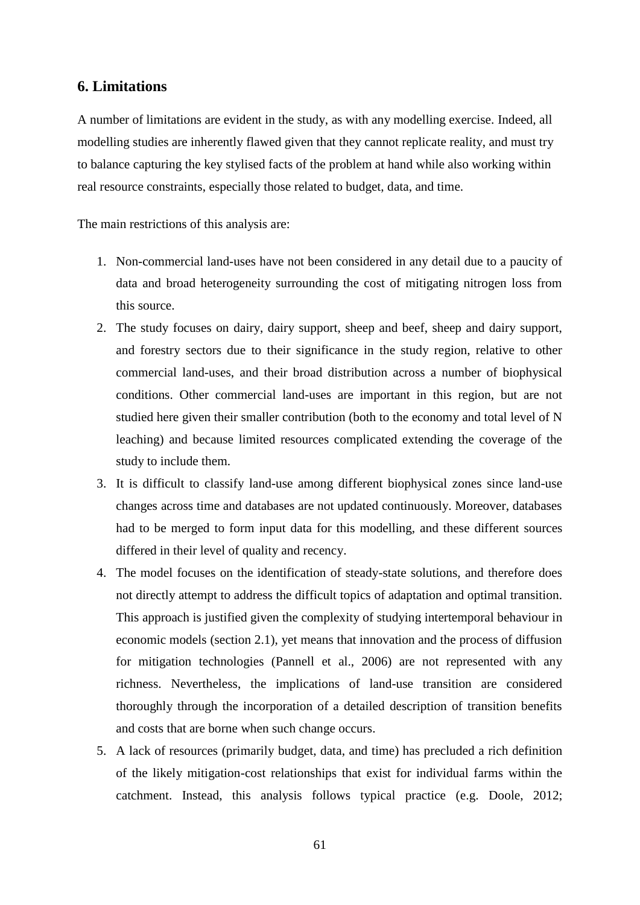## 6. Limitations

A number of limitations are evident in the study, as with any modelling exercise. Indeed, all modelling studies are inherently flawed given that they cannot replicate reality, and must try to balance capturing the key stylised facts of the problem at hand while also working within real resource constraints, especially those related to budget, data, and time.

The main restrictions of this analysis are:

1. Non-commercial land-uses have not been considered in any detail due to a paucity of data and broad heterogeneity surrounding the cost of mitigating nitrogen loss from this source.
2. The study focuses on dairy, dairy support, sheep and beef, sheep and dairy support, and forestry sectors due to their significance in the study region, relative to other commercial land-uses, and their broad distribution across a number of biophysical conditions. Other commercial land-uses are important in this region, but are not studied here given their smaller contribution (both to the economy and total level of N leaching) and because limited resources complicated extending the coverage of the study to include them.
3. It is difficult to classify land-use among different biophysical zones since land-use changes across time and databases are not updated continuously. Moreover, databases had to be merged to form input data for this modelling, and these different sources differed in their level of quality and recency.
4. The model focuses on the identification of steady-state solutions, and therefore does not directly attempt to address the difficult topics of adaptation and optimal transition. This approach is justified given the complexity of studying intertemporal behaviour in economic models (section 2.1), yet means that innovation and the process of diffusion for mitigation technologies (Pannell et al., 2006) are not represented with any richness. Nevertheless, the implications of land-use transition are considered thoroughly through the incorporation of a detailed description of transition benefits and costs that are borne when such change occurs.
5. A lack of resources (primarily budget, data, and time) has precluded a rich definition of the likely mitigation-cost relationships that exist for individual farms within the catchment. Instead, this analysis follows typical practice (e.g. Doole, 2012;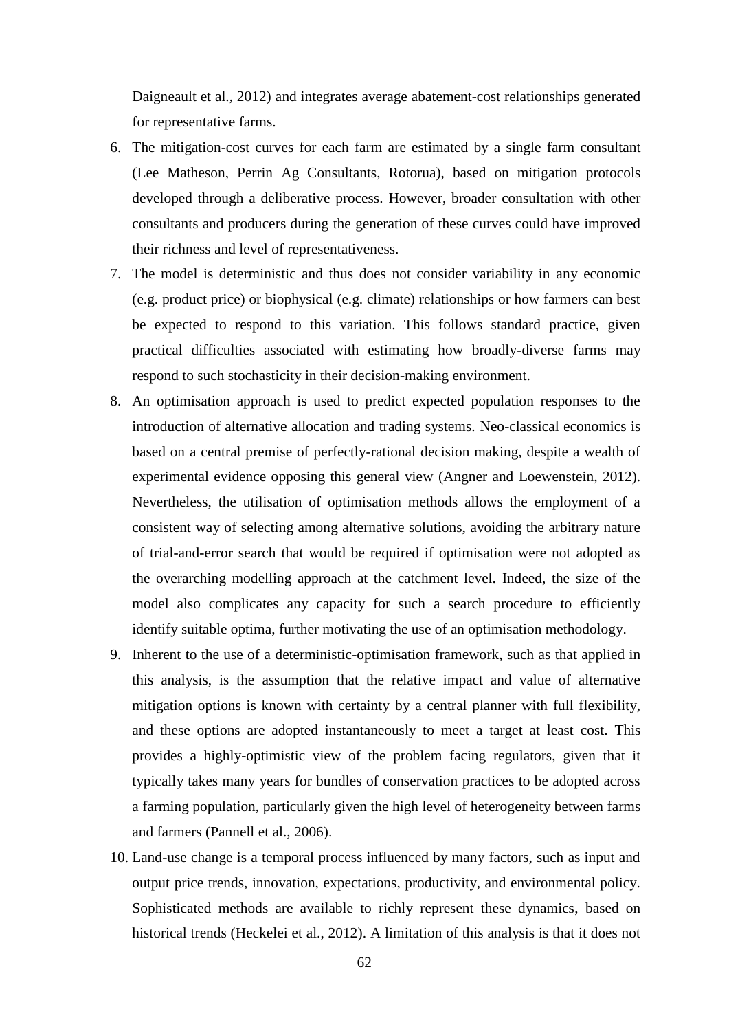Daigneault et al., 2012) and integrates average abatement-cost relationships generated for representative farms.

6. The mitigation-cost curves for each farm are estimated by a single farm consultant (Lee Matheson, Perrin Ag Consultants, Rotorua), based on mitigation protocols developed through a deliberative process. However, broader consultation with other consultants and producers during the generation of these curves could have improved their richness and level of representativeness.
7. The model is deterministic and thus does not consider variability in any economic (e.g. product price) or biophysical (e.g. climate) relationships or how farmers can best be expected to respond to this variation. This follows standard practice, given practical difficulties associated with estimating how broadly-diverse farms may respond to such stochasticity in their decision-making environment.
8. An optimisation approach is used to predict expected population responses to the introduction of alternative allocation and trading systems. Neo-classical economics is based on a central premise of perfectly-rational decision making, despite a wealth of experimental evidence opposing this general view (Angner and Loewenstein, 2012). Nevertheless, the utilisation of optimisation methods allows the employment of a consistent way of selecting among alternative solutions, avoiding the arbitrary nature of trial-and-error search that would be required if optimisation were not adopted as the overarching modelling approach at the catchment level. Indeed, the size of the model also complicates any capacity for such a search procedure to efficiently identify suitable optima, further motivating the use of an optimisation methodology.
9. Inherent to the use of a deterministic-optimisation framework, such as that applied in this analysis, is the assumption that the relative impact and value of alternative mitigation options is known with certainty by a central planner with full flexibility, and these options are adopted instantaneously to meet a target at least cost. This provides a highly-optimistic view of the problem facing regulators, given that it typically takes many years for bundles of conservation practices to be adopted across a farming population, particularly given the high level of heterogeneity between farms and farmers (Pannell et al., 2006).
10. Land-use change is a temporal process influenced by many factors, such as input and output price trends, innovation, expectations, productivity, and environmental policy. Sophisticated methods are available to richly represent these dynamics, based on historical trends (Heckelei et al., 2012). A limitation of this analysis is that it does not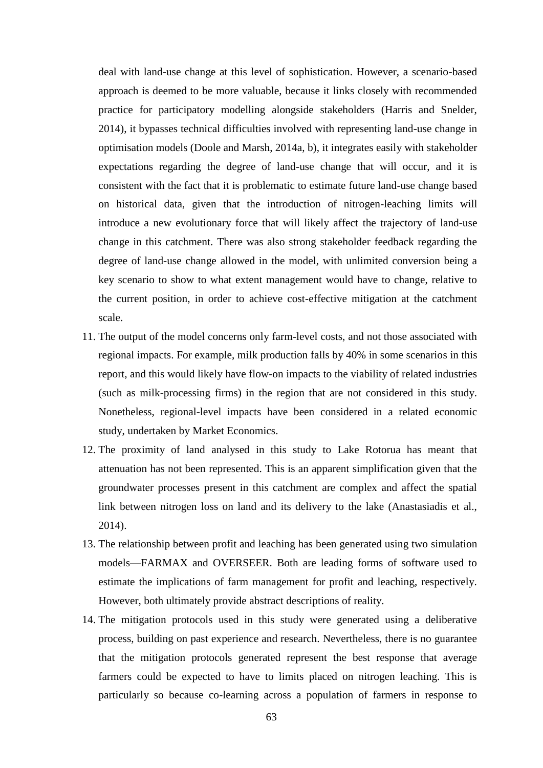deal with land-use change at this level of sophistication. However, a scenario-based approach is deemed to be more valuable, because it links closely with recommended practice for participatory modelling alongside stakeholders (Harris and Snelder, 2014), it bypasses technical difficulties involved with representing land-use change in optimisation models (Doole and Marsh, 2014a, b), it integrates easily with stakeholder expectations regarding the degree of land-use change that will occur, and it is consistent with the fact that it is problematic to estimate future land-use change based on historical data, given that the introduction of nitrogen-leaching limits will introduce a new evolutionary force that will likely affect the trajectory of land-use change in this catchment. There was also strong stakeholder feedback regarding the degree of land-use change allowed in the model, with unlimited conversion being a key scenario to show to what extent management would have to change, relative to the current position, in order to achieve cost-effective mitigation at the catchment scale.

11. The output of the model concerns only farm-level costs, and not those associated with regional impacts. For example, milk production falls by 40% in some scenarios in this report, and this would likely have flow-on impacts to the viability of related industries (such as milk-processing firms) in the region that are not considered in this study. Nonetheless, regional-level impacts have been considered in a related economic study, undertaken by Market Economics.
12. The proximity of land analysed in this study to Lake Rotorua has meant that attenuation has not been represented. This is an apparent simplification given that the groundwater processes present in this catchment are complex and affect the spatial link between nitrogen loss on land and its delivery to the lake (Anastasiadis et al., 2014).
13. The relationship between profit and leaching has been generated using two simulation models—FARMAX and OVERSEER. Both are leading forms of software used to estimate the implications of farm management for profit and leaching, respectively. However, both ultimately provide abstract descriptions of reality.
14. The mitigation protocols used in this study were generated using a deliberative process, building on past experience and research. Nevertheless, there is no guarantee that the mitigation protocols generated represent the best response that average farmers could be expected to have to limits placed on nitrogen leaching. This is particularly so because co-learning across a population of farmers in response to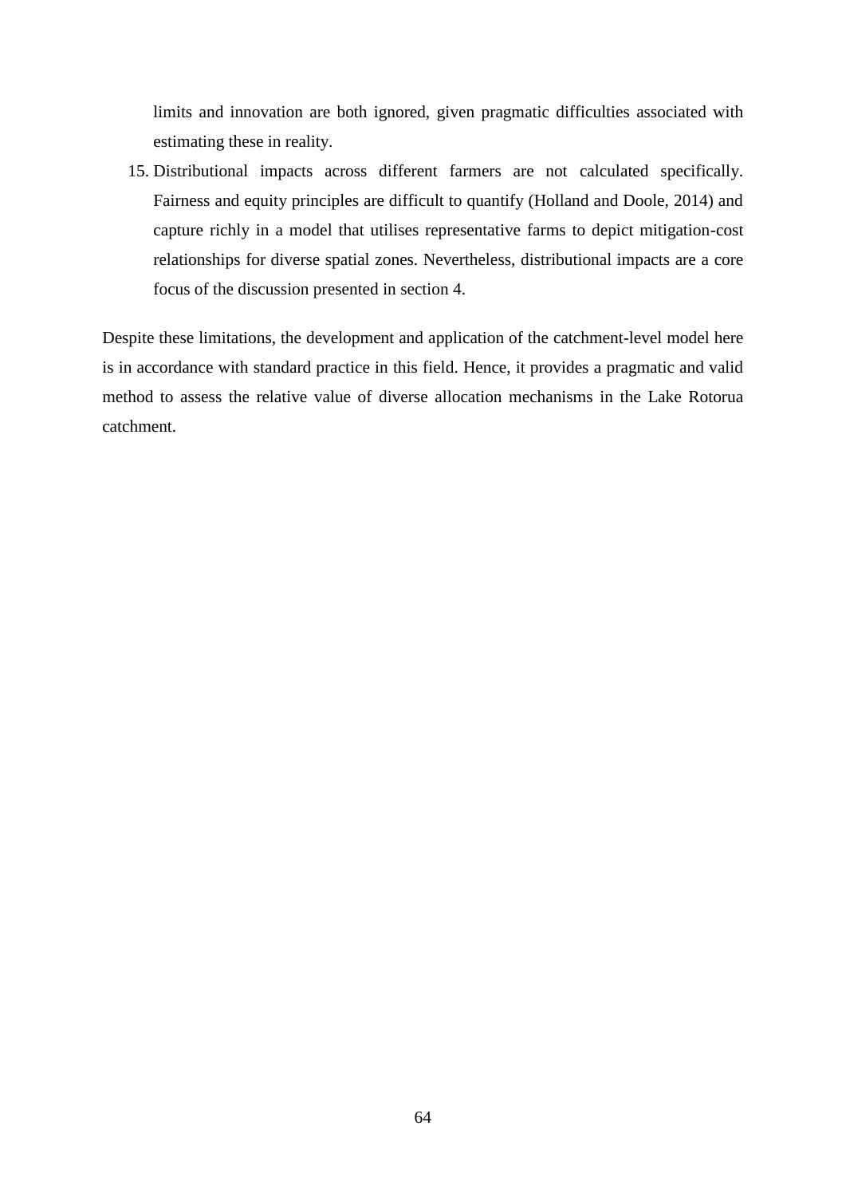limits and innovation are both ignored, given pragmatic difficulties associated with estimating these in reality.

15. Distributional impacts across different farmers are not calculated specifically. Fairness and equity principles are difficult to quantify (Holland and Doole, 2014) and capture richly in a model that utilises representative farms to depict mitigation-cost relationships for diverse spatial zones. Nevertheless, distributional impacts are a core focus of the discussion presented in section 4.

Despite these limitations, the development and application of the catchment-level model here is in accordance with standard practice in this field. Hence, it provides a pragmatic and valid method to assess the relative value of diverse allocation mechanisms in the Lake Rotorua catchment.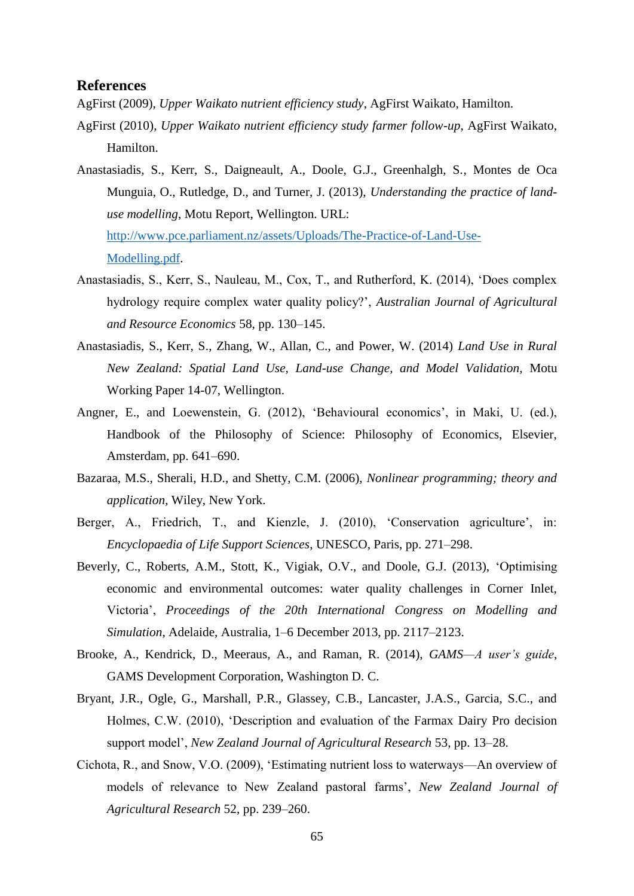## References

AgFirst (2009), *Upper Waikato nutrient efficiency study*, AgFirst Waikato, Hamilton.

AgFirst (2010), *Upper Waikato nutrient efficiency study farmer follow-up*, AgFirst Waikato, Hamilton.

Anastasiadis, S., Kerr, S., Daigneault, A., Doole, G.J., Greenhalgh, S., Montes de Oca Munguia, O., Rutledge, D., and Turner, J. (2013), *Understanding the practice of land-use modelling*, Motu Report, Wellington. URL: [http://www.pce.parliament.nz/assets/Uploads/The-Practice-of-Land-Use-Modelling.pdf](http://www.pce.parliament.nz/assets/Uploads/The-Practice-of-Land-Use-Modelling.pdf).

Anastasiadis, S., Kerr, S., Nauleau, M., Cox, T., and Rutherford, K. (2014), 'Does complex hydrology require complex water quality policy?', *Australian Journal of Agricultural and Resource Economics* 58, pp. 130–145.

Anastasiadis, S., Kerr, S., Zhang, W., Allan, C., and Power, W. (2014) *Land Use in Rural New Zealand: Spatial Land Use, Land-use Change, and Model Validation*, Motu Working Paper 14-07, Wellington.

Angner, E., and Loewenstein, G. (2012), 'Behavioural economics', in Maki, U. (ed.), Handbook of the Philosophy of Science: Philosophy of Economics, Elsevier, Amsterdam, pp. 641–690.

Bazaraa, M.S., Sherali, H.D., and Shetty, C.M. (2006), *Nonlinear programming; theory and application*, Wiley, New York.

Berger, A., Friedrich, T., and Kienzle, J. (2010), 'Conservation agriculture', in: *Encyclopaedia of Life Support Sciences*, UNESCO, Paris, pp. 271–298.

Beverly, C., Roberts, A.M., Stott, K., Vigiak, O.V., and Doole, G.J. (2013), 'Optimising economic and environmental outcomes: water quality challenges in Corner Inlet, Victoria', *Proceedings of the 20th International Congress on Modelling and Simulation*, Adelaide, Australia, 1–6 December 2013, pp. 2117–2123.

Brooke, A., Kendrick, D., Meeraus, A., and Raman, R. (2014), *GAMS—A user's guide*, GAMS Development Corporation, Washington D. C.

Bryant, J.R., Ogle, G., Marshall, P.R., Glassey, C.B., Lancaster, J.A.S., Garcia, S.C., and Holmes, C.W. (2010), 'Description and evaluation of the Farmax Dairy Pro decision support model', *New Zealand Journal of Agricultural Research* 53, pp. 13–28.

Cichota, R., and Snow, V.O. (2009), 'Estimating nutrient loss to waterways—An overview of models of relevance to New Zealand pastoral farms', *New Zealand Journal of Agricultural Research* 52, pp. 239–260.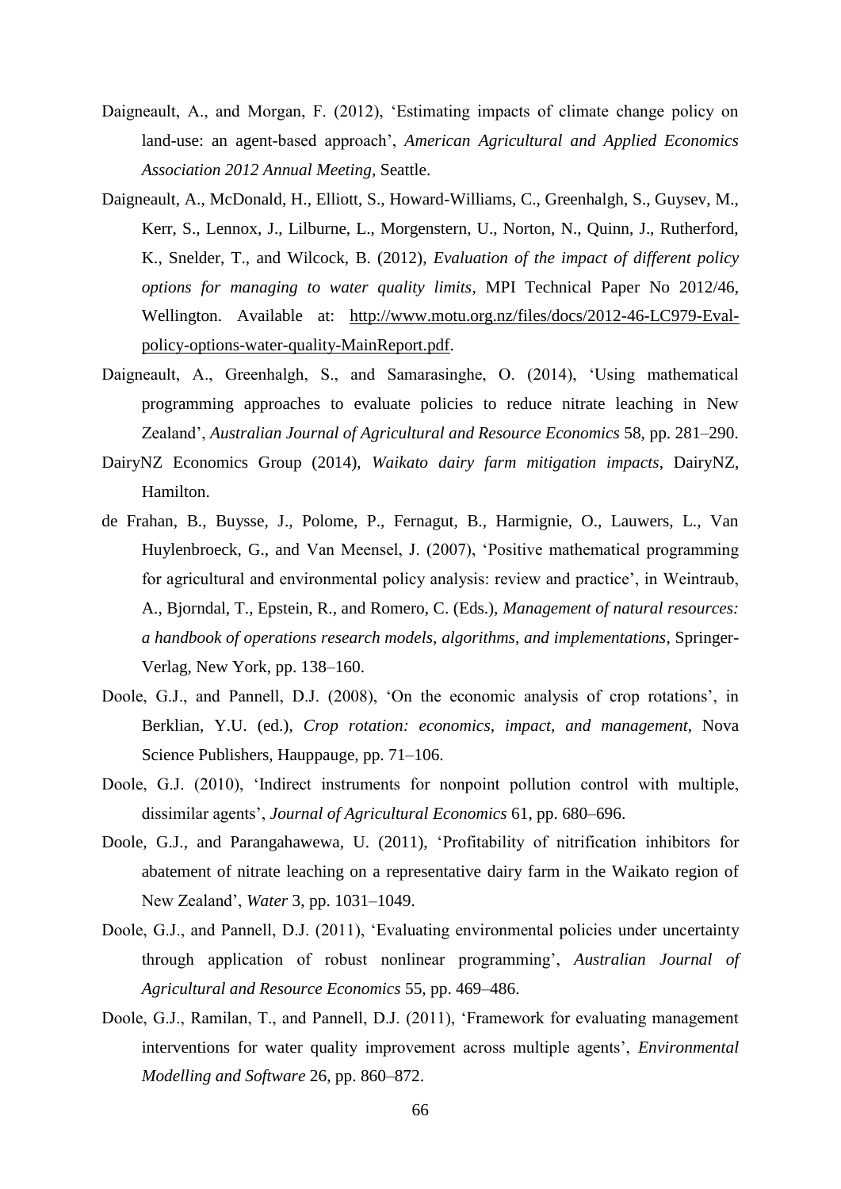Daigneault, A., and Morgan, F. (2012), 'Estimating impacts of climate change policy on land-use: an agent-based approach', *American Agricultural and Applied Economics Association 2012 Annual Meeting*, Seattle.

Daigneault, A., McDonald, H., Elliott, S., Howard-Williams, C., Greenhalgh, S., Guysev, M., Kerr, S., Lennox, J., Lilburne, L., Morgenstern, U., Norton, N., Quinn, J., Rutherford, K., Snelder, T., and Wilcock, B. (2012), *Evaluation of the impact of different policy options for managing to water quality limits*, MPI Technical Paper No 2012/46, Wellington. Available at: http://www.motu.org.nz/files/docs/2012-46-LC979-Eval-policy-options-water-quality-MainReport.pdf.

Daigneault, A., Greenhalgh, S., and Samarasinghe, O. (2014), 'Using mathematical programming approaches to evaluate policies to reduce nitrate leaching in New Zealand', *Australian Journal of Agricultural and Resource Economics* 58, pp. 281–290.

DairyNZ Economics Group (2014), *Waikato dairy farm mitigation impacts*, DairyNZ, Hamilton.

de Frahan, B., Buysse, J., Polome, P., Fernagut, B., Harmignie, O., Lauwers, L., Van Huylenbroeck, G., and Van Meensel, J. (2007), 'Positive mathematical programming for agricultural and environmental policy analysis: review and practice', in Weintraub, A., Bjorndal, T., Epstein, R., and Romero, C. (Eds.), *Management of natural resources: a handbook of operations research models, algorithms, and implementations*, Springer-Verlag, New York, pp. 138–160.

Doole, G.J., and Pannell, D.J. (2008), 'On the economic analysis of crop rotations', in Berklian, Y.U. (ed.), *Crop rotation: economics, impact, and management*, Nova Science Publishers, Hauppauge, pp. 71–106.

Doole, G.J. (2010), 'Indirect instruments for nonpoint pollution control with multiple, dissimilar agents', *Journal of Agricultural Economics* 61, pp. 680–696.

Doole, G.J., and Parangahawewa, U. (2011), 'Profitability of nitrification inhibitors for abatement of nitrate leaching on a representative dairy farm in the Waikato region of New Zealand', *Water* 3, pp. 1031–1049.

Doole, G.J., and Pannell, D.J. (2011), 'Evaluating environmental policies under uncertainty through application of robust nonlinear programming', *Australian Journal of Agricultural and Resource Economics* 55, pp. 469–486.

Doole, G.J., Ramilan, T., and Pannell, D.J. (2011), 'Framework for evaluating management interventions for water quality improvement across multiple agents', *Environmental Modelling and Software* 26, pp. 860–872.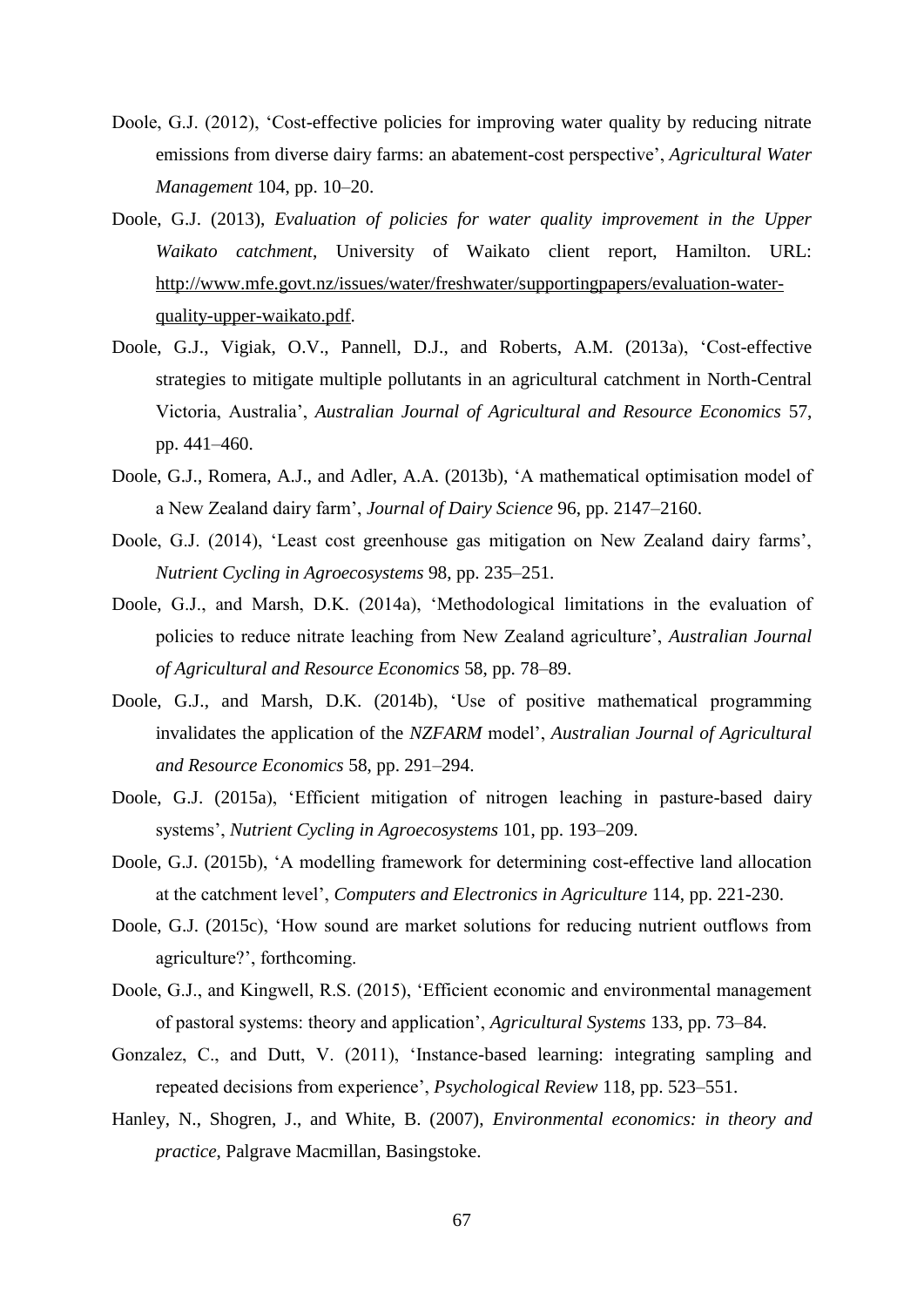Doole, G.J. (2012), 'Cost-effective policies for improving water quality by reducing nitrate emissions from diverse dairy farms: an abatement-cost perspective', *Agricultural Water Management* 104, pp. 10–20.

Doole, G.J. (2013), *Evaluation of policies for water quality improvement in the Upper Waikato catchment*, University of Waikato client report, Hamilton. URL: http://www.mfe.govt.nz/issues/water/freshwater/supportingpapers/evaluation-water-quality-upper-waikato.pdf.

Doole, G.J., Vigiak, O.V., Pannell, D.J., and Roberts, A.M. (2013a), 'Cost-effective strategies to mitigate multiple pollutants in an agricultural catchment in North-Central Victoria, Australia', *Australian Journal of Agricultural and Resource Economics* 57, pp. 441–460.

Doole, G.J., Romera, A.J., and Adler, A.A. (2013b), 'A mathematical optimisation model of a New Zealand dairy farm', *Journal of Dairy Science* 96, pp. 2147–2160.

Doole, G.J. (2014), 'Least cost greenhouse gas mitigation on New Zealand dairy farms', *Nutrient Cycling in Agroecosystems* 98, pp. 235–251.

Doole, G.J., and Marsh, D.K. (2014a), 'Methodological limitations in the evaluation of policies to reduce nitrate leaching from New Zealand agriculture', *Australian Journal of Agricultural and Resource Economics* 58, pp. 78–89.

Doole, G.J., and Marsh, D.K. (2014b), 'Use of positive mathematical programming invalidates the application of the *NZFARM* model', *Australian Journal of Agricultural and Resource Economics* 58, pp. 291–294.

Doole, G.J. (2015a), 'Efficient mitigation of nitrogen leaching in pasture-based dairy systems', *Nutrient Cycling in Agroecosystems* 101, pp. 193–209.

Doole, G.J. (2015b), 'A modelling framework for determining cost-effective land allocation at the catchment level', *Computers and Electronics in Agriculture* 114, pp. 221-230.

Doole, G.J. (2015c), 'How sound are market solutions for reducing nutrient outflows from agriculture?', forthcoming.

Doole, G.J., and Kingwell, R.S. (2015), 'Efficient economic and environmental management of pastoral systems: theory and application', *Agricultural Systems* 133, pp. 73–84.

Gonzalez, C., and Dutt, V. (2011), 'Instance-based learning: integrating sampling and repeated decisions from experience', *Psychological Review* 118, pp. 523–551.

Hanley, N., Shogren, J., and White, B. (2007), *Environmental economics: in theory and practice*, Palgrave Macmillan, Basingstoke.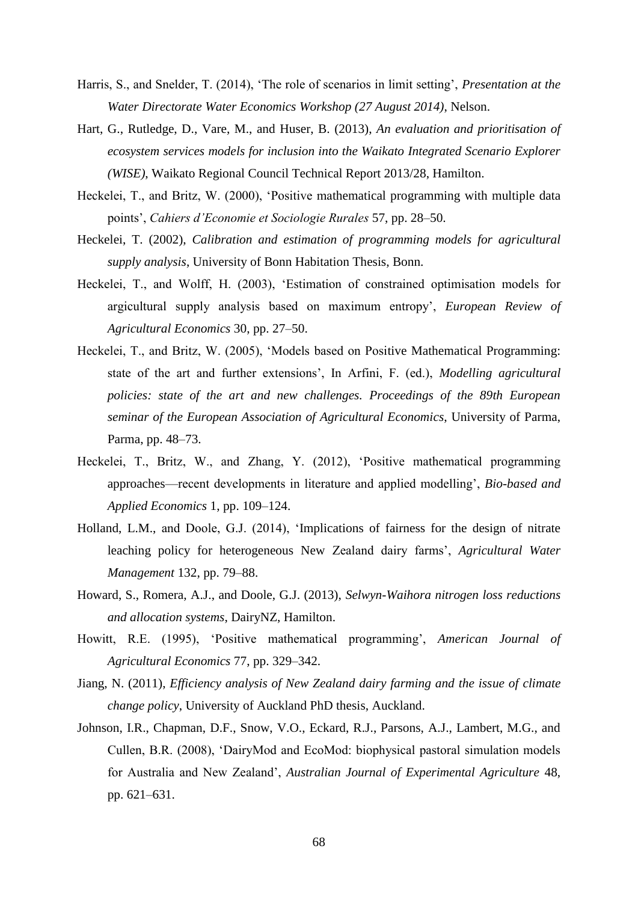Harris, S., and Snelder, T. (2014), 'The role of scenarios in limit setting', *Presentation at the Water Directorate Water Economics Workshop (27 August 2014)*, Nelson.

Hart, G., Rutledge, D., Vare, M., and Huser, B. (2013), *An evaluation and prioritisation of ecosystem services models for inclusion into the Waikato Integrated Scenario Explorer (WISE)*, Waikato Regional Council Technical Report 2013/28, Hamilton.

Heckelei, T., and Britz, W. (2000), 'Positive mathematical programming with multiple data points', *Cahiers d'Economie et Sociologie Rurales* 57, pp. 28–50.

Heckelei, T. (2002), *Calibration and estimation of programming models for agricultural supply analysis*, University of Bonn Habitation Thesis, Bonn.

Heckelei, T., and Wolff, H. (2003), 'Estimation of constrained optimisation models for argicultural supply analysis based on maximum entropy', *European Review of Agricultural Economics* 30, pp. 27–50.

Heckelei, T., and Britz, W. (2005), 'Models based on Positive Mathematical Programming: state of the art and further extensions', In Arfini, F. (ed.), *Modelling agricultural policies: state of the art and new challenges. Proceedings of the 89th European seminar of the European Association of Agricultural Economics*, University of Parma, Parma, pp. 48–73.

Heckelei, T., Britz, W., and Zhang, Y. (2012), 'Positive mathematical programming approaches—recent developments in literature and applied modelling', *Bio-based and Applied Economics* 1, pp. 109–124.

Holland, L.M., and Doole, G.J. (2014), 'Implications of fairness for the design of nitrate leaching policy for heterogeneous New Zealand dairy farms', *Agricultural Water Management* 132, pp. 79–88.

Howard, S., Romera, A.J., and Doole, G.J. (2013), *Selwyn-Waihora nitrogen loss reductions and allocation systems*, DairyNZ, Hamilton.

Howitt, R.E. (1995), 'Positive mathematical programming', *American Journal of Agricultural Economics* 77, pp. 329–342.

Jiang, N. (2011), *Efficiency analysis of New Zealand dairy farming and the issue of climate change policy*, University of Auckland PhD thesis, Auckland.

Johnson, I.R., Chapman, D.F., Snow, V.O., Eckard, R.J., Parsons, A.J., Lambert, M.G., and Cullen, B.R. (2008), 'DairyMod and EcoMod: biophysical pastoral simulation models for Australia and New Zealand', *Australian Journal of Experimental Agriculture* 48, pp. 621–631.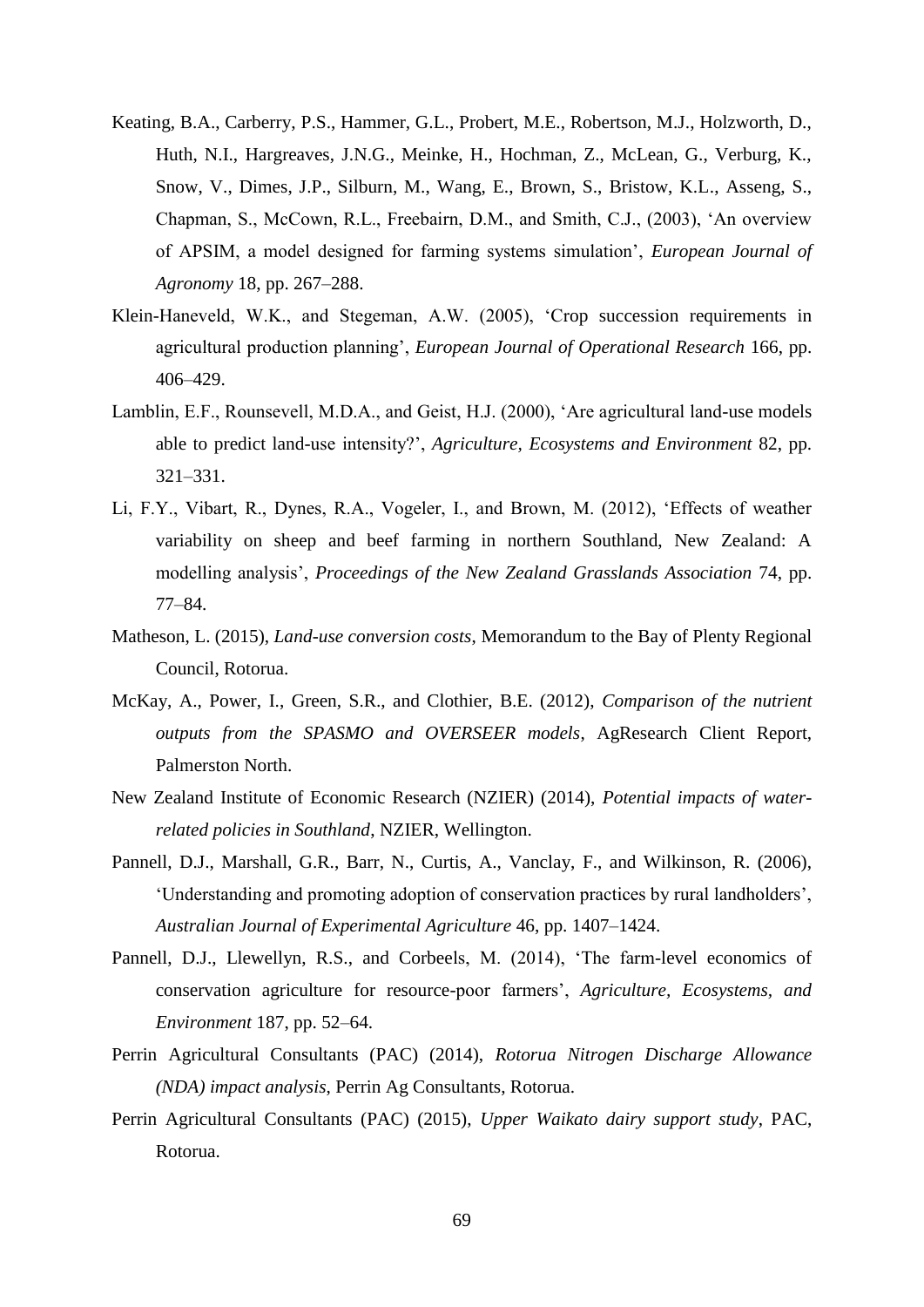Keating, B.A., Carberry, P.S., Hammer, G.L., Probert, M.E., Robertson, M.J., Holzworth, D., Huth, N.I., Hargreaves, J.N.G., Meinke, H., Hochman, Z., McLean, G., Verburg, K., Snow, V., Dimes, J.P., Silburn, M., Wang, E., Brown, S., Bristow, K.L., Asseng, S., Chapman, S., McCown, R.L., Freebairn, D.M., and Smith, C.J., (2003), 'An overview of APSIM, a model designed for farming systems simulation', *European Journal of Agronomy* 18, pp. 267–288.

Klein-Haneveld, W.K., and Stegeman, A.W. (2005), 'Crop succession requirements in agricultural production planning', *European Journal of Operational Research* 166, pp. 406–429.

Lamblin, E.F., Rounsevell, M.D.A., and Geist, H.J. (2000), 'Are agricultural land-use models able to predict land-use intensity?', *Agriculture, Ecosystems and Environment* 82, pp. 321–331.

Li, F.Y., Vibart, R., Dynes, R.A., Vogeler, I., and Brown, M. (2012), 'Effects of weather variability on sheep and beef farming in northern Southland, New Zealand: A modelling analysis', *Proceedings of the New Zealand Grasslands Association* 74, pp. 77–84.

Matheson, L. (2015), *Land-use conversion costs*, Memorandum to the Bay of Plenty Regional Council, Rotorua.

McKay, A., Power, I., Green, S.R., and Clothier, B.E. (2012), *Comparison of the nutrient outputs from the SPASMO and OVERSEER models*, AgResearch Client Report, Palmerston North.

New Zealand Institute of Economic Research (NZIER) (2014), *Potential impacts of water-related policies in Southland*, NZIER, Wellington.

Pannell, D.J., Marshall, G.R., Barr, N., Curtis, A., Vanclay, F., and Wilkinson, R. (2006), 'Understanding and promoting adoption of conservation practices by rural landholders', *Australian Journal of Experimental Agriculture* 46, pp. 1407–1424.

Pannell, D.J., Llewellyn, R.S., and Corbeels, M. (2014), 'The farm-level economics of conservation agriculture for resource-poor farmers', *Agriculture, Ecosystems, and Environment* 187, pp. 52–64.

Perrin Agricultural Consultants (PAC) (2014), *Rotorua Nitrogen Discharge Allowance (NDA) impact analysis*, Perrin Ag Consultants, Rotorua.

Perrin Agricultural Consultants (PAC) (2015), *Upper Waikato dairy support study*, PAC, Rotorua.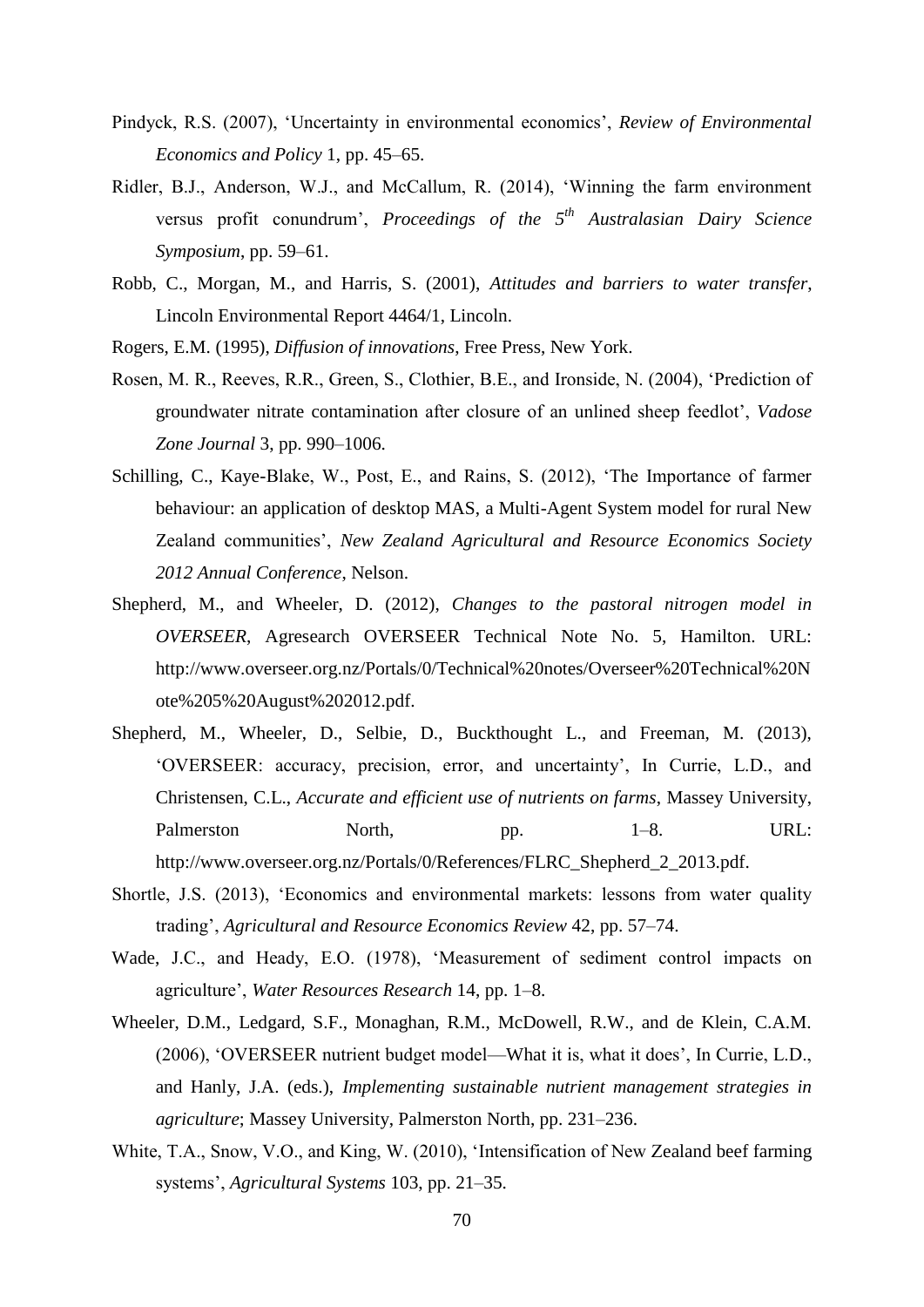Pindyck, R.S. (2007), 'Uncertainty in environmental economics', *Review of Environmental Economics and Policy* 1, pp. 45–65.

Ridler, B.J., Anderson, W.J., and McCallum, R. (2014), 'Winning the farm environment versus profit conundrum', *Proceedings of the 5th Australasian Dairy Science Symposium*, pp. 59–61.

Robb, C., Morgan, M., and Harris, S. (2001), *Attitudes and barriers to water transfer*, Lincoln Environmental Report 4464/1, Lincoln.

Rogers, E.M. (1995), *Diffusion of innovations*, Free Press, New York.

Rosen, M. R., Reeves, R.R., Green, S., Clothier, B.E., and Ironside, N. (2004), 'Prediction of groundwater nitrate contamination after closure of an unlined sheep feedlot', *Vadose Zone Journal* 3, pp. 990–1006.

Schilling, C., Kaye-Blake, W., Post, E., and Rains, S. (2012), 'The Importance of farmer behaviour: an application of desktop MAS, a Multi-Agent System model for rural New Zealand communities', *New Zealand Agricultural and Resource Economics Society 2012 Annual Conference*, Nelson.

Shepherd, M., and Wheeler, D. (2012), *Changes to the pastoral nitrogen model in OVERSEER*, Agresearch OVERSEER Technical Note No. 5, Hamilton. URL: http://www.overseer.org.nz/Portals/0/Technical%20notes/Overseer%20Technical%20Note%205%20August%202012.pdf.

Shepherd, M., Wheeler, D., Selbie, D., Buckthought L., and Freeman, M. (2013), 'OVERSEER: accuracy, precision, error, and uncertainty', In Currie, L.D., and Christensen, C.L., *Accurate and efficient use of nutrients on farms*, Massey University, Palmerston North, pp. 1–8. URL: http://www.overseer.org.nz/Portals/0/References/FLRC_Shepherd_2_2013.pdf.

Shortle, J.S. (2013), 'Economics and environmental markets: lessons from water quality trading', *Agricultural and Resource Economics Review* 42, pp. 57–74.

Wade, J.C., and Heady, E.O. (1978), 'Measurement of sediment control impacts on agriculture', *Water Resources Research* 14, pp. 1–8.

Wheeler, D.M., Ledgard, S.F., Monaghan, R.M., McDowell, R.W., and de Klein, C.A.M. (2006), 'OVERSEER nutrient budget model—What it is, what it does', In Currie, L.D., and Hanly, J.A. (eds.), *Implementing sustainable nutrient management strategies in agriculture*; Massey University, Palmerston North, pp. 231–236.

White, T.A., Snow, V.O., and King, W. (2010), 'Intensification of New Zealand beef farming systems', *Agricultural Systems* 103, pp. 21–35.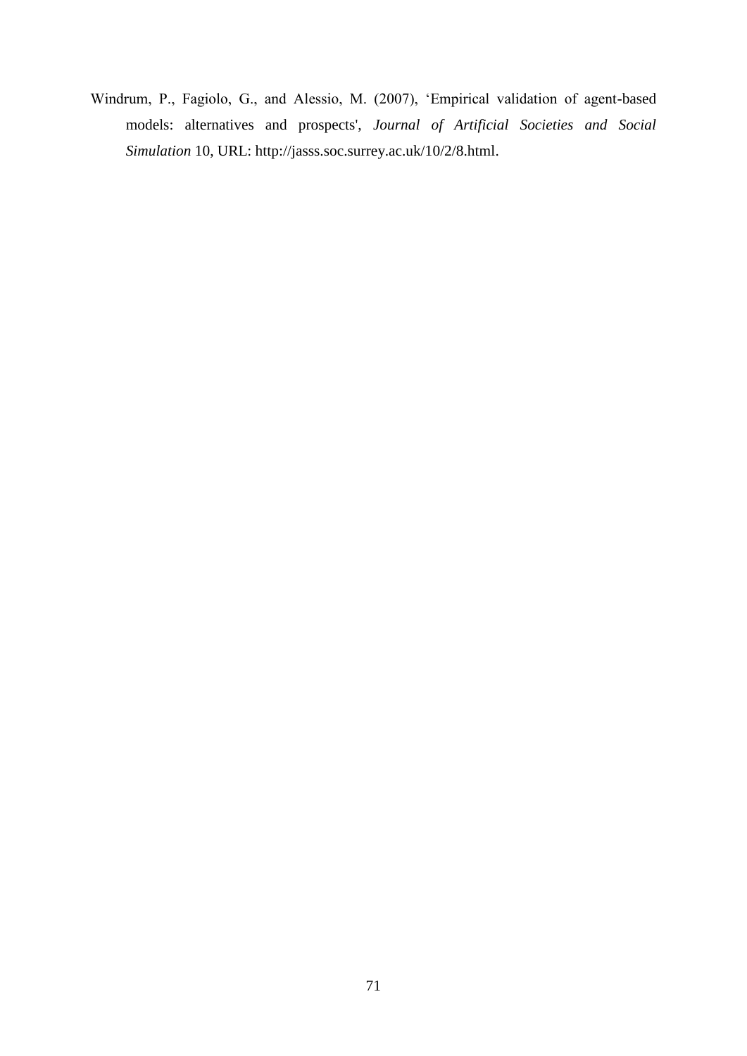Windrum, P., Fagiolo, G., and Alessio, M. (2007), 'Empirical validation of agent-based models: alternatives and prospects', *Journal of Artificial Societies and Social Simulation* 10, URL: http://jasss.soc.surrey.ac.uk/10/2/8.html.